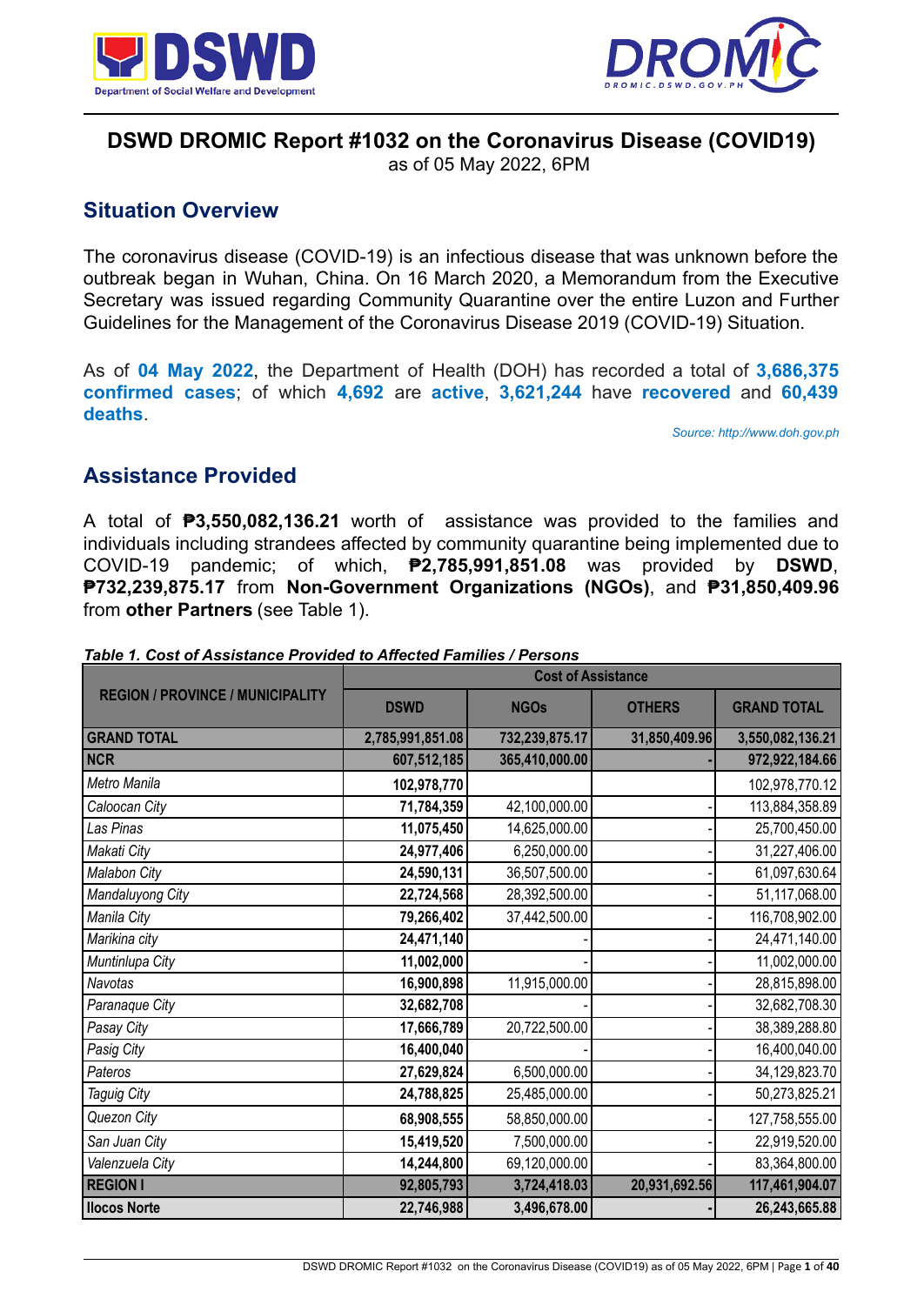# DSWD DROMIC Report #1032 on the Coronavirus Disease (COVID19)

as of 05 May 2022, 6PM

## Situation Overview

The coronavirus disease (COVID-19) is an infectious disease that was unknown before the outbreak began in Wuhan, China. On 16 March 2020, a Memorandum from the Executive Secretary was issued regarding Community Quarantine over the entire Luzon and Further Guidelines for the Management of the Coronavirus Disease 2019 (COVID-19) Situation.

As of **04 May 2022**, the Department of Health (DOH) has recorded a total of **3,686,375 confirmed cases**; of which **4,692** are **active**, **3,621,244** have **recovered** and **60,439 deaths**.

*Source: http://www.doh.gov.ph*

## Assistance Provided

A total of **₱3,550,082,136.21** worth of assistance was provided to the families and individuals including strandees affected by community quarantine being implemented due to COVID-19 pandemic; of which, **₱2,785,991,851.08** was provided by **DSWD**, **₱732,239,875.17** from **Non-Government Organizations (NGOs)**, and **₱31,850,409.96** from **other Partners** (see Table 1).

***Table 1. Cost of Assistance Provided to Affected Families / Persons***

| REGION / PROVINCE / MUNICIPALITY | Cost of Assistance | | | |
|---|---|---|---|---|
| | DSWD | NGOs | OTHERS | GRAND TOTAL |
| **GRAND TOTAL** | **2,785,991,851.08** | **732,239,875.17** | **31,850,409.96** | **3,550,082,136.21** |
| **NCR** | **607,512,185** | **365,410,000.00** | **-** | **972,922,184.66** |
| *Metro Manila* | **102,978,770** | | | 102,978,770.12 |
| *Caloocan City* | **71,784,359** | 42,100,000.00 | - | 113,884,358.89 |
| *Las Pinas* | **11,075,450** | 14,625,000.00 | - | 25,700,450.00 |
| *Makati City* | **24,977,406** | 6,250,000.00 | - | 31,227,406.00 |
| *Malabon City* | **24,590,131** | 36,507,500.00 | - | 61,097,630.64 |
| *Mandaluyong City* | **22,724,568** | 28,392,500.00 | - | 51,117,068.00 |
| *Manila City* | **79,266,402** | 37,442,500.00 | - | 116,708,902.00 |
| *Marikina city* | **24,471,140** | - | - | 24,471,140.00 |
| *Muntinlupa City* | **11,002,000** | - | - | 11,002,000.00 |
| *Navotas* | **16,900,898** | 11,915,000.00 | - | 28,815,898.00 |
| *Paranaque City* | **32,682,708** | - | - | 32,682,708.30 |
| *Pasay City* | **17,666,789** | 20,722,500.00 | - | 38,389,288.80 |
| *Pasig City* | **16,400,040** | - | - | 16,400,040.00 |
| *Pateros* | **27,629,824** | 6,500,000.00 | - | 34,129,823.70 |
| *Taguig City* | **24,788,825** | 25,485,000.00 | - | 50,273,825.21 |
| *Quezon City* | **68,908,555** | 58,850,000.00 | - | 127,758,555.00 |
| *San Juan City* | **15,419,520** | 7,500,000.00 | - | 22,919,520.00 |
| *Valenzuela City* | **14,244,800** | 69,120,000.00 | - | 83,364,800.00 |
| **REGION I** | **92,805,793** | **3,724,418.03** | **20,931,692.56** | **117,461,904.07** |
| **Ilocos Norte** | **22,746,988** | **3,496,678.00** | **-** | **26,243,665.88** |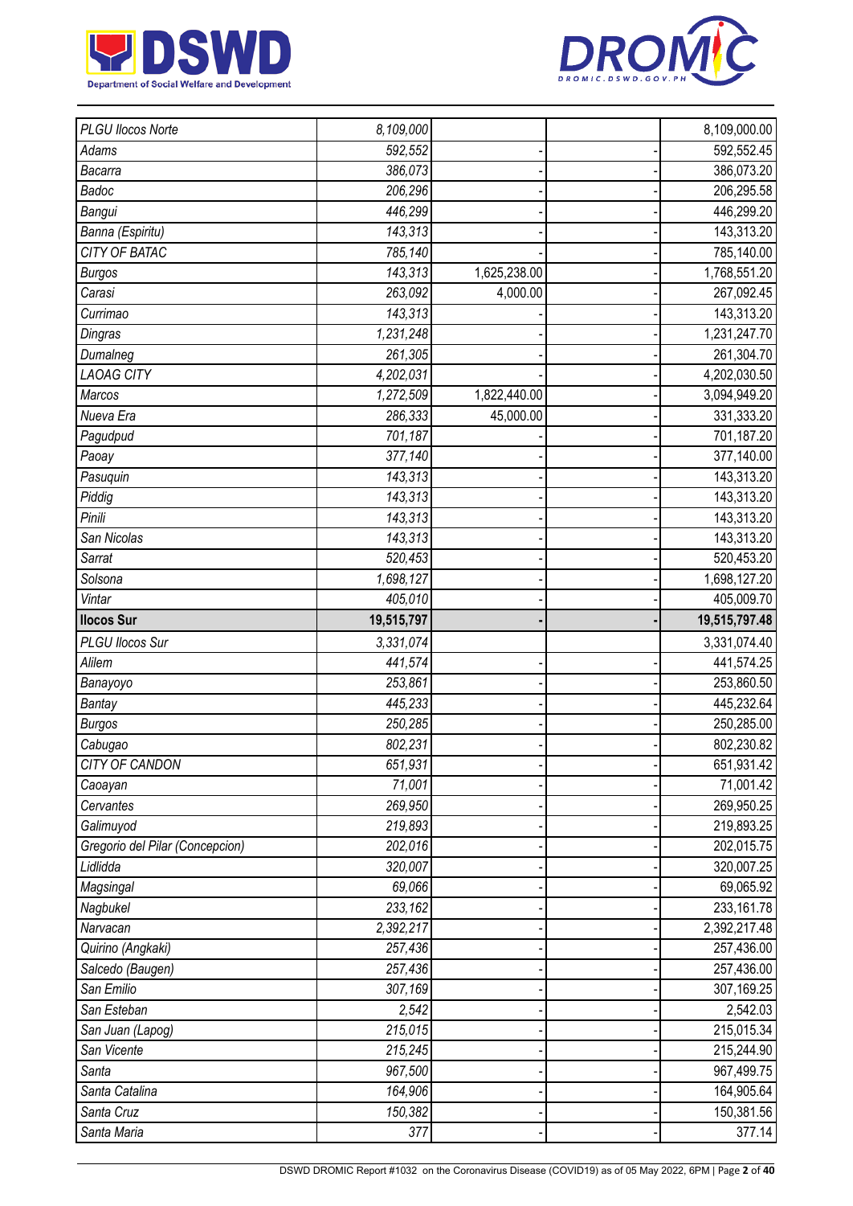| | | | | |
|---|---|---|---|---|
| *PLGU Ilocos Norte* | *8,109,000* | | | 8,109,000.00 |
| *Adams* | *592,552* | - | - | 592,552.45 |
| *Bacarra* | *386,073* | - | - | 386,073.20 |
| *Badoc* | *206,296* | - | - | 206,295.58 |
| *Bangui* | *446,299* | - | - | 446,299.20 |
| *Banna (Espiritu)* | *143,313* | - | - | 143,313.20 |
| *CITY OF BATAC* | *785,140* | - | - | 785,140.00 |
| *Burgos* | *143,313* | 1,625,238.00 | - | 1,768,551.20 |
| *Carasi* | *263,092* | 4,000.00 | - | 267,092.45 |
| *Currimao* | *143,313* | - | - | 143,313.20 |
| *Dingras* | *1,231,248* | - | - | 1,231,247.70 |
| *Dumalneg* | *261,305* | - | - | 261,304.70 |
| *LAOAG CITY* | *4,202,031* | - | - | 4,202,030.50 |
| *Marcos* | *1,272,509* | 1,822,440.00 | - | 3,094,949.20 |
| *Nueva Era* | *286,333* | 45,000.00 | - | 331,333.20 |
| *Pagudpud* | *701,187* | - | - | 701,187.20 |
| *Paoay* | *377,140* | - | - | 377,140.00 |
| *Pasuquin* | *143,313* | - | - | 143,313.20 |
| *Piddig* | *143,313* | - | - | 143,313.20 |
| *Pinili* | *143,313* | - | - | 143,313.20 |
| *San Nicolas* | *143,313* | - | - | 143,313.20 |
| *Sarrat* | *520,453* | - | - | 520,453.20 |
| *Solsona* | *1,698,127* | - | - | 1,698,127.20 |
| *Vintar* | *405,010* | - | - | 405,009.70 |
| **Ilocos Sur** | **19,515,797** | **-** | **-** | **19,515,797.48** |
| *PLGU Ilocos Sur* | *3,331,074* | | | 3,331,074.40 |
| *Alilem* | *441,574* | - | - | 441,574.25 |
| *Banayoyo* | *253,861* | - | - | 253,860.50 |
| *Bantay* | *445,233* | - | - | 445,232.64 |
| *Burgos* | *250,285* | - | - | 250,285.00 |
| *Cabugao* | *802,231* | - | - | 802,230.82 |
| *CITY OF CANDON* | *651,931* | - | - | 651,931.42 |
| *Caoayan* | *71,001* | - | - | 71,001.42 |
| *Cervantes* | *269,950* | - | - | 269,950.25 |
| *Galimuyod* | *219,893* | - | - | 219,893.25 |
| *Gregorio del Pilar (Concepcion)* | *202,016* | - | - | 202,015.75 |
| *Lidlidda* | *320,007* | - | - | 320,007.25 |
| *Magsingal* | *69,066* | - | - | 69,065.92 |
| *Nagbukel* | *233,162* | - | - | 233,161.78 |
| *Narvacan* | *2,392,217* | - | - | 2,392,217.48 |
| *Quirino (Angkaki)* | *257,436* | - | - | 257,436.00 |
| *Salcedo (Baugen)* | *257,436* | - | - | 257,436.00 |
| *San Emilio* | *307,169* | - | - | 307,169.25 |
| *San Esteban* | *2,542* | - | - | 2,542.03 |
| *San Juan (Lapog)* | *215,015* | - | - | 215,015.34 |
| *San Vicente* | *215,245* | - | - | 215,244.90 |
| *Santa* | *967,500* | - | - | 967,499.75 |
| *Santa Catalina* | *164,906* | - | - | 164,905.64 |
| *Santa Cruz* | *150,382* | - | - | 150,381.56 |
| *Santa Maria* | *377* | - | - | 377.14 |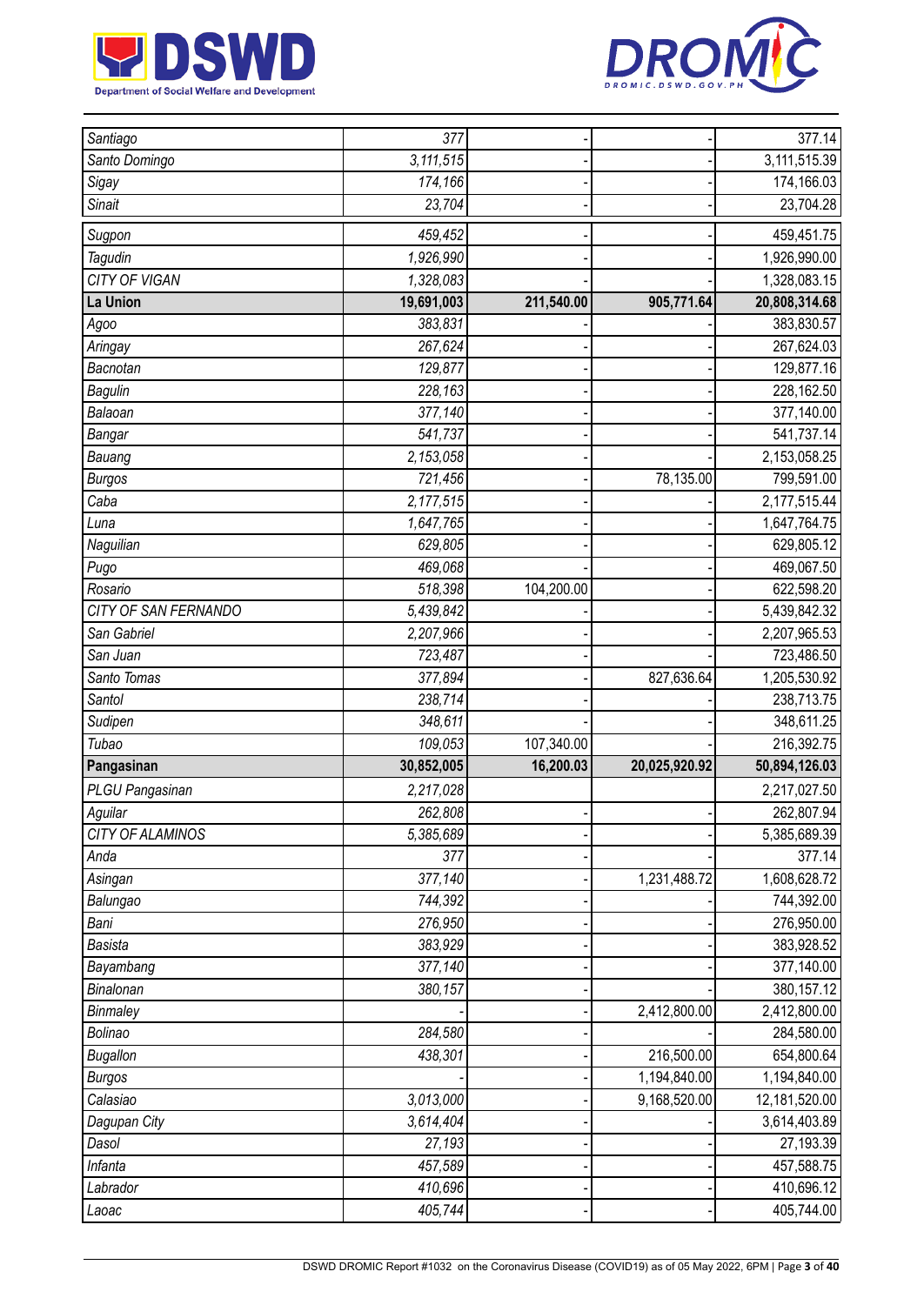| | | | | |
|---|---|---|---|---|
| *Santiago* | *377* | - | - | 377.14 |
| *Santo Domingo* | *3,111,515* | - | - | 3,111,515.39 |
| *Sigay* | *174,166* | - | - | 174,166.03 |
| *Sinait* | *23,704* | - | - | 23,704.28 |
| *Sugpon* | *459,452* | - | - | 459,451.75 |
| *Tagudin* | *1,926,990* | - | - | 1,926,990.00 |
| *CITY OF VIGAN* | *1,328,083* | - | - | 1,328,083.15 |
| **La Union** | **19,691,003** | **211,540.00** | **905,771.64** | **20,808,314.68** |
| *Agoo* | *383,831* | - | - | 383,830.57 |
| *Aringay* | *267,624* | - | - | 267,624.03 |
| *Bacnotan* | *129,877* | - | - | 129,877.16 |
| *Bagulin* | *228,163* | - | - | 228,162.50 |
| *Balaoan* | *377,140* | - | - | 377,140.00 |
| *Bangar* | *541,737* | - | - | 541,737.14 |
| *Bauang* | *2,153,058* | - | - | 2,153,058.25 |
| *Burgos* | *721,456* | - | 78,135.00 | 799,591.00 |
| *Caba* | *2,177,515* | - | - | 2,177,515.44 |
| *Luna* | *1,647,765* | - | - | 1,647,764.75 |
| *Naguilian* | *629,805* | - | - | 629,805.12 |
| *Pugo* | *469,068* | - | - | 469,067.50 |
| *Rosario* | *518,398* | 104,200.00 | - | 622,598.20 |
| *CITY OF SAN FERNANDO* | *5,439,842* | - | - | 5,439,842.32 |
| *San Gabriel* | *2,207,966* | - | - | 2,207,965.53 |
| *San Juan* | *723,487* | - | - | 723,486.50 |
| *Santo Tomas* | *377,894* | - | 827,636.64 | 1,205,530.92 |
| *Santol* | *238,714* | - | - | 238,713.75 |
| *Sudipen* | *348,611* | - | - | 348,611.25 |
| *Tubao* | *109,053* | 107,340.00 | - | 216,392.75 |
| **Pangasinan** | **30,852,005** | **16,200.03** | **20,025,920.92** | **50,894,126.03** |
| *PLGU Pangasinan* | *2,217,028* | | | 2,217,027.50 |
| *Aguilar* | *262,808* | - | - | 262,807.94 |
| *CITY OF ALAMINOS* | *5,385,689* | - | - | 5,385,689.39 |
| *Anda* | *377* | - | - | 377.14 |
| *Asingan* | *377,140* | - | 1,231,488.72 | 1,608,628.72 |
| *Balungao* | *744,392* | - | - | 744,392.00 |
| *Bani* | *276,950* | - | - | 276,950.00 |
| *Basista* | *383,929* | - | - | 383,928.52 |
| *Bayambang* | *377,140* | - | - | 377,140.00 |
| *Binalonan* | *380,157* | - | - | 380,157.12 |
| *Binmaley* | - | - | 2,412,800.00 | 2,412,800.00 |
| *Bolinao* | *284,580* | - | - | 284,580.00 |
| *Bugallon* | *438,301* | - | 216,500.00 | 654,800.64 |
| *Burgos* | - | - | 1,194,840.00 | 1,194,840.00 |
| *Calasiao* | *3,013,000* | - | 9,168,520.00 | 12,181,520.00 |
| *Dagupan City* | *3,614,404* | - | - | 3,614,403.89 |
| *Dasol* | *27,193* | - | - | 27,193.39 |
| *Infanta* | *457,589* | - | - | 457,588.75 |
| *Labrador* | *410,696* | - | - | 410,696.12 |
| *Laoac* | *405,744* | - | - | 405,744.00 |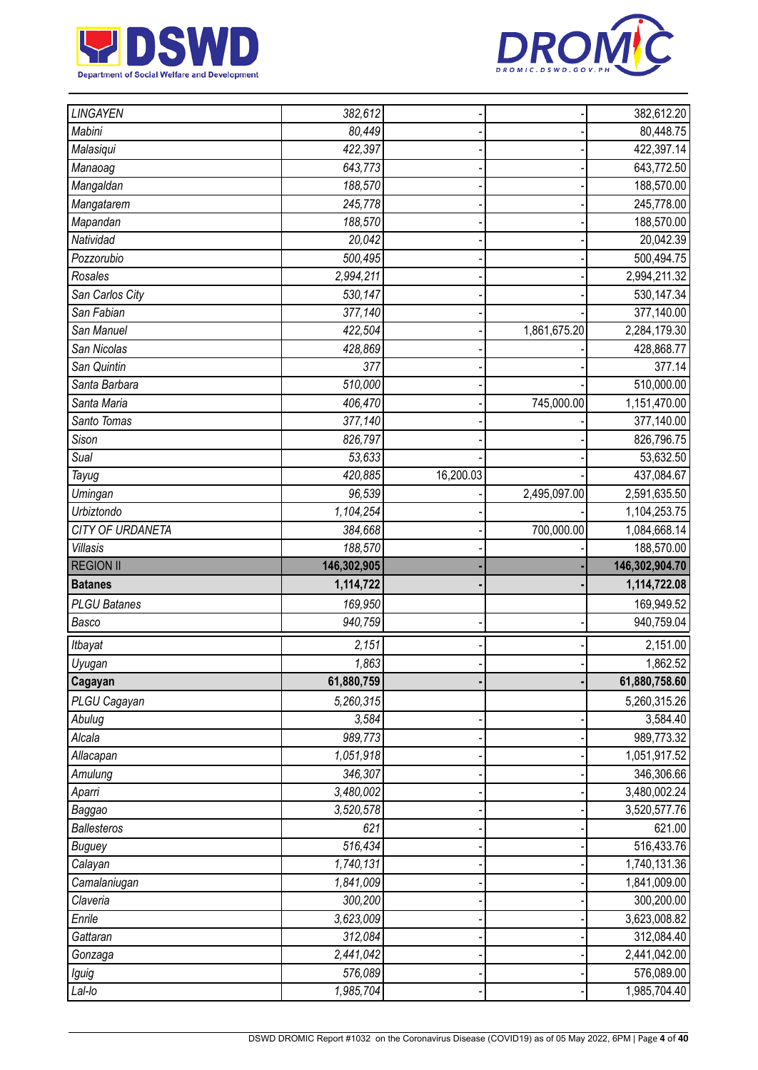| | | | | |
|---|---|---|---|---|
| *LINGAYEN* | *382,612* | - | - | 382,612.20 |
| *Mabini* | *80,449* | - | - | 80,448.75 |
| *Malasiqui* | *422,397* | - | - | 422,397.14 |
| *Manaoag* | *643,773* | - | - | 643,772.50 |
| *Mangaldan* | *188,570* | - | - | 188,570.00 |
| *Mangatarem* | *245,778* | - | - | 245,778.00 |
| *Mapandan* | *188,570* | - | - | 188,570.00 |
| *Natividad* | *20,042* | - | - | 20,042.39 |
| *Pozzorubio* | *500,495* | - | - | 500,494.75 |
| *Rosales* | *2,994,211* | - | - | 2,994,211.32 |
| *San Carlos City* | *530,147* | - | - | 530,147.34 |
| *San Fabian* | *377,140* | - | - | 377,140.00 |
| *San Manuel* | *422,504* | - | 1,861,675.20 | 2,284,179.30 |
| *San Nicolas* | *428,869* | - | - | 428,868.77 |
| *San Quintin* | *377* | - | - | 377.14 |
| *Santa Barbara* | *510,000* | - | - | 510,000.00 |
| *Santa Maria* | *406,470* | - | 745,000.00 | 1,151,470.00 |
| *Santo Tomas* | *377,140* | - | - | 377,140.00 |
| *Sison* | *826,797* | - | - | 826,796.75 |
| *Sual* | *53,633* | - | - | 53,632.50 |
| *Tayug* | *420,885* | 16,200.03 | - | 437,084.67 |
| *Umingan* | *96,539* | - | 2,495,097.00 | 2,591,635.50 |
| *Urbiztondo* | *1,104,254* | - | - | 1,104,253.75 |
| *CITY OF URDANETA* | *384,668* | - | 700,000.00 | 1,084,668.14 |
| *Villasis* | *188,570* | - | - | 188,570.00 |
| REGION II | **146,302,905** | **-** | **-** | **146,302,904.70** |
| **Batanes** | **1,114,722** | **-** | **-** | **1,114,722.08** |
| *PLGU Batanes* | *169,950* | | | 169,949.52 |
| *Basco* | *940,759* | - | - | 940,759.04 |
| *Itbayat* | *2,151* | - | - | 2,151.00 |
| *Uyugan* | *1,863* | - | - | 1,862.52 |
| **Cagayan** | **61,880,759** | **-** | **-** | **61,880,758.60** |
| *PLGU Cagayan* | *5,260,315* | | | 5,260,315.26 |
| *Abulug* | *3,584* | - | - | 3,584.40 |
| *Alcala* | *989,773* | - | - | 989,773.32 |
| *Allacapan* | *1,051,918* | - | - | 1,051,917.52 |
| *Amulung* | *346,307* | - | - | 346,306.66 |
| *Aparri* | *3,480,002* | - | - | 3,480,002.24 |
| *Baggao* | *3,520,578* | - | - | 3,520,577.76 |
| *Ballesteros* | *621* | - | - | 621.00 |
| *Buguey* | *516,434* | - | - | 516,433.76 |
| *Calayan* | *1,740,131* | - | - | 1,740,131.36 |
| *Camalaniugan* | *1,841,009* | - | - | 1,841,009.00 |
| *Claveria* | *300,200* | - | - | 300,200.00 |
| *Enrile* | *3,623,009* | - | - | 3,623,008.82 |
| *Gattaran* | *312,084* | - | - | 312,084.40 |
| *Gonzaga* | *2,441,042* | - | - | 2,441,042.00 |
| *Iguig* | *576,089* | - | - | 576,089.00 |
| *Lal-lo* | *1,985,704* | - | - | 1,985,704.40 |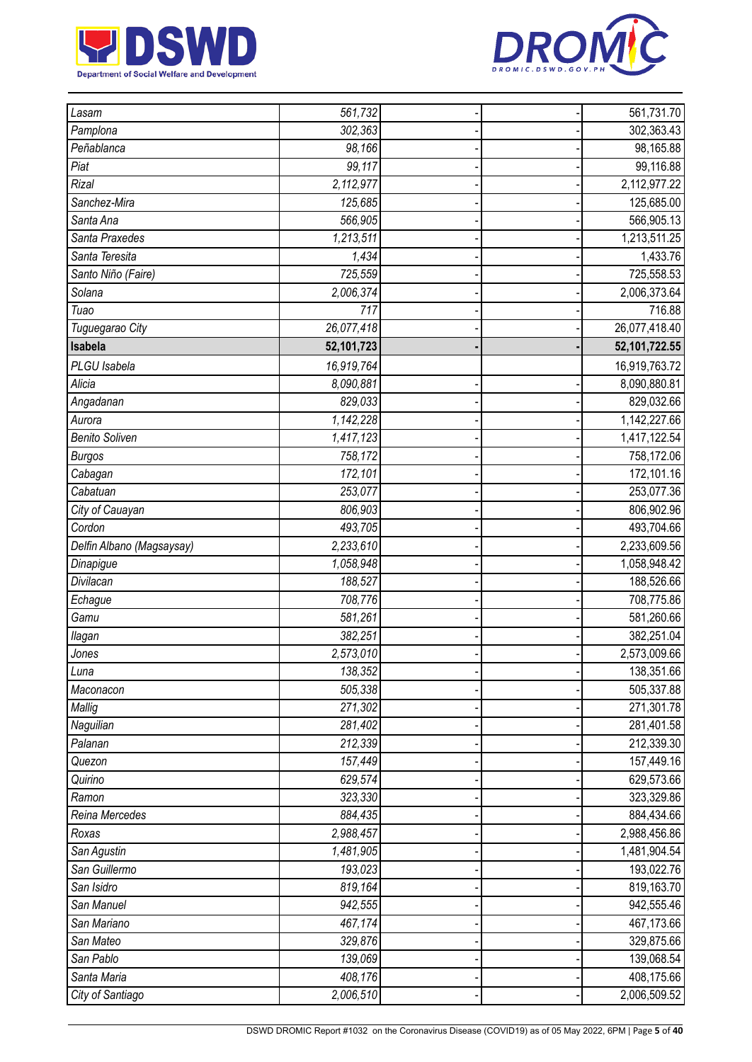| | | | | |
|---|---|---|---|---|
| *Lasam* | *561,732* | - | - | 561,731.70 |
| *Pamplona* | *302,363* | - | - | 302,363.43 |
| *Peñablanca* | *98,166* | - | - | 98,165.88 |
| *Piat* | *99,117* | - | - | 99,116.88 |
| *Rizal* | *2,112,977* | - | - | 2,112,977.22 |
| *Sanchez-Mira* | *125,685* | - | - | 125,685.00 |
| *Santa Ana* | *566,905* | - | - | 566,905.13 |
| *Santa Praxedes* | *1,213,511* | - | - | 1,213,511.25 |
| *Santa Teresita* | *1,434* | - | - | 1,433.76 |
| *Santo Niño (Faire)* | *725,559* | - | - | 725,558.53 |
| *Solana* | *2,006,374* | - | - | 2,006,373.64 |
| *Tuao* | *717* | - | - | 716.88 |
| *Tuguegarao City* | *26,077,418* | - | - | 26,077,418.40 |
| **Isabela** | **52,101,723** | **-** | **-** | **52,101,722.55** |
| *PLGU Isabela* | *16,919,764* | | | 16,919,763.72 |
| *Alicia* | *8,090,881* | - | - | 8,090,880.81 |
| *Angadanan* | *829,033* | - | - | 829,032.66 |
| *Aurora* | *1,142,228* | - | - | 1,142,227.66 |
| *Benito Soliven* | *1,417,123* | - | - | 1,417,122.54 |
| *Burgos* | *758,172* | - | - | 758,172.06 |
| *Cabagan* | *172,101* | - | - | 172,101.16 |
| *Cabatuan* | *253,077* | - | - | 253,077.36 |
| *City of Cauayan* | *806,903* | - | - | 806,902.96 |
| *Cordon* | *493,705* | - | - | 493,704.66 |
| *Delfin Albano (Magsaysay)* | *2,233,610* | - | - | 2,233,609.56 |
| *Dinapigue* | *1,058,948* | - | - | 1,058,948.42 |
| *Divilacan* | *188,527* | - | - | 188,526.66 |
| *Echague* | *708,776* | - | - | 708,775.86 |
| *Gamu* | *581,261* | - | - | 581,260.66 |
| *Ilagan* | *382,251* | - | - | 382,251.04 |
| *Jones* | *2,573,010* | - | - | 2,573,009.66 |
| *Luna* | *138,352* | - | - | 138,351.66 |
| *Maconacon* | *505,338* | - | - | 505,337.88 |
| *Mallig* | *271,302* | - | - | 271,301.78 |
| *Naguilian* | *281,402* | - | - | 281,401.58 |
| *Palanan* | *212,339* | - | - | 212,339.30 |
| *Quezon* | *157,449* | - | - | 157,449.16 |
| *Quirino* | *629,574* | - | - | 629,573.66 |
| *Ramon* | *323,330* | - | - | 323,329.86 |
| *Reina Mercedes* | *884,435* | - | - | 884,434.66 |
| *Roxas* | *2,988,457* | - | - | 2,988,456.86 |
| *San Agustin* | *1,481,905* | - | - | 1,481,904.54 |
| *San Guillermo* | *193,023* | - | - | 193,022.76 |
| *San Isidro* | *819,164* | - | - | 819,163.70 |
| *San Manuel* | *942,555* | - | - | 942,555.46 |
| *San Mariano* | *467,174* | - | - | 467,173.66 |
| *San Mateo* | *329,876* | - | - | 329,875.66 |
| *San Pablo* | *139,069* | - | - | 139,068.54 |
| *Santa Maria* | *408,176* | - | - | 408,175.66 |
| *City of Santiago* | *2,006,510* | - | - | 2,006,509.52 |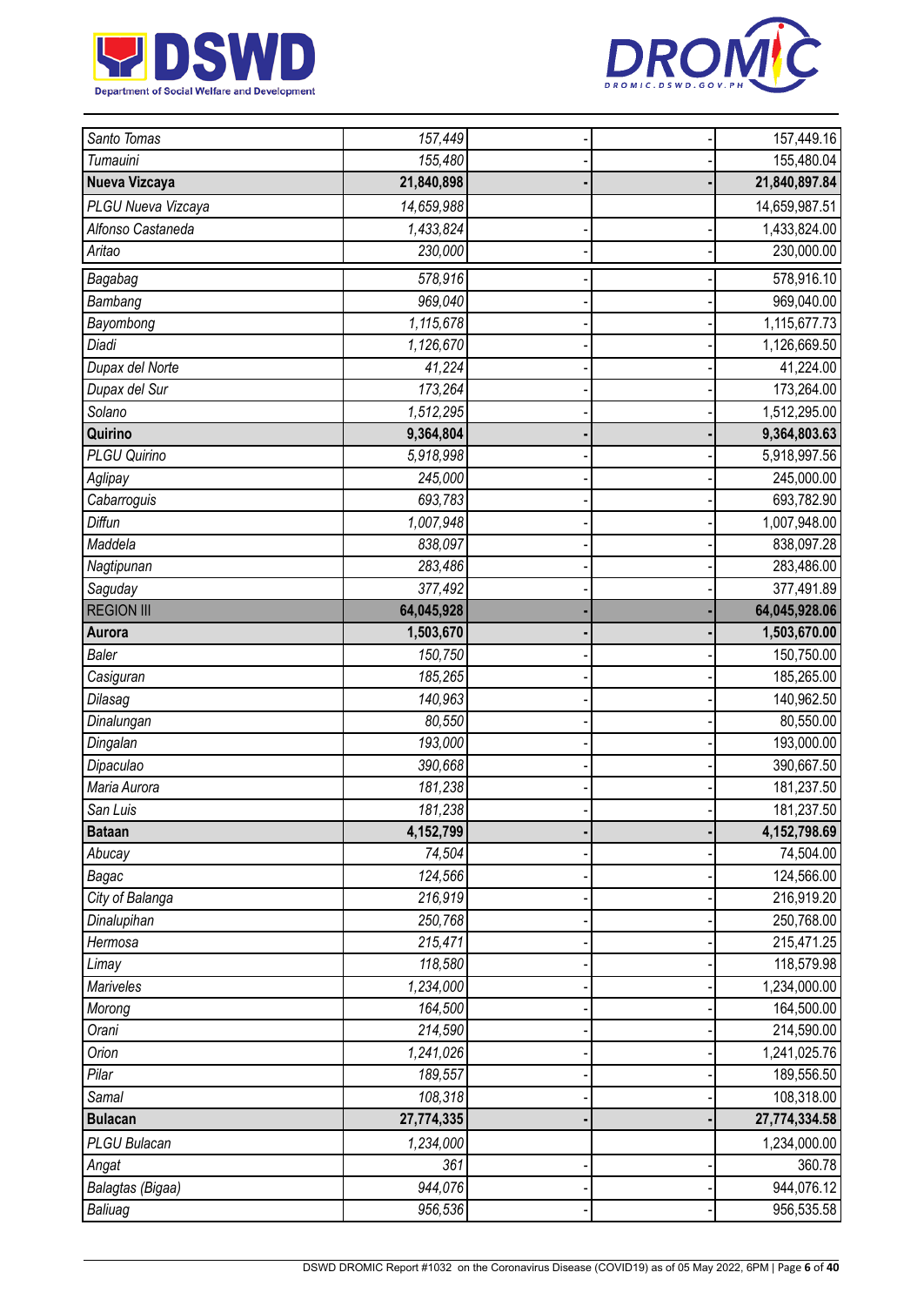| Santo Tomas | 157,449 | - | - | 157,449.16 |
|---|---|---|---|---|
| Tumauini | 155,480 | - | - | 155,480.04 |
| **Nueva Vizcaya** | **21,840,898** | **-** | **-** | **21,840,897.84** |
| PLGU Nueva Vizcaya | 14,659,988 | | | 14,659,987.51 |
| Alfonso Castaneda | 1,433,824 | - | - | 1,433,824.00 |
| Aritao | 230,000 | - | - | 230,000.00 |
| Bagabag | 578,916 | - | - | 578,916.10 |
| Bambang | 969,040 | - | - | 969,040.00 |
| Bayombong | 1,115,678 | - | - | 1,115,677.73 |
| Diadi | 1,126,670 | - | - | 1,126,669.50 |
| Dupax del Norte | 41,224 | - | - | 41,224.00 |
| Dupax del Sur | 173,264 | - | - | 173,264.00 |
| Solano | 1,512,295 | - | - | 1,512,295.00 |
| **Quirino** | **9,364,804** | **-** | **-** | **9,364,803.63** |
| PLGU Quirino | 5,918,998 | - | - | 5,918,997.56 |
| Aglipay | 245,000 | - | - | 245,000.00 |
| Cabarroguis | 693,783 | - | - | 693,782.90 |
| Diffun | 1,007,948 | - | - | 1,007,948.00 |
| Maddela | 838,097 | - | - | 838,097.28 |
| Nagtipunan | 283,486 | - | - | 283,486.00 |
| Saguday | 377,492 | - | - | 377,491.89 |
| REGION III | **64,045,928** | **-** | **-** | **64,045,928.06** |
| **Aurora** | **1,503,670** | **-** | **-** | **1,503,670.00** |
| Baler | 150,750 | - | - | 150,750.00 |
| Casiguran | 185,265 | - | - | 185,265.00 |
| Dilasag | 140,963 | - | - | 140,962.50 |
| Dinalungan | 80,550 | - | - | 80,550.00 |
| Dingalan | 193,000 | - | - | 193,000.00 |
| Dipaculao | 390,668 | - | - | 390,667.50 |
| Maria Aurora | 181,238 | - | - | 181,237.50 |
| San Luis | 181,238 | - | - | 181,237.50 |
| **Bataan** | **4,152,799** | **-** | **-** | **4,152,798.69** |
| Abucay | 74,504 | - | - | 74,504.00 |
| Bagac | 124,566 | - | - | 124,566.00 |
| City of Balanga | 216,919 | - | - | 216,919.20 |
| Dinalupihan | 250,768 | - | - | 250,768.00 |
| Hermosa | 215,471 | - | - | 215,471.25 |
| Limay | 118,580 | - | - | 118,579.98 |
| Mariveles | 1,234,000 | - | - | 1,234,000.00 |
| Morong | 164,500 | - | - | 164,500.00 |
| Orani | 214,590 | - | - | 214,590.00 |
| Orion | 1,241,026 | - | - | 1,241,025.76 |
| Pilar | 189,557 | - | - | 189,556.50 |
| Samal | 108,318 | - | - | 108,318.00 |
| **Bulacan** | **27,774,335** | **-** | **-** | **27,774,334.58** |
| PLGU Bulacan | 1,234,000 | | | 1,234,000.00 |
| Angat | 361 | - | - | 360.78 |
| Balagtas (Bigaa) | 944,076 | - | - | 944,076.12 |
| Baliuag | 956,536 | - | - | 956,535.58 |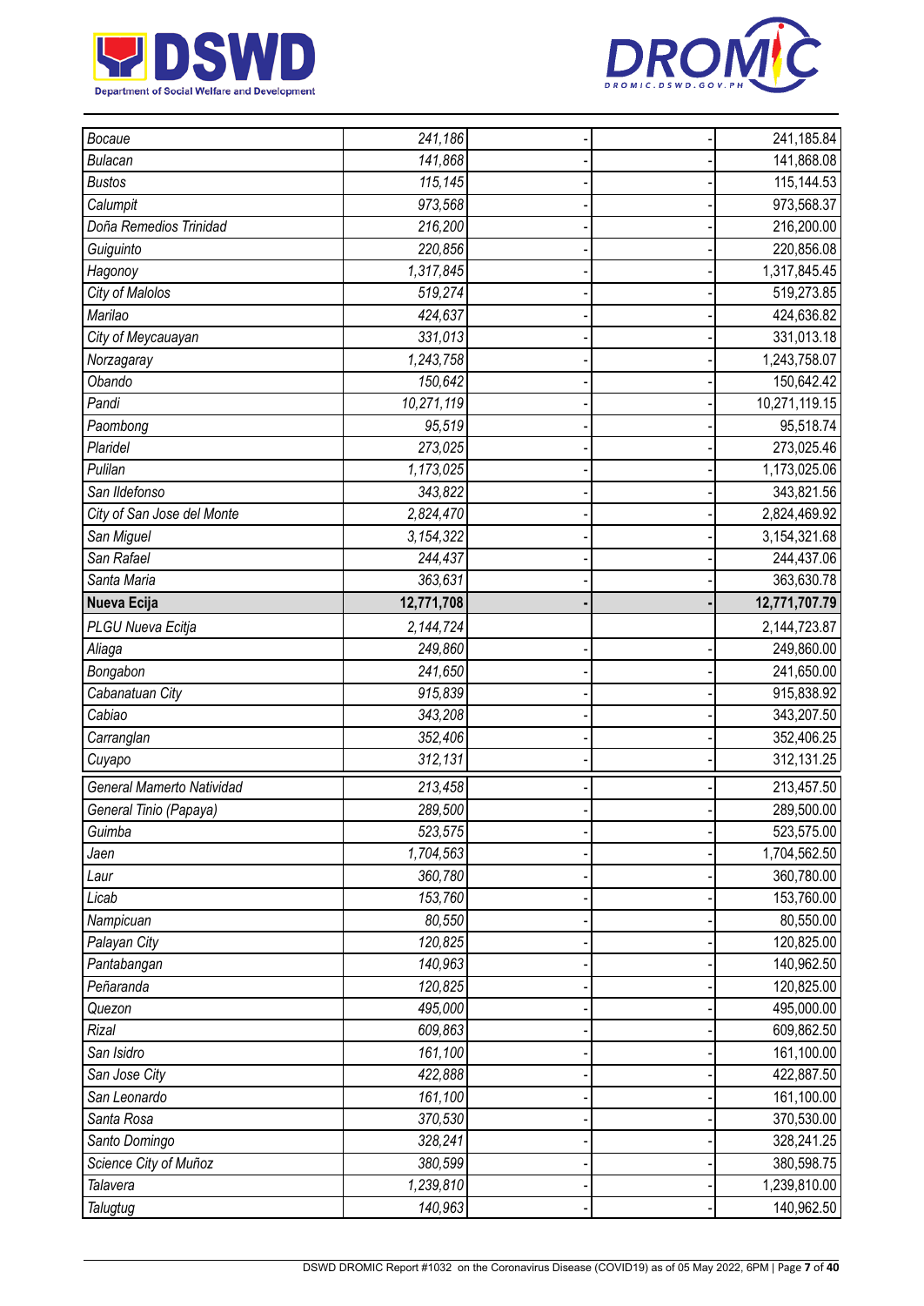| | | | | |
|---|---|---|---|---|
| *Bocaue* | *241,186* | - | - | 241,185.84 |
| *Bulacan* | *141,868* | - | - | 141,868.08 |
| *Bustos* | *115,145* | - | - | 115,144.53 |
| *Calumpit* | *973,568* | - | - | 973,568.37 |
| *Doña Remedios Trinidad* | *216,200* | - | - | 216,200.00 |
| *Guiguinto* | *220,856* | - | - | 220,856.08 |
| *Hagonoy* | *1,317,845* | - | - | 1,317,845.45 |
| *City of Malolos* | *519,274* | - | - | 519,273.85 |
| *Marilao* | *424,637* | - | - | 424,636.82 |
| *City of Meycauayan* | *331,013* | - | - | 331,013.18 |
| *Norzagaray* | *1,243,758* | - | - | 1,243,758.07 |
| *Obando* | *150,642* | - | - | 150,642.42 |
| *Pandi* | *10,271,119* | - | - | 10,271,119.15 |
| *Paombong* | *95,519* | - | - | 95,518.74 |
| *Plaridel* | *273,025* | - | - | 273,025.46 |
| *Pulilan* | *1,173,025* | - | - | 1,173,025.06 |
| *San Ildefonso* | *343,822* | - | - | 343,821.56 |
| *City of San Jose del Monte* | *2,824,470* | - | - | 2,824,469.92 |
| *San Miguel* | *3,154,322* | - | - | 3,154,321.68 |
| *San Rafael* | *244,437* | - | - | 244,437.06 |
| *Santa Maria* | *363,631* | - | - | 363,630.78 |
| **Nueva Ecija** | **12,771,708** | **-** | **-** | **12,771,707.79** |
| *PLGU Nueva Ecitja* | *2,144,724* | | | 2,144,723.87 |
| *Aliaga* | *249,860* | - | - | 249,860.00 |
| *Bongabon* | *241,650* | - | - | 241,650.00 |
| *Cabanatuan City* | *915,839* | - | - | 915,838.92 |
| *Cabiao* | *343,208* | - | - | 343,207.50 |
| *Carranglan* | *352,406* | - | - | 352,406.25 |
| *Cuyapo* | *312,131* | - | - | 312,131.25 |
| *General Mamerto Natividad* | *213,458* | - | - | 213,457.50 |
| *General Tinio (Papaya)* | *289,500* | - | - | 289,500.00 |
| *Guimba* | *523,575* | - | - | 523,575.00 |
| *Jaen* | *1,704,563* | - | - | 1,704,562.50 |
| *Laur* | *360,780* | - | - | 360,780.00 |
| *Licab* | *153,760* | - | - | 153,760.00 |
| *Nampicuan* | *80,550* | - | - | 80,550.00 |
| *Palayan City* | *120,825* | - | - | 120,825.00 |
| *Pantabangan* | *140,963* | - | - | 140,962.50 |
| *Peñaranda* | *120,825* | - | - | 120,825.00 |
| *Quezon* | *495,000* | - | - | 495,000.00 |
| *Rizal* | *609,863* | - | - | 609,862.50 |
| *San Isidro* | *161,100* | - | - | 161,100.00 |
| *San Jose City* | *422,888* | - | - | 422,887.50 |
| *San Leonardo* | *161,100* | - | - | 161,100.00 |
| *Santa Rosa* | *370,530* | - | - | 370,530.00 |
| *Santo Domingo* | *328,241* | - | - | 328,241.25 |
| *Science City of Muñoz* | *380,599* | - | - | 380,598.75 |
| *Talavera* | *1,239,810* | - | - | 1,239,810.00 |
| *Talugtug* | *140,963* | - | - | 140,962.50 |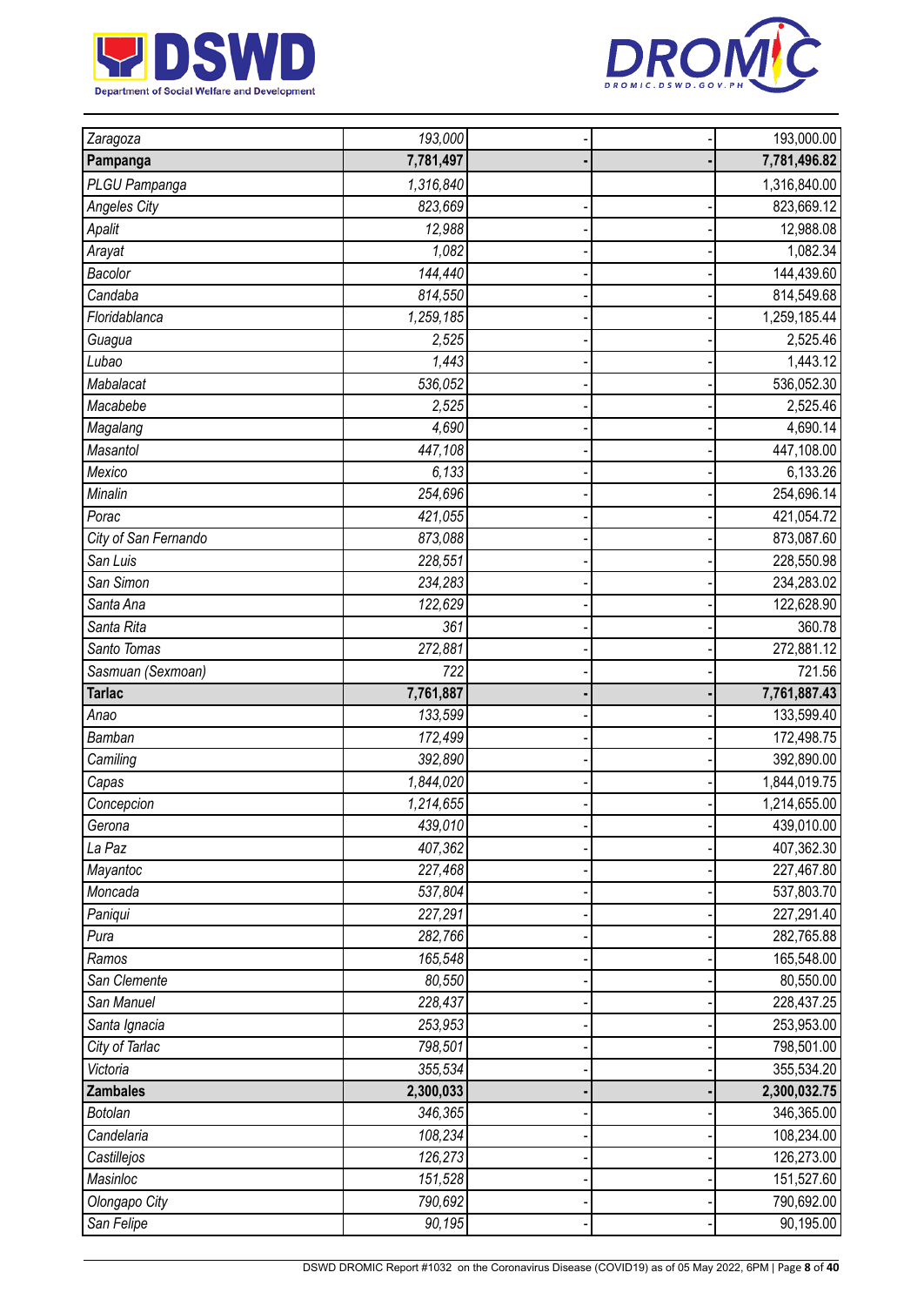| | | | | |
|---|---|---|---|---|
| *Zaragoza* | *193,000* | - | - | 193,000.00 |
| **Pampanga** | **7,781,497** | **-** | **-** | **7,781,496.82** |
| *PLGU Pampanga* | *1,316,840* | | | 1,316,840.00 |
| *Angeles City* | *823,669* | - | - | 823,669.12 |
| *Apalit* | *12,988* | - | - | 12,988.08 |
| *Arayat* | *1,082* | - | - | 1,082.34 |
| *Bacolor* | *144,440* | - | - | 144,439.60 |
| *Candaba* | *814,550* | - | - | 814,549.68 |
| *Floridablanca* | *1,259,185* | - | - | 1,259,185.44 |
| *Guagua* | *2,525* | - | - | 2,525.46 |
| *Lubao* | *1,443* | - | - | 1,443.12 |
| *Mabalacat* | *536,052* | - | - | 536,052.30 |
| *Macabebe* | *2,525* | - | - | 2,525.46 |
| *Magalang* | *4,690* | - | - | 4,690.14 |
| *Masantol* | *447,108* | - | - | 447,108.00 |
| *Mexico* | *6,133* | - | - | 6,133.26 |
| *Minalin* | *254,696* | - | - | 254,696.14 |
| *Porac* | *421,055* | - | - | 421,054.72 |
| *City of San Fernando* | *873,088* | - | - | 873,087.60 |
| *San Luis* | *228,551* | - | - | 228,550.98 |
| *San Simon* | *234,283* | - | - | 234,283.02 |
| *Santa Ana* | *122,629* | - | - | 122,628.90 |
| *Santa Rita* | *361* | - | - | 360.78 |
| *Santo Tomas* | *272,881* | - | - | 272,881.12 |
| *Sasmuan (Sexmoan)* | *722* | - | - | 721.56 |
| **Tarlac** | **7,761,887** | **-** | **-** | **7,761,887.43** |
| *Anao* | *133,599* | - | - | 133,599.40 |
| *Bamban* | *172,499* | - | - | 172,498.75 |
| *Camiling* | *392,890* | - | - | 392,890.00 |
| *Capas* | *1,844,020* | - | - | 1,844,019.75 |
| *Concepcion* | *1,214,655* | - | - | 1,214,655.00 |
| *Gerona* | *439,010* | - | - | 439,010.00 |
| *La Paz* | *407,362* | - | - | 407,362.30 |
| *Mayantoc* | *227,468* | - | - | 227,467.80 |
| *Moncada* | *537,804* | - | - | 537,803.70 |
| *Paniqui* | *227,291* | - | - | 227,291.40 |
| *Pura* | *282,766* | - | - | 282,765.88 |
| *Ramos* | *165,548* | - | - | 165,548.00 |
| *San Clemente* | *80,550* | - | - | 80,550.00 |
| *San Manuel* | *228,437* | - | - | 228,437.25 |
| *Santa Ignacia* | *253,953* | - | - | 253,953.00 |
| *City of Tarlac* | *798,501* | - | - | 798,501.00 |
| *Victoria* | *355,534* | - | - | 355,534.20 |
| **Zambales** | **2,300,033** | **-** | **-** | **2,300,032.75** |
| *Botolan* | *346,365* | - | - | 346,365.00 |
| *Candelaria* | *108,234* | - | - | 108,234.00 |
| *Castillejos* | *126,273* | - | - | 126,273.00 |
| *Masinloc* | *151,528* | - | - | 151,527.60 |
| *Olongapo City* | *790,692* | - | - | 790,692.00 |
| *San Felipe* | *90,195* | - | - | 90,195.00 |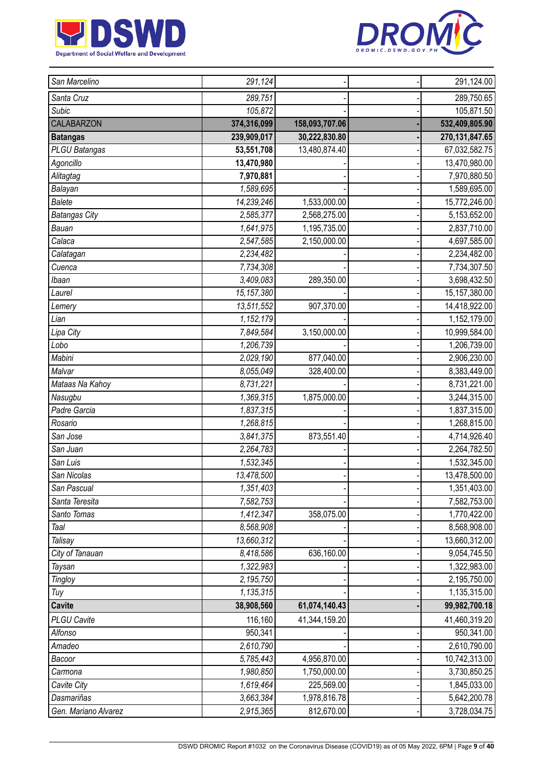| | | | | |
|---|---|---|---|---|
| San Marcelino | 291,124 | - | - | 291,124.00 |
| Santa Cruz | 289,751 | - | - | 289,750.65 |
| Subic | 105,872 | - | - | 105,871.50 |
| CALABARZON | **374,316,099** | **158,093,707.06** | **-** | **532,409,805.90** |
| **Batangas** | **239,909,017** | **30,222,830.80** | **-** | **270,131,847.65** |
| PLGU Batangas | **53,551,708** | 13,480,874.40 | - | 67,032,582.75 |
| Agoncillo | **13,470,980** | - | - | 13,470,980.00 |
| Alitagtag | **7,970,881** | - | - | 7,970,880.50 |
| Balayan | 1,589,695 | - | - | 1,589,695.00 |
| Balete | 14,239,246 | 1,533,000.00 | - | 15,772,246.00 |
| Batangas City | 2,585,377 | 2,568,275.00 | - | 5,153,652.00 |
| Bauan | 1,641,975 | 1,195,735.00 | - | 2,837,710.00 |
| Calaca | 2,547,585 | 2,150,000.00 | - | 4,697,585.00 |
| Calatagan | 2,234,482 | - | - | 2,234,482.00 |
| Cuenca | 7,734,308 | - | - | 7,734,307.50 |
| Ibaan | 3,409,083 | 289,350.00 | - | 3,698,432.50 |
| Laurel | 15,157,380 | - | - | 15,157,380.00 |
| Lemery | 13,511,552 | 907,370.00 | - | 14,418,922.00 |
| Lian | 1,152,179 | - | - | 1,152,179.00 |
| Lipa City | 7,849,584 | 3,150,000.00 | - | 10,999,584.00 |
| Lobo | 1,206,739 | - | - | 1,206,739.00 |
| Mabini | 2,029,190 | 877,040.00 | - | 2,906,230.00 |
| Malvar | 8,055,049 | 328,400.00 | - | 8,383,449.00 |
| Mataas Na Kahoy | 8,731,221 | - | - | 8,731,221.00 |
| Nasugbu | 1,369,315 | 1,875,000.00 | - | 3,244,315.00 |
| Padre Garcia | 1,837,315 | - | - | 1,837,315.00 |
| Rosario | 1,268,815 | - | - | 1,268,815.00 |
| San Jose | 3,841,375 | 873,551.40 | - | 4,714,926.40 |
| San Juan | 2,264,783 | - | - | 2,264,782.50 |
| San Luis | 1,532,345 | - | - | 1,532,345.00 |
| San Nicolas | 13,478,500 | - | - | 13,478,500.00 |
| San Pascual | 1,351,403 | - | - | 1,351,403.00 |
| Santa Teresita | 7,582,753 | - | - | 7,582,753.00 |
| Santo Tomas | 1,412,347 | 358,075.00 | - | 1,770,422.00 |
| Taal | 8,568,908 | - | - | 8,568,908.00 |
| Talisay | 13,660,312 | - | - | 13,660,312.00 |
| City of Tanauan | 8,418,586 | 636,160.00 | - | 9,054,745.50 |
| Taysan | 1,322,983 | - | - | 1,322,983.00 |
| Tingloy | 2,195,750 | - | - | 2,195,750.00 |
| Tuy | 1,135,315 | - | - | 1,135,315.00 |
| **Cavite** | **38,908,560** | **61,074,140.43** | **-** | **99,982,700.18** |
| PLGU Cavite | 116,160 | 41,344,159.20 | | 41,460,319.20 |
| Alfonso | 950,341 | | | 950,341.00 |
| Amadeo | 2,610,790 | - | - | 2,610,790.00 |
| Bacoor | 5,785,443 | 4,956,870.00 | - | 10,742,313.00 |
| Carmona | 1,980,850 | 1,750,000.00 | - | 3,730,850.25 |
| Cavite City | 1,619,464 | 225,569.00 | - | 1,845,033.00 |
| Dasmariñas | 3,663,384 | 1,978,816.78 | - | 5,642,200.78 |
| Gen. Mariano Alvarez | 2,915,365 | 812,670.00 | - | 3,728,034.75 |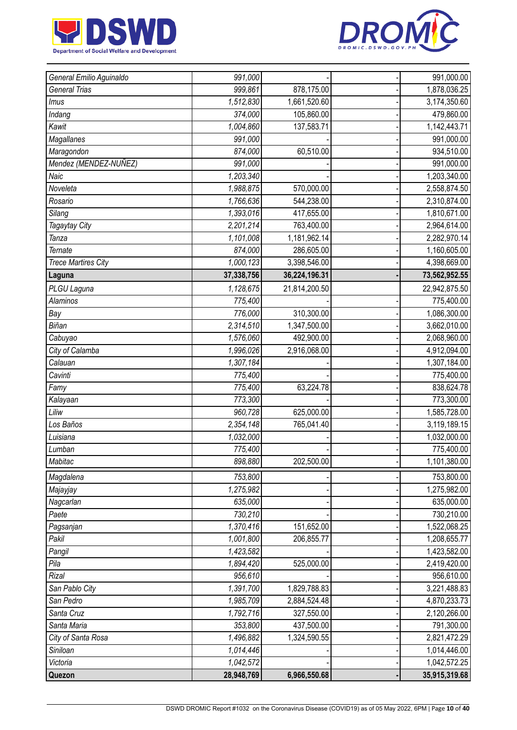| | | | | |
|---|---|---|---|---|
| *General Emilio Aguinaldo* | *991,000* | - | - | 991,000.00 |
| *General Trias* | *999,861* | 878,175.00 | - | 1,878,036.25 |
| *Imus* | *1,512,830* | 1,661,520.60 | - | 3,174,350.60 |
| *Indang* | *374,000* | 105,860.00 | - | 479,860.00 |
| *Kawit* | *1,004,860* | 137,583.71 | - | 1,142,443.71 |
| *Magallanes* | *991,000* | - | - | 991,000.00 |
| *Maragondon* | *874,000* | 60,510.00 | - | 934,510.00 |
| *Mendez (MENDEZ-NUÑEZ)* | *991,000* | - | - | 991,000.00 |
| *Naic* | *1,203,340* | - | - | 1,203,340.00 |
| *Noveleta* | *1,988,875* | 570,000.00 | - | 2,558,874.50 |
| *Rosario* | *1,766,636* | 544,238.00 | - | 2,310,874.00 |
| *Silang* | *1,393,016* | 417,655.00 | - | 1,810,671.00 |
| *Tagaytay City* | *2,201,214* | 763,400.00 | - | 2,964,614.00 |
| *Tanza* | *1,101,008* | 1,181,962.14 | - | 2,282,970.14 |
| *Ternate* | *874,000* | 286,605.00 | - | 1,160,605.00 |
| *Trece Martires City* | *1,000,123* | 3,398,546.00 | - | 4,398,669.00 |
| **Laguna** | **37,338,756** | **36,224,196.31** | **-** | **73,562,952.55** |
| *PLGU Laguna* | *1,128,675* | 21,814,200.50 | | 22,942,875.50 |
| *Alaminos* | *775,400* | - | - | 775,400.00 |
| *Bay* | *776,000* | 310,300.00 | - | 1,086,300.00 |
| *Biñan* | *2,314,510* | 1,347,500.00 | - | 3,662,010.00 |
| *Cabuyao* | *1,576,060* | 492,900.00 | - | 2,068,960.00 |
| *City of Calamba* | *1,996,026* | 2,916,068.00 | - | 4,912,094.00 |
| *Calauan* | *1,307,184* | - | - | 1,307,184.00 |
| *Cavinti* | *775,400* | - | - | 775,400.00 |
| *Famy* | *775,400* | 63,224.78 | - | 838,624.78 |
| *Kalayaan* | *773,300* | - | - | 773,300.00 |
| *Liliw* | *960,728* | 625,000.00 | - | 1,585,728.00 |
| *Los Baños* | *2,354,148* | 765,041.40 | - | 3,119,189.15 |
| *Luisiana* | *1,032,000* | - | - | 1,032,000.00 |
| *Lumban* | *775,400* | - | - | 775,400.00 |
| *Mabitac* | *898,880* | 202,500.00 | - | 1,101,380.00 |
| *Magdalena* | *753,800* | - | - | 753,800.00 |
| *Majayjay* | *1,275,982* | - | - | 1,275,982.00 |
| *Nagcarlan* | *635,000* | - | - | 635,000.00 |
| *Paete* | *730,210* | - | - | 730,210.00 |
| *Pagsanjan* | *1,370,416* | 151,652.00 | - | 1,522,068.25 |
| *Pakil* | *1,001,800* | 206,855.77 | - | 1,208,655.77 |
| *Pangil* | *1,423,582* | - | - | 1,423,582.00 |
| *Pila* | *1,894,420* | 525,000.00 | - | 2,419,420.00 |
| *Rizal* | *956,610* | - | - | 956,610.00 |
| *San Pablo City* | *1,391,700* | 1,829,788.83 | - | 3,221,488.83 |
| *San Pedro* | *1,985,709* | 2,884,524.48 | - | 4,870,233.73 |
| *Santa Cruz* | *1,792,716* | 327,550.00 | - | 2,120,266.00 |
| *Santa Maria* | *353,800* | 437,500.00 | - | 791,300.00 |
| *City of Santa Rosa* | *1,496,882* | 1,324,590.55 | - | 2,821,472.29 |
| *Siniloan* | *1,014,446* | - | - | 1,014,446.00 |
| *Victoria* | *1,042,572* | - | - | 1,042,572.25 |
| **Quezon** | **28,948,769** | **6,966,550.68** | **-** | **35,915,319.68** |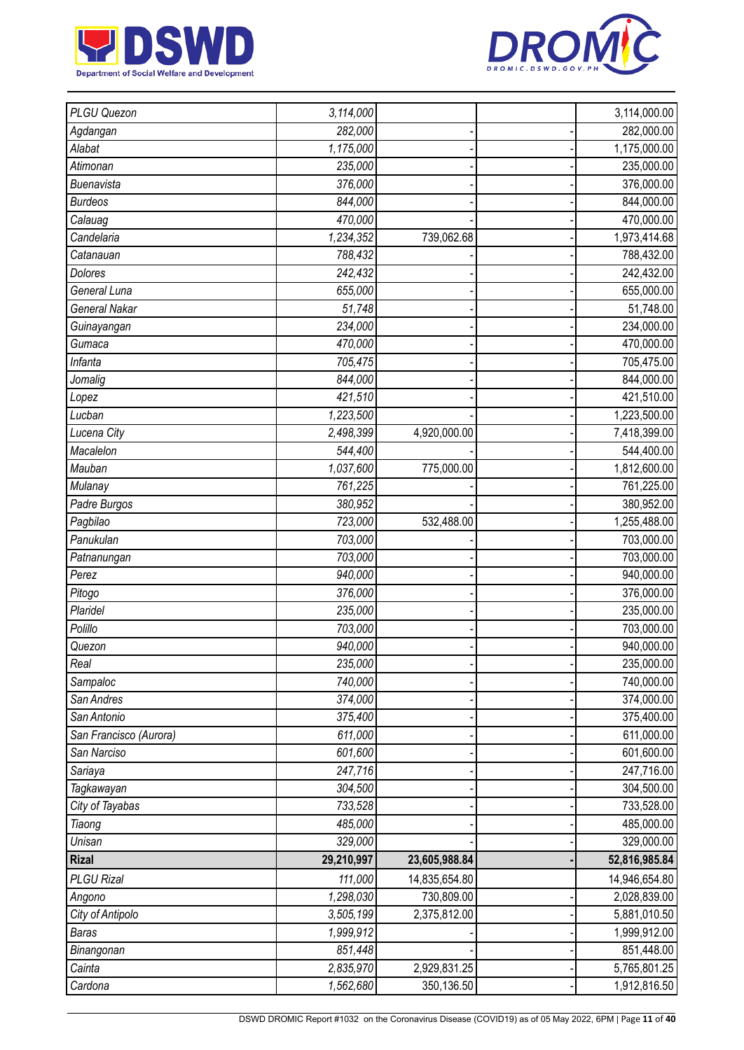| | | | | |
|---|---|---|---|---|
| *PLGU Quezon* | *3,114,000* | | | 3,114,000.00 |
| *Agdangan* | *282,000* | - | - | 282,000.00 |
| *Alabat* | *1,175,000* | - | - | 1,175,000.00 |
| *Atimonan* | *235,000* | - | - | 235,000.00 |
| *Buenavista* | *376,000* | - | - | 376,000.00 |
| *Burdeos* | *844,000* | - | - | 844,000.00 |
| *Calauag* | *470,000* | - | - | 470,000.00 |
| *Candelaria* | *1,234,352* | 739,062.68 | - | 1,973,414.68 |
| *Catanauan* | *788,432* | - | - | 788,432.00 |
| *Dolores* | *242,432* | - | - | 242,432.00 |
| *General Luna* | *655,000* | - | - | 655,000.00 |
| *General Nakar* | *51,748* | - | - | 51,748.00 |
| *Guinayangan* | *234,000* | - | - | 234,000.00 |
| *Gumaca* | *470,000* | - | - | 470,000.00 |
| *Infanta* | *705,475* | - | - | 705,475.00 |
| *Jomalig* | *844,000* | - | - | 844,000.00 |
| *Lopez* | *421,510* | - | - | 421,510.00 |
| *Lucban* | *1,223,500* | - | - | 1,223,500.00 |
| *Lucena City* | *2,498,399* | 4,920,000.00 | - | 7,418,399.00 |
| *Macalelon* | *544,400* | - | - | 544,400.00 |
| *Mauban* | *1,037,600* | 775,000.00 | - | 1,812,600.00 |
| *Mulanay* | *761,225* | - | - | 761,225.00 |
| *Padre Burgos* | *380,952* | - | - | 380,952.00 |
| *Pagbilao* | *723,000* | 532,488.00 | - | 1,255,488.00 |
| *Panukulan* | *703,000* | - | - | 703,000.00 |
| *Patnanungan* | *703,000* | - | - | 703,000.00 |
| *Perez* | *940,000* | - | - | 940,000.00 |
| *Pitogo* | *376,000* | - | - | 376,000.00 |
| *Plaridel* | *235,000* | - | - | 235,000.00 |
| *Polillo* | *703,000* | - | - | 703,000.00 |
| *Quezon* | *940,000* | - | - | 940,000.00 |
| *Real* | *235,000* | - | - | 235,000.00 |
| *Sampaloc* | *740,000* | - | - | 740,000.00 |
| *San Andres* | *374,000* | - | - | 374,000.00 |
| *San Antonio* | *375,400* | - | - | 375,400.00 |
| *San Francisco (Aurora)* | *611,000* | - | - | 611,000.00 |
| *San Narciso* | *601,600* | - | - | 601,600.00 |
| *Sariaya* | *247,716* | - | - | 247,716.00 |
| *Tagkawayan* | *304,500* | - | - | 304,500.00 |
| *City of Tayabas* | *733,528* | - | - | 733,528.00 |
| *Tiaong* | *485,000* | - | - | 485,000.00 |
| *Unisan* | *329,000* | - | - | 329,000.00 |
| **Rizal** | **29,210,997** | **23,605,988.84** | **-** | **52,816,985.84** |
| *PLGU Rizal* | *111,000* | 14,835,654.80 | | 14,946,654.80 |
| *Angono* | *1,298,030* | 730,809.00 | - | 2,028,839.00 |
| *City of Antipolo* | *3,505,199* | 2,375,812.00 | - | 5,881,010.50 |
| *Baras* | *1,999,912* | - | - | 1,999,912.00 |
| *Binangonan* | *851,448* | - | - | 851,448.00 |
| *Cainta* | *2,835,970* | 2,929,831.25 | - | 5,765,801.25 |
| *Cardona* | *1,562,680* | 350,136.50 | - | 1,912,816.50 |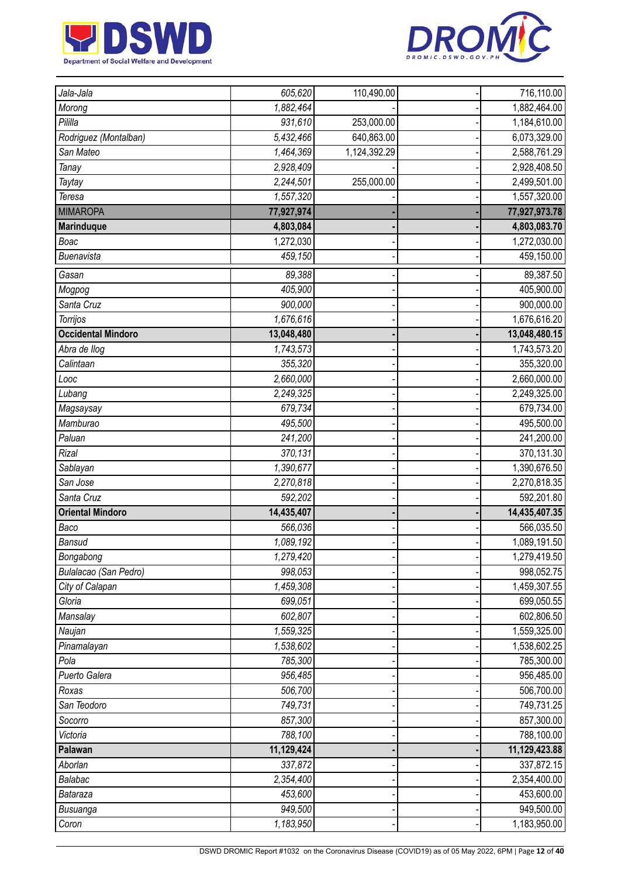| | | | | |
|---|---|---|---|---|
| *Jala-Jala* | *605,620* | 110,490.00 | - | 716,110.00 |
| *Morong* | *1,882,464* | - | - | 1,882,464.00 |
| *Pililla* | *931,610* | 253,000.00 | - | 1,184,610.00 |
| *Rodriguez (Montalban)* | *5,432,466* | 640,863.00 | - | 6,073,329.00 |
| *San Mateo* | *1,464,369* | 1,124,392.29 | - | 2,588,761.29 |
| *Tanay* | *2,928,409* | - | - | 2,928,408.50 |
| *Taytay* | *2,244,501* | 255,000.00 | - | 2,499,501.00 |
| *Teresa* | *1,557,320* | - | - | 1,557,320.00 |
| MIMAROPA | **77,927,974** | **-** | **-** | **77,927,973.78** |
| **Marinduque** | **4,803,084** | **-** | **-** | **4,803,083.70** |
| *Boac* | 1,272,030 | - | - | 1,272,030.00 |
| *Buenavista* | *459,150* | - | - | 459,150.00 |
| *Gasan* | *89,388* | - | - | 89,387.50 |
| *Mogpog* | *405,900* | - | - | 405,900.00 |
| *Santa Cruz* | *900,000* | - | - | 900,000.00 |
| *Torrijos* | *1,676,616* | - | - | 1,676,616.20 |
| **Occidental Mindoro** | **13,048,480** | **-** | **-** | **13,048,480.15** |
| *Abra de Ilog* | *1,743,573* | - | - | 1,743,573.20 |
| *Calintaan* | *355,320* | - | - | 355,320.00 |
| *Looc* | *2,660,000* | - | - | 2,660,000.00 |
| *Lubang* | *2,249,325* | - | - | 2,249,325.00 |
| *Magsaysay* | *679,734* | - | - | 679,734.00 |
| *Mamburao* | *495,500* | - | - | 495,500.00 |
| *Paluan* | *241,200* | - | - | 241,200.00 |
| *Rizal* | *370,131* | - | - | 370,131.30 |
| *Sablayan* | *1,390,677* | - | - | 1,390,676.50 |
| *San Jose* | *2,270,818* | - | - | 2,270,818.35 |
| *Santa Cruz* | *592,202* | - | - | 592,201.80 |
| **Oriental Mindoro** | **14,435,407** | **-** | **-** | **14,435,407.35** |
| *Baco* | *566,036* | - | - | 566,035.50 |
| *Bansud* | *1,089,192* | - | - | 1,089,191.50 |
| *Bongabong* | *1,279,420* | - | - | 1,279,419.50 |
| *Bulalacao (San Pedro)* | *998,053* | - | - | 998,052.75 |
| *City of Calapan* | *1,459,308* | - | - | 1,459,307.55 |
| *Gloria* | *699,051* | - | - | 699,050.55 |
| *Mansalay* | *602,807* | - | - | 602,806.50 |
| *Naujan* | *1,559,325* | - | - | 1,559,325.00 |
| *Pinamalayan* | *1,538,602* | - | - | 1,538,602.25 |
| *Pola* | *785,300* | - | - | 785,300.00 |
| *Puerto Galera* | *956,485* | - | - | 956,485.00 |
| *Roxas* | *506,700* | - | - | 506,700.00 |
| *San Teodoro* | *749,731* | - | - | 749,731.25 |
| *Socorro* | *857,300* | - | - | 857,300.00 |
| *Victoria* | *788,100* | - | - | 788,100.00 |
| **Palawan** | **11,129,424** | **-** | **-** | **11,129,423.88** |
| *Aborlan* | *337,872* | - | - | 337,872.15 |
| *Balabac* | *2,354,400* | - | - | 2,354,400.00 |
| *Bataraza* | *453,600* | - | - | 453,600.00 |
| *Busuanga* | *949,500* | - | - | 949,500.00 |
| *Coron* | *1,183,950* | - | - | 1,183,950.00 |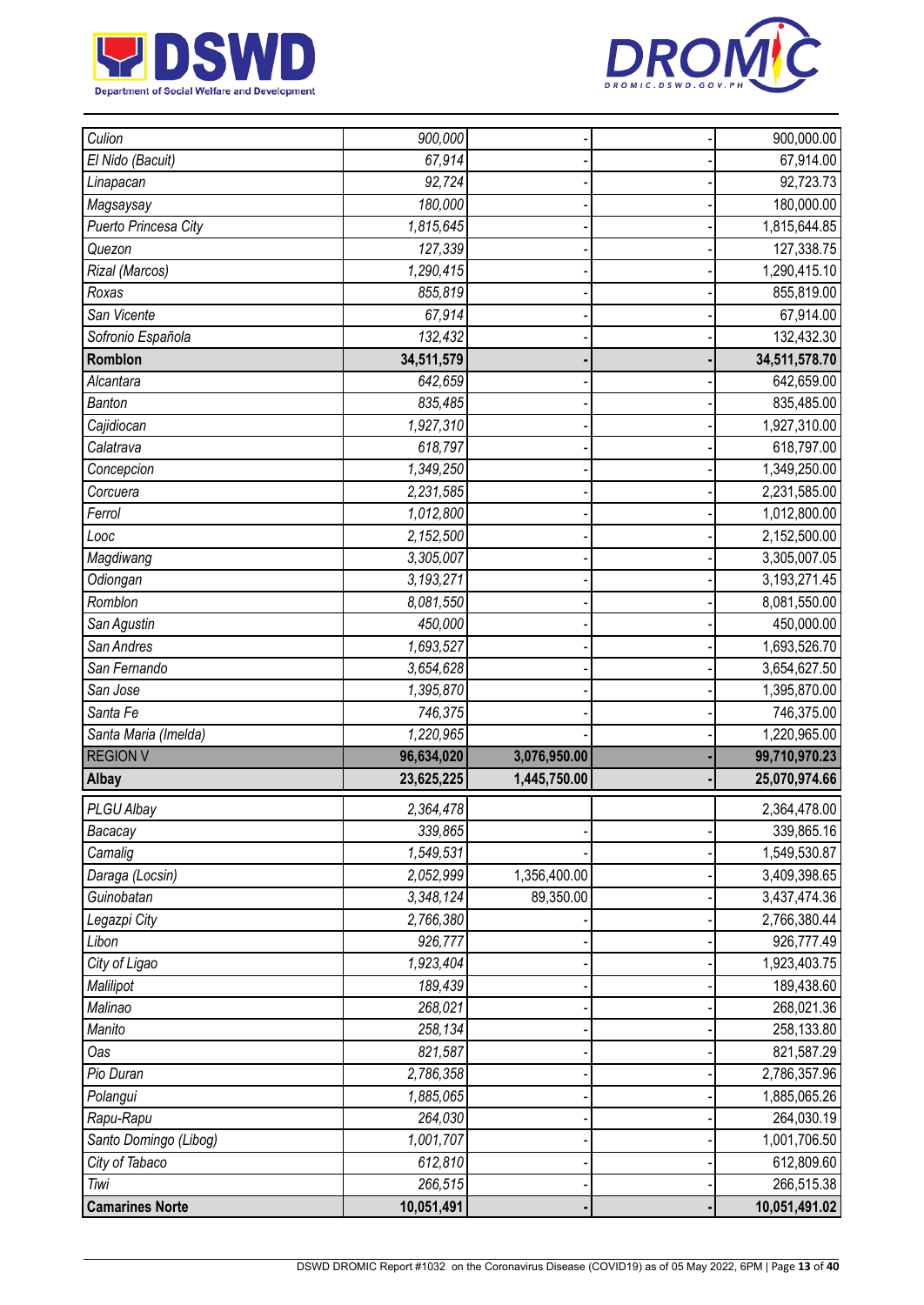| | | | | |
|---|---|---|---|---|
| *Culion* | *900,000* | - | - | 900,000.00 |
| *El Nido (Bacuit)* | *67,914* | - | - | 67,914.00 |
| *Linapacan* | *92,724* | - | - | 92,723.73 |
| *Magsaysay* | *180,000* | - | - | 180,000.00 |
| *Puerto Princesa City* | *1,815,645* | - | - | 1,815,644.85 |
| *Quezon* | *127,339* | - | - | 127,338.75 |
| *Rizal (Marcos)* | *1,290,415* | - | - | 1,290,415.10 |
| *Roxas* | *855,819* | - | - | 855,819.00 |
| *San Vicente* | *67,914* | - | - | 67,914.00 |
| *Sofronio Española* | *132,432* | - | - | 132,432.30 |
| **Romblon** | **34,511,579** | **-** | **-** | **34,511,578.70** |
| *Alcantara* | *642,659* | - | - | 642,659.00 |
| *Banton* | *835,485* | - | - | 835,485.00 |
| *Cajidiocan* | *1,927,310* | - | - | 1,927,310.00 |
| *Calatrava* | *618,797* | - | - | 618,797.00 |
| *Concepcion* | *1,349,250* | - | - | 1,349,250.00 |
| *Corcuera* | *2,231,585* | - | - | 2,231,585.00 |
| *Ferrol* | *1,012,800* | - | - | 1,012,800.00 |
| *Looc* | *2,152,500* | - | - | 2,152,500.00 |
| *Magdiwang* | *3,305,007* | - | - | 3,305,007.05 |
| *Odiongan* | *3,193,271* | - | - | 3,193,271.45 |
| *Romblon* | *8,081,550* | - | - | 8,081,550.00 |
| *San Agustin* | *450,000* | - | - | 450,000.00 |
| *San Andres* | *1,693,527* | - | - | 1,693,526.70 |
| *San Fernando* | *3,654,628* | - | - | 3,654,627.50 |
| *San Jose* | *1,395,870* | - | - | 1,395,870.00 |
| *Santa Fe* | *746,375* | - | - | 746,375.00 |
| *Santa Maria (Imelda)* | *1,220,965* | - | - | 1,220,965.00 |
| REGION V | **96,634,020** | **3,076,950.00** | **-** | **99,710,970.23** |
| **Albay** | **23,625,225** | **1,445,750.00** | **-** | **25,070,974.66** |
| *PLGU Albay* | *2,364,478* | | | 2,364,478.00 |
| *Bacacay* | *339,865* | - | - | 339,865.16 |
| *Camalig* | *1,549,531* | - | - | 1,549,530.87 |
| *Daraga (Locsin)* | *2,052,999* | 1,356,400.00 | - | 3,409,398.65 |
| *Guinobatan* | *3,348,124* | 89,350.00 | - | 3,437,474.36 |
| *Legazpi City* | *2,766,380* | - | - | 2,766,380.44 |
| *Libon* | *926,777* | - | - | 926,777.49 |
| *City of Ligao* | *1,923,404* | - | - | 1,923,403.75 |
| *Malilipot* | *189,439* | - | - | 189,438.60 |
| *Malinao* | *268,021* | - | - | 268,021.36 |
| *Manito* | *258,134* | - | - | 258,133.80 |
| *Oas* | *821,587* | - | - | 821,587.29 |
| *Pio Duran* | *2,786,358* | - | - | 2,786,357.96 |
| *Polangui* | *1,885,065* | - | - | 1,885,065.26 |
| *Rapu-Rapu* | *264,030* | - | - | 264,030.19 |
| *Santo Domingo (Libog)* | *1,001,707* | - | - | 1,001,706.50 |
| *City of Tabaco* | *612,810* | - | - | 612,809.60 |
| *Tiwi* | *266,515* | - | - | 266,515.38 |
| **Camarines Norte** | **10,051,491** | **-** | **-** | **10,051,491.02** |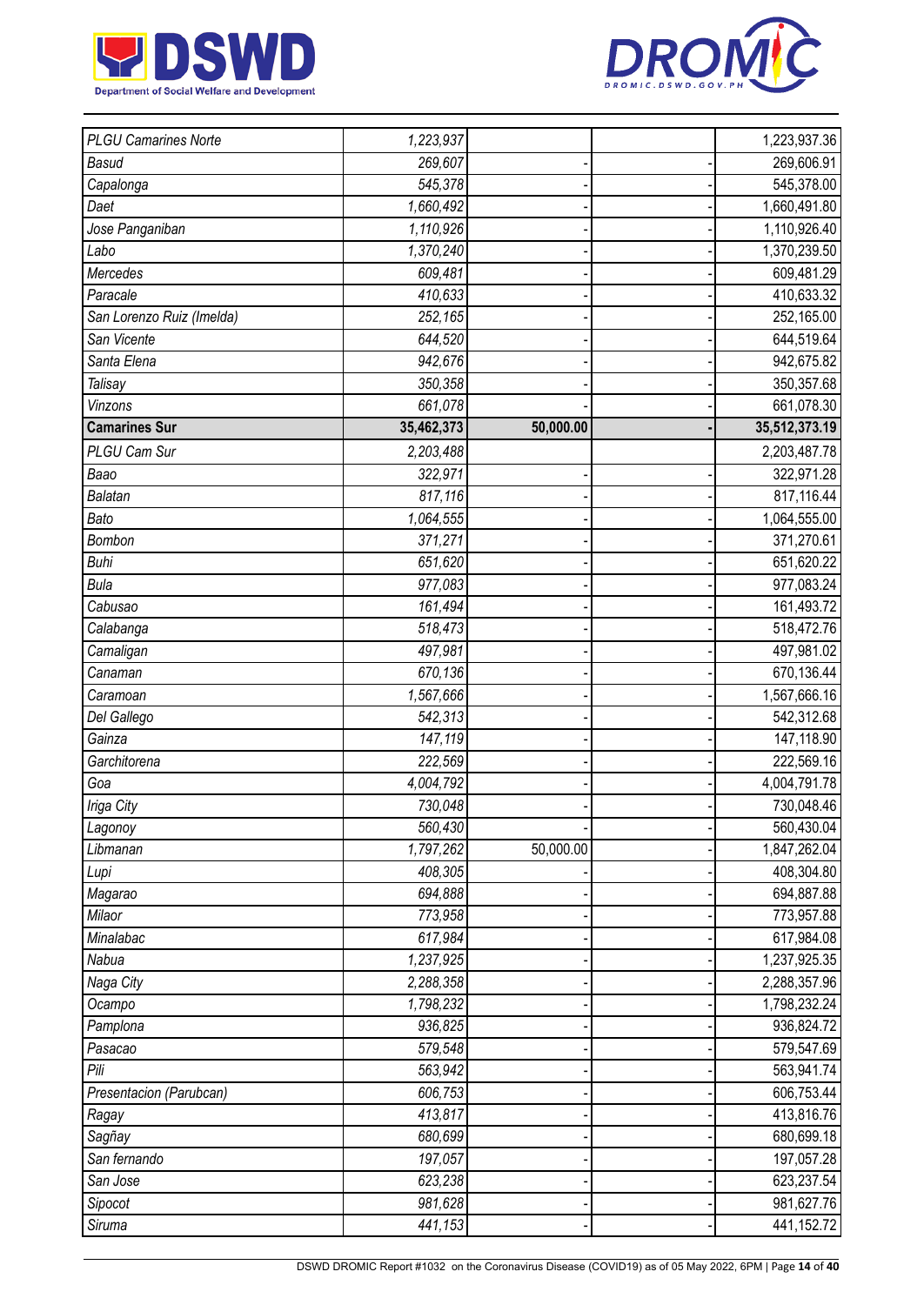| | | | | |
|---|---|---|---|---|
| *PLGU Camarines Norte* | *1,223,937* | | | 1,223,937.36 |
| *Basud* | *269,607* | - | - | 269,606.91 |
| *Capalonga* | *545,378* | - | - | 545,378.00 |
| *Daet* | *1,660,492* | - | - | 1,660,491.80 |
| *Jose Panganiban* | *1,110,926* | - | - | 1,110,926.40 |
| *Labo* | *1,370,240* | - | - | 1,370,239.50 |
| *Mercedes* | *609,481* | - | - | 609,481.29 |
| *Paracale* | *410,633* | - | - | 410,633.32 |
| *San Lorenzo Ruiz (Imelda)* | *252,165* | - | - | 252,165.00 |
| *San Vicente* | *644,520* | - | - | 644,519.64 |
| *Santa Elena* | *942,676* | - | - | 942,675.82 |
| *Talisay* | *350,358* | - | - | 350,357.68 |
| *Vinzons* | *661,078* | - | - | 661,078.30 |
| **Camarines Sur** | **35,462,373** | **50,000.00** | **-** | **35,512,373.19** |
| *PLGU Cam Sur* | *2,203,488* | | | 2,203,487.78 |
| *Baao* | *322,971* | - | - | 322,971.28 |
| *Balatan* | *817,116* | - | - | 817,116.44 |
| *Bato* | *1,064,555* | - | - | 1,064,555.00 |
| *Bombon* | *371,271* | - | - | 371,270.61 |
| *Buhi* | *651,620* | - | - | 651,620.22 |
| *Bula* | *977,083* | - | - | 977,083.24 |
| *Cabusao* | *161,494* | - | - | 161,493.72 |
| *Calabanga* | *518,473* | - | - | 518,472.76 |
| *Camaligan* | *497,981* | - | - | 497,981.02 |
| *Canaman* | *670,136* | - | - | 670,136.44 |
| *Caramoan* | *1,567,666* | - | - | 1,567,666.16 |
| *Del Gallego* | *542,313* | - | - | 542,312.68 |
| *Gainza* | *147,119* | - | - | 147,118.90 |
| *Garchitorena* | *222,569* | - | - | 222,569.16 |
| *Goa* | *4,004,792* | - | - | 4,004,791.78 |
| *Iriga City* | *730,048* | - | - | 730,048.46 |
| *Lagonoy* | *560,430* | - | - | 560,430.04 |
| *Libmanan* | *1,797,262* | 50,000.00 | - | 1,847,262.04 |
| *Lupi* | *408,305* | - | - | 408,304.80 |
| *Magarao* | *694,888* | - | - | 694,887.88 |
| *Milaor* | *773,958* | - | - | 773,957.88 |
| *Minalabac* | *617,984* | - | - | 617,984.08 |
| *Nabua* | *1,237,925* | - | - | 1,237,925.35 |
| *Naga City* | *2,288,358* | - | - | 2,288,357.96 |
| *Ocampo* | *1,798,232* | - | - | 1,798,232.24 |
| *Pamplona* | *936,825* | - | - | 936,824.72 |
| *Pasacao* | *579,548* | - | - | 579,547.69 |
| *Pili* | *563,942* | - | - | 563,941.74 |
| *Presentacion (Parubcan)* | *606,753* | - | - | 606,753.44 |
| *Ragay* | *413,817* | - | - | 413,816.76 |
| *Sagñay* | *680,699* | - | - | 680,699.18 |
| *San fernando* | *197,057* | - | - | 197,057.28 |
| *San Jose* | *623,238* | - | - | 623,237.54 |
| *Sipocot* | *981,628* | - | - | 981,627.76 |
| *Siruma* | *441,153* | - | - | 441,152.72 |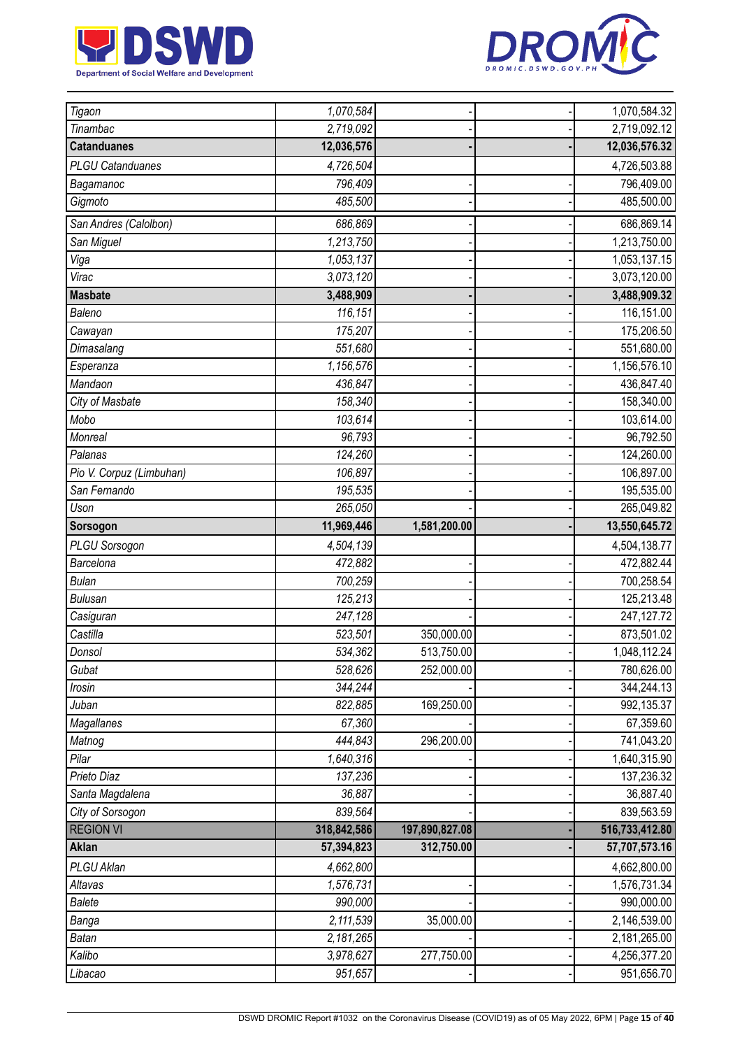| | | | | |
|---|---|---|---|---|
| *Tigaon* | *1,070,584* | - | - | 1,070,584.32 |
| *Tinambac* | *2,719,092* | - | - | 2,719,092.12 |
| **Catanduanes** | **12,036,576** | **-** | **-** | **12,036,576.32** |
| *PLGU Catanduanes* | *4,726,504* | | | 4,726,503.88 |
| *Bagamanoc* | *796,409* | - | - | 796,409.00 |
| *Gigmoto* | *485,500* | - | - | 485,500.00 |
| *San Andres (Calolbon)* | *686,869* | - | - | 686,869.14 |
| *San Miguel* | *1,213,750* | - | - | 1,213,750.00 |
| *Viga* | *1,053,137* | - | - | 1,053,137.15 |
| *Virac* | *3,073,120* | - | - | 3,073,120.00 |
| **Masbate** | **3,488,909** | **-** | **-** | **3,488,909.32** |
| *Baleno* | *116,151* | - | - | 116,151.00 |
| *Cawayan* | *175,207* | - | - | 175,206.50 |
| *Dimasalang* | *551,680* | - | - | 551,680.00 |
| *Esperanza* | *1,156,576* | - | - | 1,156,576.10 |
| *Mandaon* | *436,847* | - | - | 436,847.40 |
| *City of Masbate* | *158,340* | - | - | 158,340.00 |
| *Mobo* | *103,614* | - | - | 103,614.00 |
| *Monreal* | *96,793* | - | - | 96,792.50 |
| *Palanas* | *124,260* | - | - | 124,260.00 |
| *Pio V. Corpuz (Limbuhan)* | *106,897* | - | - | 106,897.00 |
| *San Fernando* | *195,535* | - | - | 195,535.00 |
| *Uson* | *265,050* | - | - | 265,049.82 |
| **Sorsogon** | **11,969,446** | **1,581,200.00** | **-** | **13,550,645.72** |
| *PLGU Sorsogon* | *4,504,139* | | | 4,504,138.77 |
| *Barcelona* | *472,882* | - | - | 472,882.44 |
| *Bulan* | *700,259* | - | - | 700,258.54 |
| *Bulusan* | *125,213* | - | - | 125,213.48 |
| *Casiguran* | *247,128* | - | - | 247,127.72 |
| *Castilla* | *523,501* | 350,000.00 | - | 873,501.02 |
| *Donsol* | *534,362* | 513,750.00 | - | 1,048,112.24 |
| *Gubat* | *528,626* | 252,000.00 | - | 780,626.00 |
| *Irosin* | *344,244* | - | - | 344,244.13 |
| *Juban* | *822,885* | 169,250.00 | - | 992,135.37 |
| *Magallanes* | *67,360* | - | - | 67,359.60 |
| *Matnog* | *444,843* | 296,200.00 | - | 741,043.20 |
| *Pilar* | *1,640,316* | - | - | 1,640,315.90 |
| *Prieto Diaz* | *137,236* | - | - | 137,236.32 |
| *Santa Magdalena* | *36,887* | - | - | 36,887.40 |
| *City of Sorsogon* | *839,564* | - | - | 839,563.59 |
| REGION VI | **318,842,586** | **197,890,827.08** | **-** | **516,733,412.80** |
| **Aklan** | **57,394,823** | **312,750.00** | **-** | **57,707,573.16** |
| *PLGU Aklan* | *4,662,800* | | | 4,662,800.00 |
| *Altavas* | *1,576,731* | - | - | 1,576,731.34 |
| *Balete* | *990,000* | - | - | 990,000.00 |
| *Banga* | *2,111,539* | 35,000.00 | - | 2,146,539.00 |
| *Batan* | *2,181,265* | - | - | 2,181,265.00 |
| *Kalibo* | *3,978,627* | 277,750.00 | - | 4,256,377.20 |
| *Libacao* | *951,657* | - | - | 951,656.70 |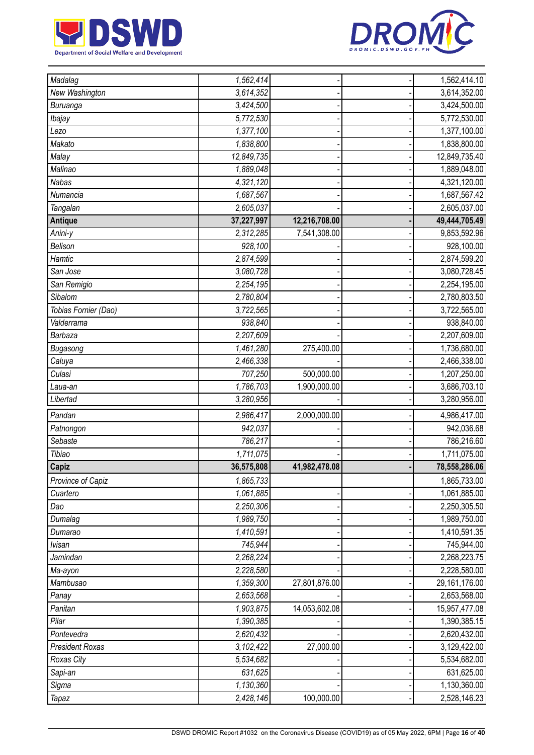| | | | | |
|---|---|---|---|---|
| *Madalag* | *1,562,414* | - | - | 1,562,414.10 |
| *New Washington* | *3,614,352* | - | - | 3,614,352.00 |
| *Buruanga* | *3,424,500* | - | - | 3,424,500.00 |
| *Ibajay* | *5,772,530* | - | - | 5,772,530.00 |
| *Lezo* | *1,377,100* | - | - | 1,377,100.00 |
| *Makato* | *1,838,800* | - | - | 1,838,800.00 |
| *Malay* | *12,849,735* | - | - | 12,849,735.40 |
| *Malinao* | *1,889,048* | - | - | 1,889,048.00 |
| *Nabas* | *4,321,120* | - | - | 4,321,120.00 |
| *Numancia* | *1,687,567* | - | - | 1,687,567.42 |
| *Tangalan* | *2,605,037* | - | - | 2,605,037.00 |
| **Antique** | **37,227,997** | **12,216,708.00** | **-** | **49,444,705.49** |
| *Anini-y* | *2,312,285* | 7,541,308.00 | - | 9,853,592.96 |
| *Belison* | *928,100* | - | - | 928,100.00 |
| *Hamtic* | *2,874,599* | - | - | 2,874,599.20 |
| *San Jose* | *3,080,728* | - | - | 3,080,728.45 |
| *San Remigio* | *2,254,195* | - | - | 2,254,195.00 |
| *Sibalom* | *2,780,804* | - | - | 2,780,803.50 |
| *Tobias Fornier (Dao)* | *3,722,565* | - | - | 3,722,565.00 |
| *Valderrama* | *938,840* | - | - | 938,840.00 |
| *Barbaza* | *2,207,609* | - | - | 2,207,609.00 |
| *Bugasong* | *1,461,280* | 275,400.00 | - | 1,736,680.00 |
| *Caluya* | *2,466,338* | - | - | 2,466,338.00 |
| *Culasi* | *707,250* | 500,000.00 | - | 1,207,250.00 |
| *Laua-an* | *1,786,703* | 1,900,000.00 | - | 3,686,703.10 |
| *Libertad* | *3,280,956* | - | - | 3,280,956.00 |
| *Pandan* | *2,986,417* | 2,000,000.00 | - | 4,986,417.00 |
| *Patnongon* | *942,037* | - | - | 942,036.68 |
| *Sebaste* | *786,217* | - | - | 786,216.60 |
| *Tibiao* | *1,711,075* | - | - | 1,711,075.00 |
| **Capiz** | **36,575,808** | **41,982,478.08** | **-** | **78,558,286.06** |
| *Province of Capiz* | *1,865,733* | | | 1,865,733.00 |
| *Cuartero* | *1,061,885* | - | - | 1,061,885.00 |
| *Dao* | *2,250,306* | - | - | 2,250,305.50 |
| *Dumalag* | *1,989,750* | - | - | 1,989,750.00 |
| *Dumarao* | *1,410,591* | - | - | 1,410,591.35 |
| *Ivisan* | *745,944* | - | - | 745,944.00 |
| *Jamindan* | *2,268,224* | - | - | 2,268,223.75 |
| *Ma-ayon* | *2,228,580* | - | - | 2,228,580.00 |
| *Mambusao* | *1,359,300* | 27,801,876.00 | - | 29,161,176.00 |
| *Panay* | *2,653,568* | - | - | 2,653,568.00 |
| *Panitan* | *1,903,875* | 14,053,602.08 | - | 15,957,477.08 |
| *Pilar* | *1,390,385* | - | - | 1,390,385.15 |
| *Pontevedra* | *2,620,432* | - | - | 2,620,432.00 |
| *President Roxas* | *3,102,422* | 27,000.00 | - | 3,129,422.00 |
| *Roxas City* | *5,534,682* | - | - | 5,534,682.00 |
| *Sapi-an* | *631,625* | - | - | 631,625.00 |
| *Sigma* | *1,130,360* | - | - | 1,130,360.00 |
| *Tapaz* | *2,428,146* | 100,000.00 | - | 2,528,146.23 |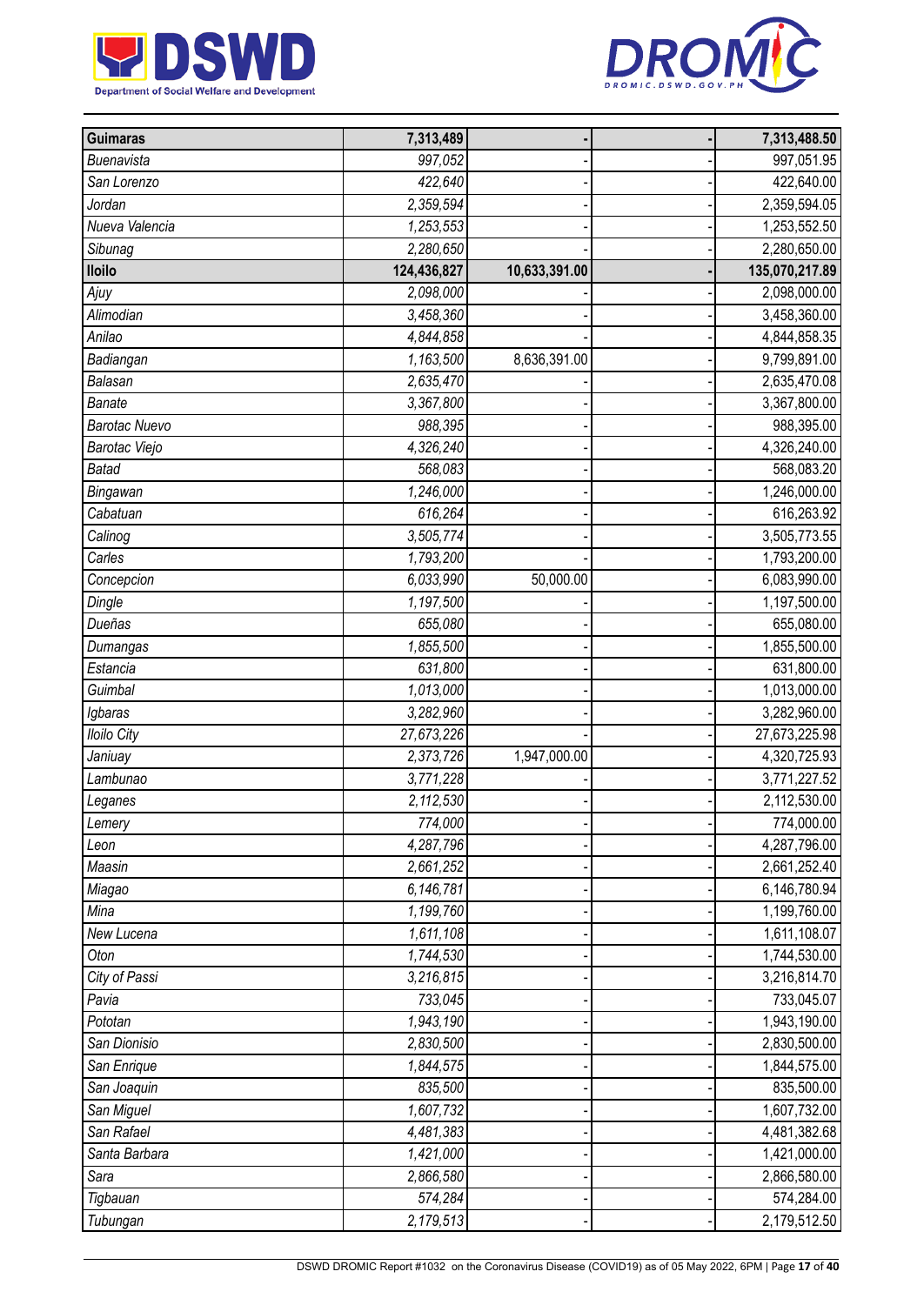| | | | | |
|---|---|---|---|---|
| **Guimaras** | **7,313,489** | **-** | **-** | **7,313,488.50** |
| *Buenavista* | *997,052* | - | - | 997,051.95 |
| *San Lorenzo* | *422,640* | - | - | 422,640.00 |
| *Jordan* | *2,359,594* | - | - | 2,359,594.05 |
| *Nueva Valencia* | *1,253,553* | - | - | 1,253,552.50 |
| *Sibunag* | *2,280,650* | - | - | 2,280,650.00 |
| **Iloilo** | **124,436,827** | **10,633,391.00** | **-** | **135,070,217.89** |
| *Ajuy* | *2,098,000* | - | - | 2,098,000.00 |
| *Alimodian* | *3,458,360* | - | - | 3,458,360.00 |
| *Anilao* | *4,844,858* | - | - | 4,844,858.35 |
| *Badiangan* | *1,163,500* | 8,636,391.00 | - | 9,799,891.00 |
| *Balasan* | *2,635,470* | - | - | 2,635,470.08 |
| *Banate* | *3,367,800* | - | - | 3,367,800.00 |
| *Barotac Nuevo* | *988,395* | - | - | 988,395.00 |
| *Barotac Viejo* | *4,326,240* | - | - | 4,326,240.00 |
| *Batad* | *568,083* | - | - | 568,083.20 |
| *Bingawan* | *1,246,000* | - | - | 1,246,000.00 |
| *Cabatuan* | *616,264* | - | - | 616,263.92 |
| *Calinog* | *3,505,774* | - | - | 3,505,773.55 |
| *Carles* | *1,793,200* | - | - | 1,793,200.00 |
| *Concepcion* | *6,033,990* | 50,000.00 | - | 6,083,990.00 |
| *Dingle* | *1,197,500* | - | - | 1,197,500.00 |
| *Dueñas* | *655,080* | - | - | 655,080.00 |
| *Dumangas* | *1,855,500* | - | - | 1,855,500.00 |
| *Estancia* | *631,800* | - | - | 631,800.00 |
| *Guimbal* | *1,013,000* | - | - | 1,013,000.00 |
| *Igbaras* | *3,282,960* | - | - | 3,282,960.00 |
| *Iloilo City* | *27,673,226* | - | - | 27,673,225.98 |
| *Janiuay* | *2,373,726* | 1,947,000.00 | - | 4,320,725.93 |
| *Lambunao* | *3,771,228* | - | - | 3,771,227.52 |
| *Leganes* | *2,112,530* | - | - | 2,112,530.00 |
| *Lemery* | *774,000* | - | - | 774,000.00 |
| *Leon* | *4,287,796* | - | - | 4,287,796.00 |
| *Maasin* | *2,661,252* | - | - | 2,661,252.40 |
| *Miagao* | *6,146,781* | - | - | 6,146,780.94 |
| *Mina* | *1,199,760* | - | - | 1,199,760.00 |
| *New Lucena* | *1,611,108* | - | - | 1,611,108.07 |
| *Oton* | *1,744,530* | - | - | 1,744,530.00 |
| *City of Passi* | *3,216,815* | - | - | 3,216,814.70 |
| *Pavia* | *733,045* | - | - | 733,045.07 |
| *Pototan* | *1,943,190* | - | - | 1,943,190.00 |
| *San Dionisio* | *2,830,500* | - | - | 2,830,500.00 |
| *San Enrique* | *1,844,575* | - | - | 1,844,575.00 |
| *San Joaquin* | *835,500* | - | - | 835,500.00 |
| *San Miguel* | *1,607,732* | - | - | 1,607,732.00 |
| *San Rafael* | *4,481,383* | - | - | 4,481,382.68 |
| *Santa Barbara* | *1,421,000* | - | - | 1,421,000.00 |
| *Sara* | *2,866,580* | - | - | 2,866,580.00 |
| *Tigbauan* | *574,284* | - | - | 574,284.00 |
| *Tubungan* | *2,179,513* | - | - | 2,179,512.50 |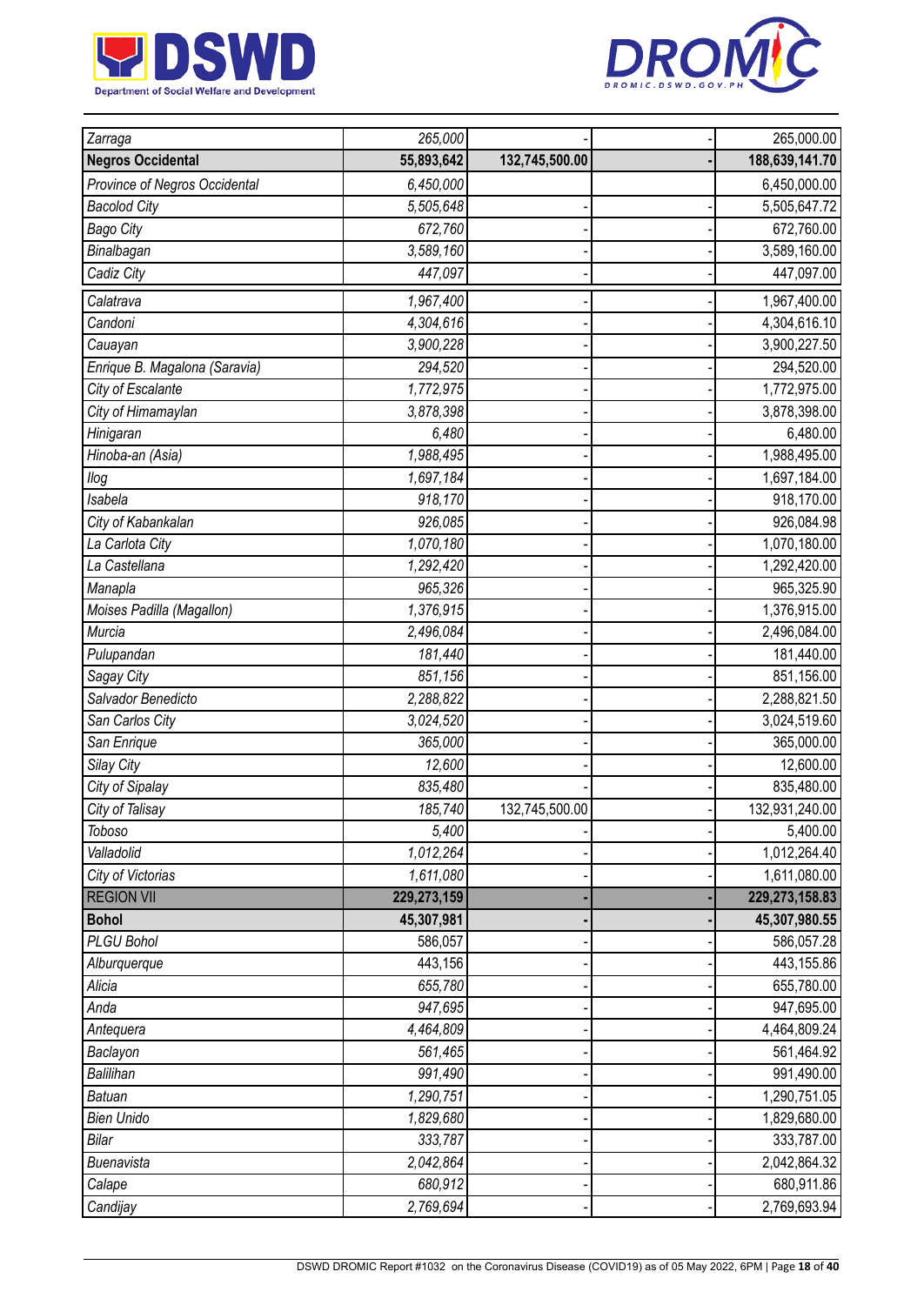| | | | | |
|---|---|---|---|---|
| Zarraga | 265,000 | - | - | 265,000.00 |
| **Negros Occidental** | **55,893,642** | **132,745,500.00** | **-** | **188,639,141.70** |
| Province of Negros Occidental | 6,450,000 | | | 6,450,000.00 |
| Bacolod City | 5,505,648 | - | - | 5,505,647.72 |
| Bago City | 672,760 | - | - | 672,760.00 |
| Binalbagan | 3,589,160 | - | - | 3,589,160.00 |
| Cadiz City | 447,097 | - | - | 447,097.00 |
| Calatrava | 1,967,400 | - | - | 1,967,400.00 |
| Candoni | 4,304,616 | - | - | 4,304,616.10 |
| Cauayan | 3,900,228 | - | - | 3,900,227.50 |
| Enrique B. Magalona (Saravia) | 294,520 | - | - | 294,520.00 |
| City of Escalante | 1,772,975 | - | - | 1,772,975.00 |
| City of Himamaylan | 3,878,398 | - | - | 3,878,398.00 |
| Hinigaran | 6,480 | - | - | 6,480.00 |
| Hinoba-an (Asia) | 1,988,495 | - | - | 1,988,495.00 |
| Ilog | 1,697,184 | - | - | 1,697,184.00 |
| Isabela | 918,170 | - | - | 918,170.00 |
| City of Kabankalan | 926,085 | - | - | 926,084.98 |
| La Carlota City | 1,070,180 | - | - | 1,070,180.00 |
| La Castellana | 1,292,420 | - | - | 1,292,420.00 |
| Manapla | 965,326 | - | - | 965,325.90 |
| Moises Padilla (Magallon) | 1,376,915 | - | - | 1,376,915.00 |
| Murcia | 2,496,084 | - | - | 2,496,084.00 |
| Pulupandan | 181,440 | - | - | 181,440.00 |
| Sagay City | 851,156 | - | - | 851,156.00 |
| Salvador Benedicto | 2,288,822 | - | - | 2,288,821.50 |
| San Carlos City | 3,024,520 | - | - | 3,024,519.60 |
| San Enrique | 365,000 | - | - | 365,000.00 |
| Silay City | 12,600 | - | - | 12,600.00 |
| City of Sipalay | 835,480 | - | - | 835,480.00 |
| City of Talisay | 185,740 | 132,745,500.00 | - | 132,931,240.00 |
| Toboso | 5,400 | - | - | 5,400.00 |
| Valladolid | 1,012,264 | - | - | 1,012,264.40 |
| City of Victorias | 1,611,080 | - | - | 1,611,080.00 |
| REGION VII | **229,273,159** | **-** | **-** | **229,273,158.83** |
| **Bohol** | **45,307,981** | **-** | **-** | **45,307,980.55** |
| PLGU Bohol | 586,057 | - | - | 586,057.28 |
| Alburquerque | 443,156 | - | - | 443,155.86 |
| Alicia | 655,780 | - | - | 655,780.00 |
| Anda | 947,695 | - | - | 947,695.00 |
| Antequera | 4,464,809 | - | - | 4,464,809.24 |
| Baclayon | 561,465 | - | - | 561,464.92 |
| Balilihan | 991,490 | - | - | 991,490.00 |
| Batuan | 1,290,751 | - | - | 1,290,751.05 |
| Bien Unido | 1,829,680 | - | - | 1,829,680.00 |
| Bilar | 333,787 | - | - | 333,787.00 |
| Buenavista | 2,042,864 | - | - | 2,042,864.32 |
| Calape | 680,912 | - | - | 680,911.86 |
| Candijay | 2,769,694 | - | - | 2,769,693.94 |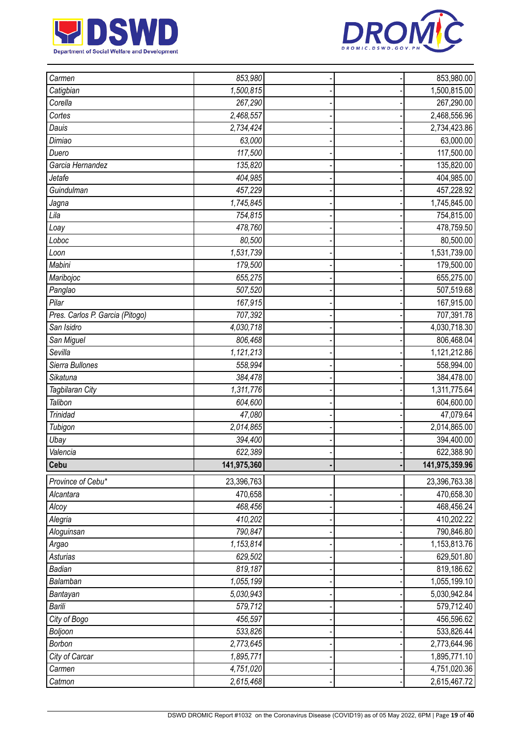| | | | | |
|---|---|---|---|---|
| *Carmen* | *853,980* | - | - | 853,980.00 |
| *Catigbian* | *1,500,815* | - | - | 1,500,815.00 |
| *Corella* | *267,290* | - | - | 267,290.00 |
| *Cortes* | *2,468,557* | - | - | 2,468,556.96 |
| *Dauis* | *2,734,424* | - | - | 2,734,423.86 |
| *Dimiao* | *63,000* | - | - | 63,000.00 |
| *Duero* | *117,500* | - | - | 117,500.00 |
| *Garcia Hernandez* | *135,820* | - | - | 135,820.00 |
| *Jetafe* | *404,985* | - | - | 404,985.00 |
| *Guindulman* | *457,229* | - | - | 457,228.92 |
| *Jagna* | *1,745,845* | - | - | 1,745,845.00 |
| *Lila* | *754,815* | - | - | 754,815.00 |
| *Loay* | *478,760* | - | - | 478,759.50 |
| *Loboc* | *80,500* | - | - | 80,500.00 |
| *Loon* | *1,531,739* | - | - | 1,531,739.00 |
| *Mabini* | *179,500* | - | - | 179,500.00 |
| *Maribojoc* | *655,275* | - | - | 655,275.00 |
| *Panglao* | *507,520* | - | - | 507,519.68 |
| *Pilar* | *167,915* | - | - | 167,915.00 |
| *Pres. Carlos P. Garcia (Pitogo)* | *707,392* | - | - | 707,391.78 |
| *San Isidro* | *4,030,718* | - | - | 4,030,718.30 |
| *San Miguel* | *806,468* | - | - | 806,468.04 |
| *Sevilla* | *1,121,213* | - | - | 1,121,212.86 |
| *Sierra Bullones* | *558,994* | - | - | 558,994.00 |
| *Sikatuna* | *384,478* | - | - | 384,478.00 |
| *Tagbilaran City* | *1,311,776* | - | - | 1,311,775.64 |
| *Talibon* | *604,600* | - | - | 604,600.00 |
| *Trinidad* | *47,080* | - | - | 47,079.64 |
| *Tubigon* | *2,014,865* | - | - | 2,014,865.00 |
| *Ubay* | *394,400* | - | - | 394,400.00 |
| *Valencia* | *622,389* | - | - | 622,388.90 |
| **Cebu** | **141,975,360** | **-** | **-** | **141,975,359.96** |
| *Province of Cebu** | 23,396,763 | | | 23,396,763.38 |
| *Alcantara* | *470,658* | - | - | 470,658.30 |
| *Alcoy* | *468,456* | - | - | 468,456.24 |
| *Alegria* | *410,202* | - | - | 410,202.22 |
| *Aloguinsan* | *790,847* | - | - | 790,846.80 |
| *Argao* | *1,153,814* | - | - | 1,153,813.76 |
| *Asturias* | *629,502* | - | - | 629,501.80 |
| *Badian* | *819,187* | - | - | 819,186.62 |
| *Balamban* | *1,055,199* | - | - | 1,055,199.10 |
| *Bantayan* | *5,030,943* | - | - | 5,030,942.84 |
| *Barili* | *579,712* | - | - | 579,712.40 |
| *City of Bogo* | *456,597* | - | - | 456,596.62 |
| *Boljoon* | *533,826* | - | - | 533,826.44 |
| *Borbon* | *2,773,645* | - | - | 2,773,644.96 |
| *City of Carcar* | *1,895,771* | - | - | 1,895,771.10 |
| *Carmen* | *4,751,020* | - | - | 4,751,020.36 |
| *Catmon* | *2,615,468* | - | - | 2,615,467.72 |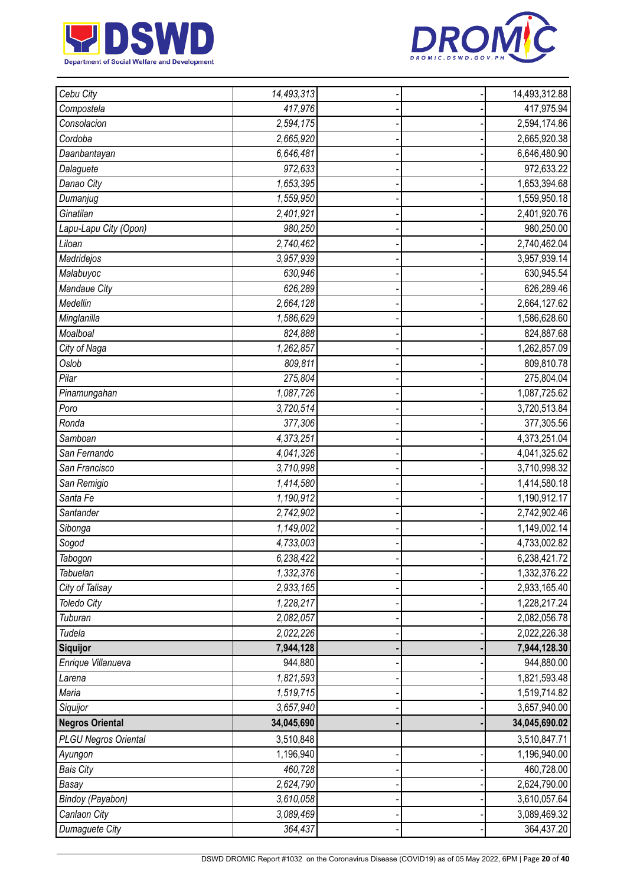| | | | | |
|---|---|---|---|---|
| *Cebu City* | *14,493,313* | - | - | 14,493,312.88 |
| *Compostela* | *417,976* | - | - | 417,975.94 |
| *Consolacion* | *2,594,175* | - | - | 2,594,174.86 |
| *Cordoba* | *2,665,920* | - | - | 2,665,920.38 |
| *Daanbantayan* | *6,646,481* | - | - | 6,646,480.90 |
| *Dalaguete* | *972,633* | - | - | 972,633.22 |
| *Danao City* | *1,653,395* | - | - | 1,653,394.68 |
| *Dumanjug* | *1,559,950* | - | - | 1,559,950.18 |
| *Ginatilan* | *2,401,921* | - | - | 2,401,920.76 |
| *Lapu-Lapu City (Opon)* | *980,250* | - | - | 980,250.00 |
| *Liloan* | *2,740,462* | - | - | 2,740,462.04 |
| *Madridejos* | *3,957,939* | - | - | 3,957,939.14 |
| *Malabuyoc* | *630,946* | - | - | 630,945.54 |
| *Mandaue City* | *626,289* | - | - | 626,289.46 |
| *Medellin* | *2,664,128* | - | - | 2,664,127.62 |
| *Minglanilla* | *1,586,629* | - | - | 1,586,628.60 |
| *Moalboal* | *824,888* | - | - | 824,887.68 |
| *City of Naga* | *1,262,857* | - | - | 1,262,857.09 |
| *Oslob* | *809,811* | - | - | 809,810.78 |
| *Pilar* | *275,804* | - | - | 275,804.04 |
| *Pinamungahan* | *1,087,726* | - | - | 1,087,725.62 |
| *Poro* | *3,720,514* | - | - | 3,720,513.84 |
| *Ronda* | *377,306* | - | - | 377,305.56 |
| *Samboan* | *4,373,251* | - | - | 4,373,251.04 |
| *San Fernando* | *4,041,326* | - | - | 4,041,325.62 |
| *San Francisco* | *3,710,998* | - | - | 3,710,998.32 |
| *San Remigio* | *1,414,580* | - | - | 1,414,580.18 |
| *Santa Fe* | *1,190,912* | - | - | 1,190,912.17 |
| *Santander* | *2,742,902* | - | - | 2,742,902.46 |
| *Sibonga* | *1,149,002* | - | - | 1,149,002.14 |
| *Sogod* | *4,733,003* | - | - | 4,733,002.82 |
| *Tabogon* | *6,238,422* | - | - | 6,238,421.72 |
| *Tabuelan* | *1,332,376* | - | - | 1,332,376.22 |
| *City of Talisay* | *2,933,165* | - | - | 2,933,165.40 |
| *Toledo City* | *1,228,217* | - | - | 1,228,217.24 |
| *Tuburan* | *2,082,057* | - | - | 2,082,056.78 |
| *Tudela* | *2,022,226* | - | - | 2,022,226.38 |
| **Siquijor** | **7,944,128** | **-** | **-** | **7,944,128.30** |
| *Enrique Villanueva* | 944,880 | - | - | 944,880.00 |
| *Larena* | *1,821,593* | - | - | 1,821,593.48 |
| *Maria* | *1,519,715* | - | - | 1,519,714.82 |
| *Siquijor* | *3,657,940* | - | - | 3,657,940.00 |
| **Negros Oriental** | **34,045,690** | **-** | **-** | **34,045,690.02** |
| *PLGU Negros Oriental* | 3,510,848 | | | 3,510,847.71 |
| *Ayungon* | 1,196,940 | - | - | 1,196,940.00 |
| *Bais City* | *460,728* | - | - | 460,728.00 |
| *Basay* | *2,624,790* | - | - | 2,624,790.00 |
| *Bindoy (Payabon)* | *3,610,058* | - | - | 3,610,057.64 |
| *Canlaon City* | *3,089,469* | - | - | 3,089,469.32 |
| *Dumaguete City* | *364,437* | - | - | 364,437.20 |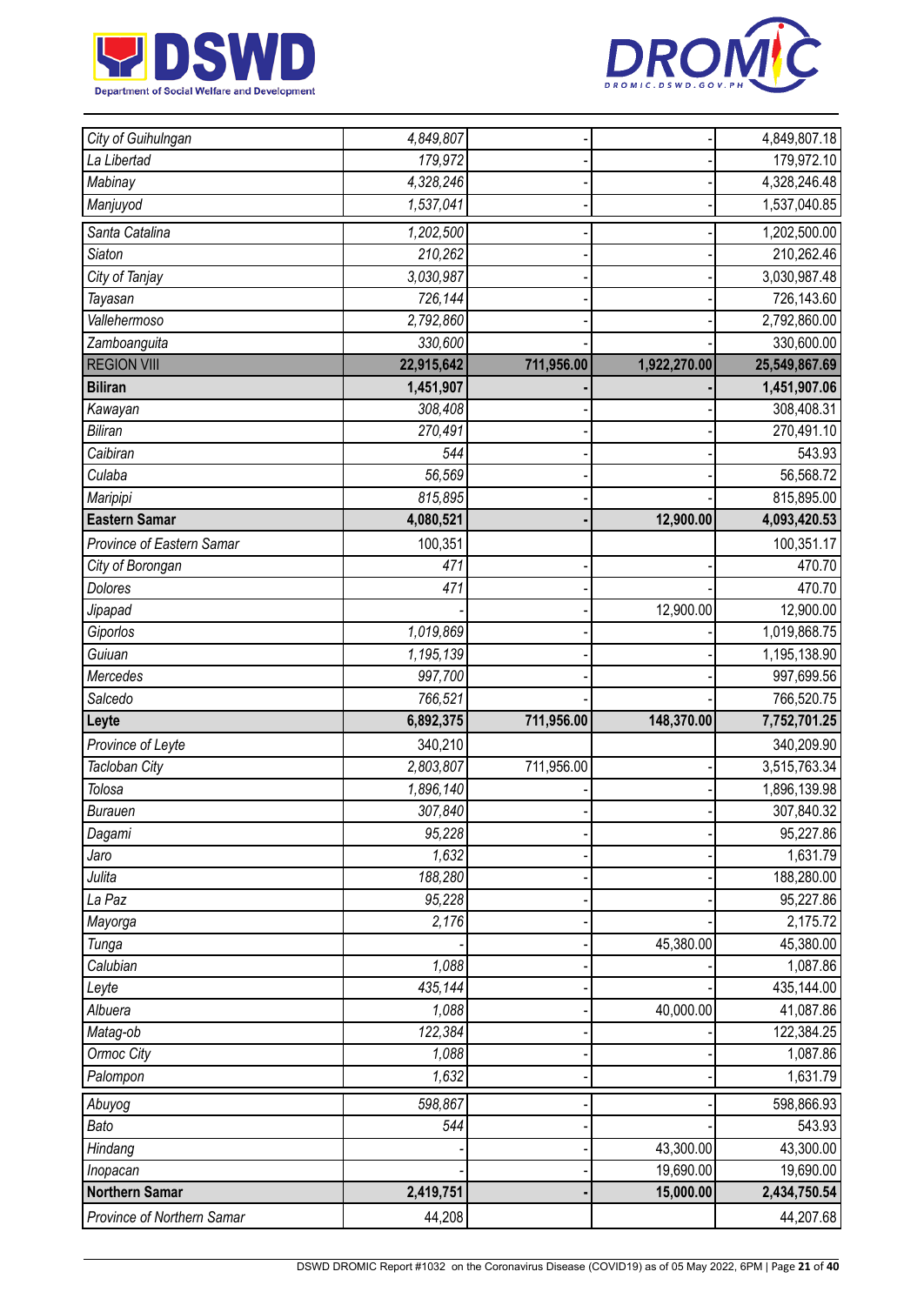| City of Guihulngan | 4,849,807 | - | - | 4,849,807.18 |
|---|---|---|---|---|
| La Libertad | 179,972 | - | - | 179,972.10 |
| Mabinay | 4,328,246 | - | - | 4,328,246.48 |
| Manjuyod | 1,537,041 | - | - | 1,537,040.85 |
| Santa Catalina | 1,202,500 | - | - | 1,202,500.00 |
| Siaton | 210,262 | - | - | 210,262.46 |
| City of Tanjay | 3,030,987 | - | - | 3,030,987.48 |
| Tayasan | 726,144 | - | - | 726,143.60 |
| Vallehermoso | 2,792,860 | - | - | 2,792,860.00 |
| Zamboanguita | 330,600 | - | - | 330,600.00 |
| REGION VIII | **22,915,642** | **711,956.00** | **1,922,270.00** | **25,549,867.69** |
| **Biliran** | **1,451,907** | **-** | **-** | **1,451,907.06** |
| Kawayan | 308,408 | - | - | 308,408.31 |
| Biliran | 270,491 | - | - | 270,491.10 |
| Caibiran | 544 | - | - | 543.93 |
| Culaba | 56,569 | - | - | 56,568.72 |
| Maripipi | 815,895 | - | - | 815,895.00 |
| **Eastern Samar** | **4,080,521** | **-** | **12,900.00** | **4,093,420.53** |
| Province of Eastern Samar | 100,351 | | | 100,351.17 |
| City of Borongan | 471 | - | - | 470.70 |
| Dolores | 471 | - | | 470.70 |
| Jipapad | - | - | 12,900.00 | 12,900.00 |
| Giporlos | 1,019,869 | - | - | 1,019,868.75 |
| Guiuan | 1,195,139 | - | - | 1,195,138.90 |
| Mercedes | 997,700 | - | - | 997,699.56 |
| Salcedo | 766,521 | - | - | 766,520.75 |
| **Leyte** | **6,892,375** | **711,956.00** | **148,370.00** | **7,752,701.25** |
| Province of Leyte | 340,210 | | | 340,209.90 |
| Tacloban City | 2,803,807 | 711,956.00 | - | 3,515,763.34 |
| Tolosa | 1,896,140 | - | - | 1,896,139.98 |
| Burauen | 307,840 | - | - | 307,840.32 |
| Dagami | 95,228 | - | - | 95,227.86 |
| Jaro | 1,632 | - | - | 1,631.79 |
| Julita | 188,280 | - | - | 188,280.00 |
| La Paz | 95,228 | - | - | 95,227.86 |
| Mayorga | 2,176 | - | - | 2,175.72 |
| Tunga | - | - | 45,380.00 | 45,380.00 |
| Calubian | 1,088 | - | - | 1,087.86 |
| Leyte | 435,144 | - | - | 435,144.00 |
| Albuera | 1,088 | - | 40,000.00 | 41,087.86 |
| Matag-ob | 122,384 | - | - | 122,384.25 |
| Ormoc City | 1,088 | - | - | 1,087.86 |
| Palompon | 1,632 | - | - | 1,631.79 |
| Abuyog | 598,867 | - | - | 598,866.93 |
| Bato | 544 | - | - | 543.93 |
| Hindang | - | - | 43,300.00 | 43,300.00 |
| Inopacan | - | - | 19,690.00 | 19,690.00 |
| **Northern Samar** | **2,419,751** | **-** | **15,000.00** | **2,434,750.54** |
| Province of Northern Samar | 44,208 | | | 44,207.68 |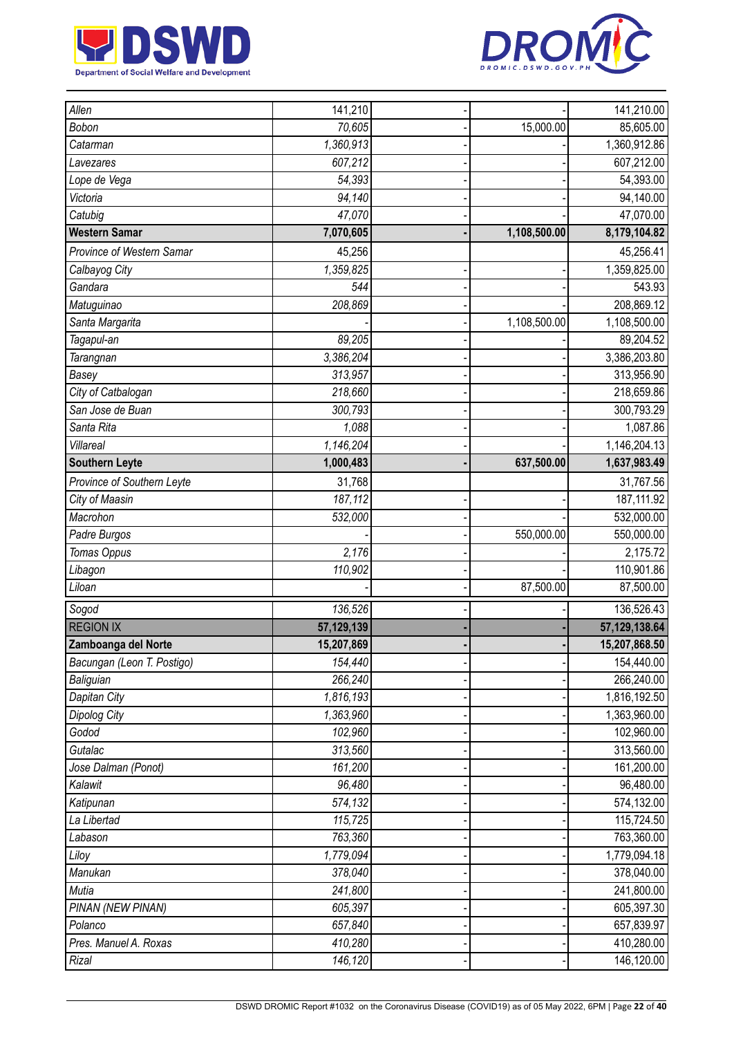| | | | | |
|---|---|---|---|---|
| *Allen* | *141,210* | - | - | 141,210.00 |
| *Bobon* | *70,605* | - | 15,000.00 | 85,605.00 |
| *Catarman* | *1,360,913* | - | - | 1,360,912.86 |
| *Lavezares* | *607,212* | - | - | 607,212.00 |
| *Lope de Vega* | *54,393* | - | - | 54,393.00 |
| *Victoria* | *94,140* | - | - | 94,140.00 |
| *Catubig* | *47,070* | - | - | 47,070.00 |
| **Western Samar** | **7,070,605** | **-** | **1,108,500.00** | **8,179,104.82** |
| *Province of Western Samar* | 45,256 | | | 45,256.41 |
| *Calbayog City* | *1,359,825* | - | - | 1,359,825.00 |
| *Gandara* | *544* | - | - | 543.93 |
| *Matuguinao* | *208,869* | - | - | 208,869.12 |
| *Santa Margarita* | - | - | 1,108,500.00 | 1,108,500.00 |
| *Tagapul-an* | *89,205* | - | - | 89,204.52 |
| *Tarangnan* | *3,386,204* | - | - | 3,386,203.80 |
| *Basey* | *313,957* | - | - | 313,956.90 |
| *City of Catbalogan* | *218,660* | - | - | 218,659.86 |
| *San Jose de Buan* | *300,793* | - | - | 300,793.29 |
| *Santa Rita* | *1,088* | - | - | 1,087.86 |
| *Villareal* | *1,146,204* | - | - | 1,146,204.13 |
| **Southern Leyte** | **1,000,483** | **-** | **637,500.00** | **1,637,983.49** |
| *Province of Southern Leyte* | 31,768 | | | 31,767.56 |
| *City of Maasin* | *187,112* | - | - | 187,111.92 |
| *Macrohon* | *532,000* | - | - | 532,000.00 |
| *Padre Burgos* | - | - | 550,000.00 | 550,000.00 |
| *Tomas Oppus* | *2,176* | - | - | 2,175.72 |
| *Libagon* | *110,902* | - | - | 110,901.86 |
| *Liloan* | - | - | 87,500.00 | 87,500.00 |
| *Sogod* | *136,526* | - | - | 136,526.43 |
| REGION IX | **57,129,139** | **-** | **-** | **57,129,138.64** |
| **Zamboanga del Norte** | **15,207,869** | **-** | **-** | **15,207,868.50** |
| *Bacungan (Leon T. Postigo)* | *154,440* | - | - | 154,440.00 |
| *Baliguian* | *266,240* | - | - | 266,240.00 |
| *Dapitan City* | *1,816,193* | - | - | 1,816,192.50 |
| *Dipolog City* | *1,363,960* | - | - | 1,363,960.00 |
| *Godod* | *102,960* | - | - | 102,960.00 |
| *Gutalac* | *313,560* | - | - | 313,560.00 |
| *Jose Dalman (Ponot)* | *161,200* | - | - | 161,200.00 |
| *Kalawit* | *96,480* | - | - | 96,480.00 |
| *Katipunan* | *574,132* | - | - | 574,132.00 |
| *La Libertad* | *115,725* | - | - | 115,724.50 |
| *Labason* | *763,360* | - | - | 763,360.00 |
| *Liloy* | *1,779,094* | - | - | 1,779,094.18 |
| *Manukan* | *378,040* | - | - | 378,040.00 |
| *Mutia* | *241,800* | - | - | 241,800.00 |
| *PINAN (NEW PINAN)* | *605,397* | - | - | 605,397.30 |
| *Polanco* | *657,840* | - | - | 657,839.97 |
| *Pres. Manuel A. Roxas* | *410,280* | - | - | 410,280.00 |
| *Rizal* | *146,120* | - | - | 146,120.00 |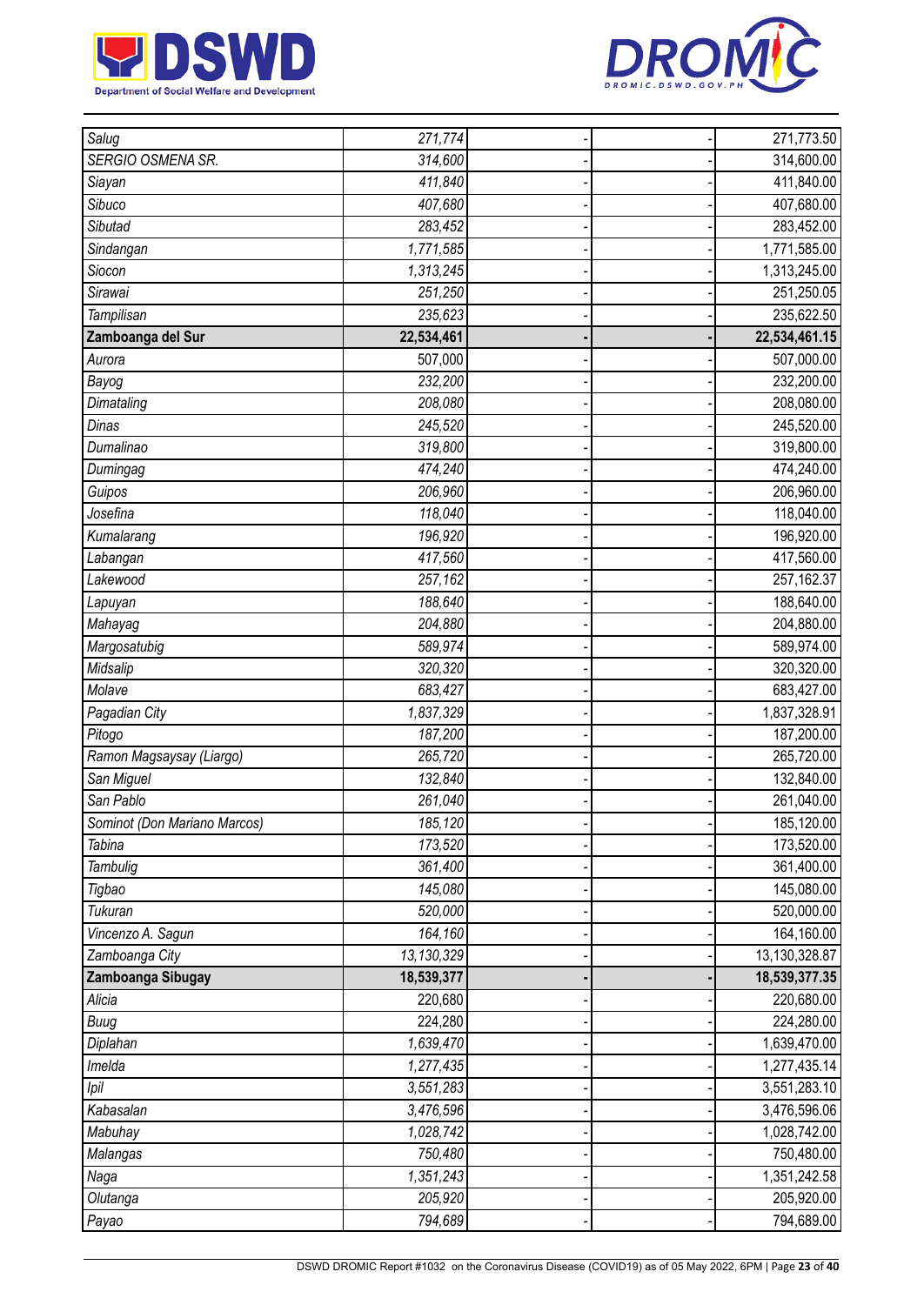| | | | | |
|---|---|---|---|---|
| *Salug* | *271,774* | - | - | 271,773.50 |
| *SERGIO OSMENA SR.* | *314,600* | - | - | 314,600.00 |
| *Siayan* | *411,840* | - | - | 411,840.00 |
| *Sibuco* | *407,680* | - | - | 407,680.00 |
| *Sibutad* | *283,452* | - | - | 283,452.00 |
| *Sindangan* | *1,771,585* | - | - | 1,771,585.00 |
| *Siocon* | *1,313,245* | - | - | 1,313,245.00 |
| *Sirawai* | *251,250* | - | - | 251,250.05 |
| *Tampilisan* | *235,623* | - | - | 235,622.50 |
| **Zamboanga del Sur** | **22,534,461** | **-** | **-** | **22,534,461.15** |
| *Aurora* | *507,000* | - | - | 507,000.00 |
| *Bayog* | *232,200* | - | - | 232,200.00 |
| *Dimataling* | *208,080* | - | - | 208,080.00 |
| *Dinas* | *245,520* | - | - | 245,520.00 |
| *Dumalinao* | *319,800* | - | - | 319,800.00 |
| *Dumingag* | *474,240* | - | - | 474,240.00 |
| *Guipos* | *206,960* | - | - | 206,960.00 |
| *Josefina* | *118,040* | - | - | 118,040.00 |
| *Kumalarang* | *196,920* | - | - | 196,920.00 |
| *Labangan* | *417,560* | - | - | 417,560.00 |
| *Lakewood* | *257,162* | - | - | 257,162.37 |
| *Lapuyan* | *188,640* | - | - | 188,640.00 |
| *Mahayag* | *204,880* | - | - | 204,880.00 |
| *Margosatubig* | *589,974* | - | - | 589,974.00 |
| *Midsalip* | *320,320* | - | - | 320,320.00 |
| *Molave* | *683,427* | - | - | 683,427.00 |
| *Pagadian City* | *1,837,329* | - | - | 1,837,328.91 |
| *Pitogo* | *187,200* | - | - | 187,200.00 |
| *Ramon Magsaysay (Liargo)* | *265,720* | - | - | 265,720.00 |
| *San Miguel* | *132,840* | - | - | 132,840.00 |
| *San Pablo* | *261,040* | - | - | 261,040.00 |
| *Sominot (Don Mariano Marcos)* | *185,120* | - | - | 185,120.00 |
| *Tabina* | *173,520* | - | - | 173,520.00 |
| *Tambulig* | *361,400* | - | - | 361,400.00 |
| *Tigbao* | *145,080* | - | - | 145,080.00 |
| *Tukuran* | *520,000* | - | - | 520,000.00 |
| *Vincenzo A. Sagun* | *164,160* | - | - | 164,160.00 |
| *Zamboanga City* | *13,130,329* | - | - | 13,130,328.87 |
| **Zamboanga Sibugay** | **18,539,377** | **-** | **-** | **18,539,377.35** |
| *Alicia* | 220,680 | - | - | 220,680.00 |
| *Buug* | 224,280 | - | - | 224,280.00 |
| *Diplahan* | *1,639,470* | - | - | 1,639,470.00 |
| *Imelda* | *1,277,435* | - | - | 1,277,435.14 |
| *Ipil* | *3,551,283* | - | - | 3,551,283.10 |
| *Kabasalan* | *3,476,596* | - | - | 3,476,596.06 |
| *Mabuhay* | *1,028,742* | - | - | 1,028,742.00 |
| *Malangas* | *750,480* | - | - | 750,480.00 |
| *Naga* | *1,351,243* | - | - | 1,351,242.58 |
| *Olutanga* | *205,920* | - | - | 205,920.00 |
| *Payao* | *794,689* | - | - | 794,689.00 |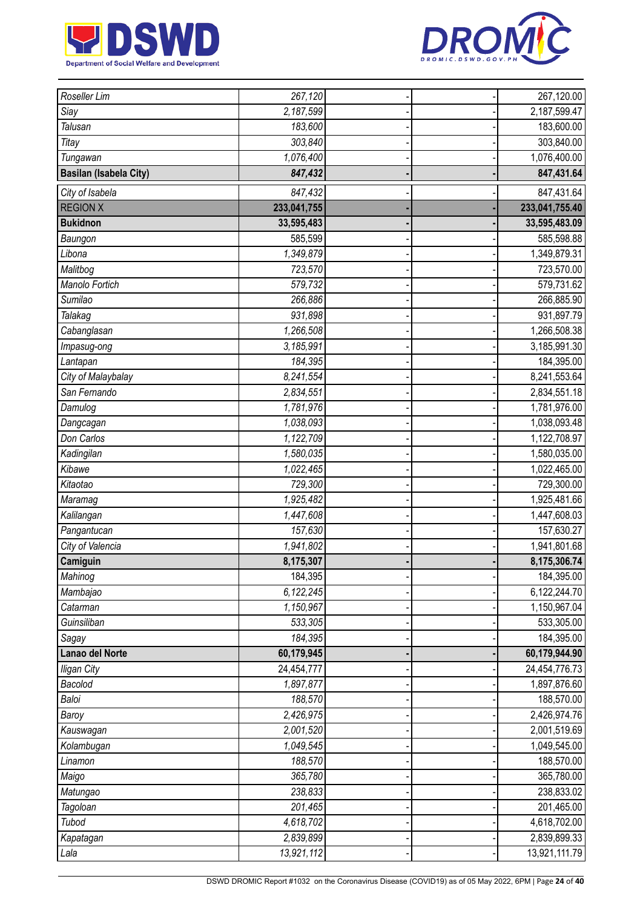| | | | | |
|---|---|---|---|---|
| *Roseller Lim* | *267,120* | - | - | 267,120.00 |
| *Siay* | *2,187,599* | - | - | 2,187,599.47 |
| *Talusan* | *183,600* | - | - | 183,600.00 |
| *Titay* | *303,840* | - | - | 303,840.00 |
| *Tungawan* | *1,076,400* | - | - | 1,076,400.00 |
| **Basilan (Isabela City)** | ***847,432*** | **-** | **-** | **847,431.64** |
| *City of Isabela* | *847,432* | - | - | 847,431.64 |
| REGION X | **233,041,755** | **-** | **-** | **233,041,755.40** |
| **Bukidnon** | **33,595,483** | **-** | **-** | **33,595,483.09** |
| *Baungon* | 585,599 | - | - | 585,598.88 |
| *Libona* | *1,349,879* | - | - | 1,349,879.31 |
| *Malitbog* | *723,570* | - | - | 723,570.00 |
| *Manolo Fortich* | *579,732* | - | - | 579,731.62 |
| *Sumilao* | *266,886* | - | - | 266,885.90 |
| *Talakag* | *931,898* | - | - | 931,897.79 |
| *Cabanglasan* | *1,266,508* | - | - | 1,266,508.38 |
| *Impasug-ong* | *3,185,991* | - | - | 3,185,991.30 |
| *Lantapan* | *184,395* | - | - | 184,395.00 |
| *City of Malaybalay* | *8,241,554* | - | - | 8,241,553.64 |
| *San Fernando* | *2,834,551* | - | - | 2,834,551.18 |
| *Damulog* | *1,781,976* | - | - | 1,781,976.00 |
| *Dangcagan* | *1,038,093* | - | - | 1,038,093.48 |
| *Don Carlos* | *1,122,709* | - | - | 1,122,708.97 |
| *Kadingilan* | *1,580,035* | - | - | 1,580,035.00 |
| *Kibawe* | *1,022,465* | - | - | 1,022,465.00 |
| *Kitaotao* | *729,300* | - | - | 729,300.00 |
| *Maramag* | *1,925,482* | - | - | 1,925,481.66 |
| *Kalilangan* | *1,447,608* | - | - | 1,447,608.03 |
| *Pangantucan* | *157,630* | - | - | 157,630.27 |
| *City of Valencia* | *1,941,802* | - | - | 1,941,801.68 |
| **Camiguin** | **8,175,307** | **-** | **-** | **8,175,306.74** |
| *Mahinog* | 184,395 | - | - | 184,395.00 |
| *Mambajao* | *6,122,245* | - | - | 6,122,244.70 |
| *Catarman* | *1,150,967* | - | - | 1,150,967.04 |
| *Guinsiliban* | *533,305* | - | - | 533,305.00 |
| *Sagay* | *184,395* | - | - | 184,395.00 |
| **Lanao del Norte** | **60,179,945** | **-** | **-** | **60,179,944.90** |
| *Iligan City* | 24,454,777 | - | - | 24,454,776.73 |
| *Bacolod* | *1,897,877* | - | - | 1,897,876.60 |
| *Baloi* | *188,570* | - | - | 188,570.00 |
| *Baroy* | *2,426,975* | - | - | 2,426,974.76 |
| *Kauswagan* | *2,001,520* | - | - | 2,001,519.69 |
| *Kolambugan* | *1,049,545* | - | - | 1,049,545.00 |
| *Linamon* | *188,570* | - | - | 188,570.00 |
| *Maigo* | *365,780* | - | - | 365,780.00 |
| *Matungao* | *238,833* | - | - | 238,833.02 |
| *Tagoloan* | *201,465* | - | - | 201,465.00 |
| *Tubod* | *4,618,702* | - | - | 4,618,702.00 |
| *Kapatagan* | *2,839,899* | - | - | 2,839,899.33 |
| *Lala* | *13,921,112* | - | - | 13,921,111.79 |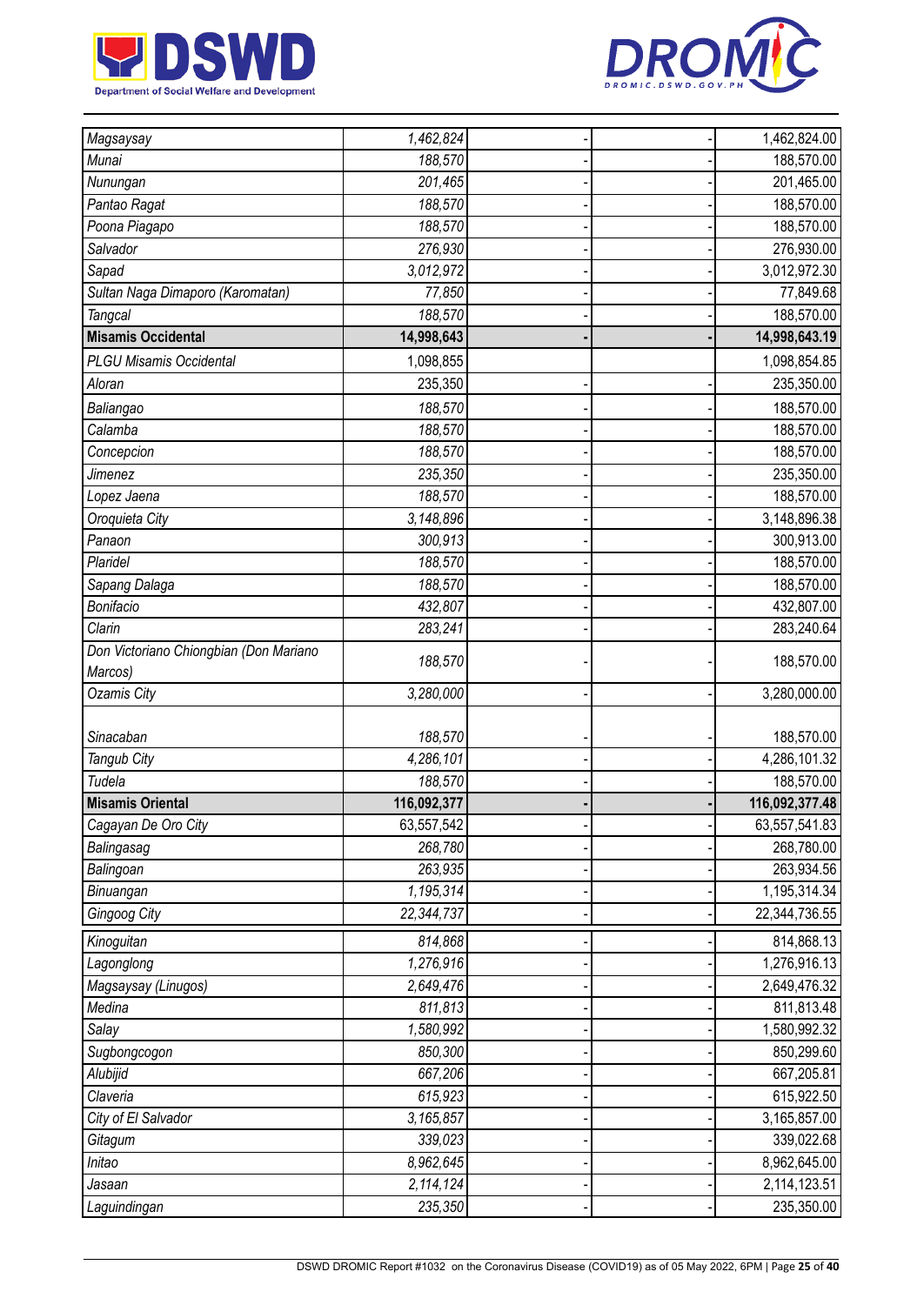| | | | | |
|---|---|---|---|---|
| Magsaysay | 1,462,824 | - | - | 1,462,824.00 |
| Munai | 188,570 | - | - | 188,570.00 |
| Nunungan | 201,465 | - | - | 201,465.00 |
| Pantao Ragat | 188,570 | - | - | 188,570.00 |
| Poona Piagapo | 188,570 | - | - | 188,570.00 |
| Salvador | 276,930 | - | - | 276,930.00 |
| Sapad | 3,012,972 | - | - | 3,012,972.30 |
| Sultan Naga Dimaporo (Karomatan) | 77,850 | - | - | 77,849.68 |
| Tangcal | 188,570 | - | - | 188,570.00 |
| **Misamis Occidental** | **14,998,643** | **-** | **-** | **14,998,643.19** |
| PLGU Misamis Occidental | 1,098,855 | | | 1,098,854.85 |
| Aloran | 235,350 | - | - | 235,350.00 |
| Baliangao | 188,570 | - | - | 188,570.00 |
| Calamba | 188,570 | - | - | 188,570.00 |
| Concepcion | 188,570 | - | - | 188,570.00 |
| Jimenez | 235,350 | - | - | 235,350.00 |
| Lopez Jaena | 188,570 | - | - | 188,570.00 |
| Oroquieta City | 3,148,896 | - | - | 3,148,896.38 |
| Panaon | 300,913 | - | - | 300,913.00 |
| Plaridel | 188,570 | - | - | 188,570.00 |
| Sapang Dalaga | 188,570 | - | - | 188,570.00 |
| Bonifacio | 432,807 | - | - | 432,807.00 |
| Clarin | 283,241 | - | - | 283,240.64 |
| Don Victoriano Chiongbian (Don Mariano Marcos) | 188,570 | - | - | 188,570.00 |
| Ozamis City | 3,280,000 | - | - | 3,280,000.00 |
| Sinacaban | 188,570 | - | - | 188,570.00 |
| Tangub City | 4,286,101 | - | - | 4,286,101.32 |
| Tudela | 188,570 | - | - | 188,570.00 |
| **Misamis Oriental** | **116,092,377** | **-** | **-** | **116,092,377.48** |
| Cagayan De Oro City | 63,557,542 | - | - | 63,557,541.83 |
| Balingasag | 268,780 | - | - | 268,780.00 |
| Balingoan | 263,935 | - | - | 263,934.56 |
| Binuangan | 1,195,314 | - | - | 1,195,314.34 |
| Gingoog City | 22,344,737 | - | - | 22,344,736.55 |
| Kinoguitan | 814,868 | - | - | 814,868.13 |
| Lagonglong | 1,276,916 | - | - | 1,276,916.13 |
| Magsaysay (Linugos) | 2,649,476 | - | - | 2,649,476.32 |
| Medina | 811,813 | - | - | 811,813.48 |
| Salay | 1,580,992 | - | - | 1,580,992.32 |
| Sugbongcogon | 850,300 | - | - | 850,299.60 |
| Alubijid | 667,206 | - | - | 667,205.81 |
| Claveria | 615,923 | - | - | 615,922.50 |
| City of El Salvador | 3,165,857 | - | - | 3,165,857.00 |
| Gitagum | 339,023 | - | - | 339,022.68 |
| Initao | 8,962,645 | - | - | 8,962,645.00 |
| Jasaan | 2,114,124 | - | - | 2,114,123.51 |
| Laguindingan | 235,350 | - | - | 235,350.00 |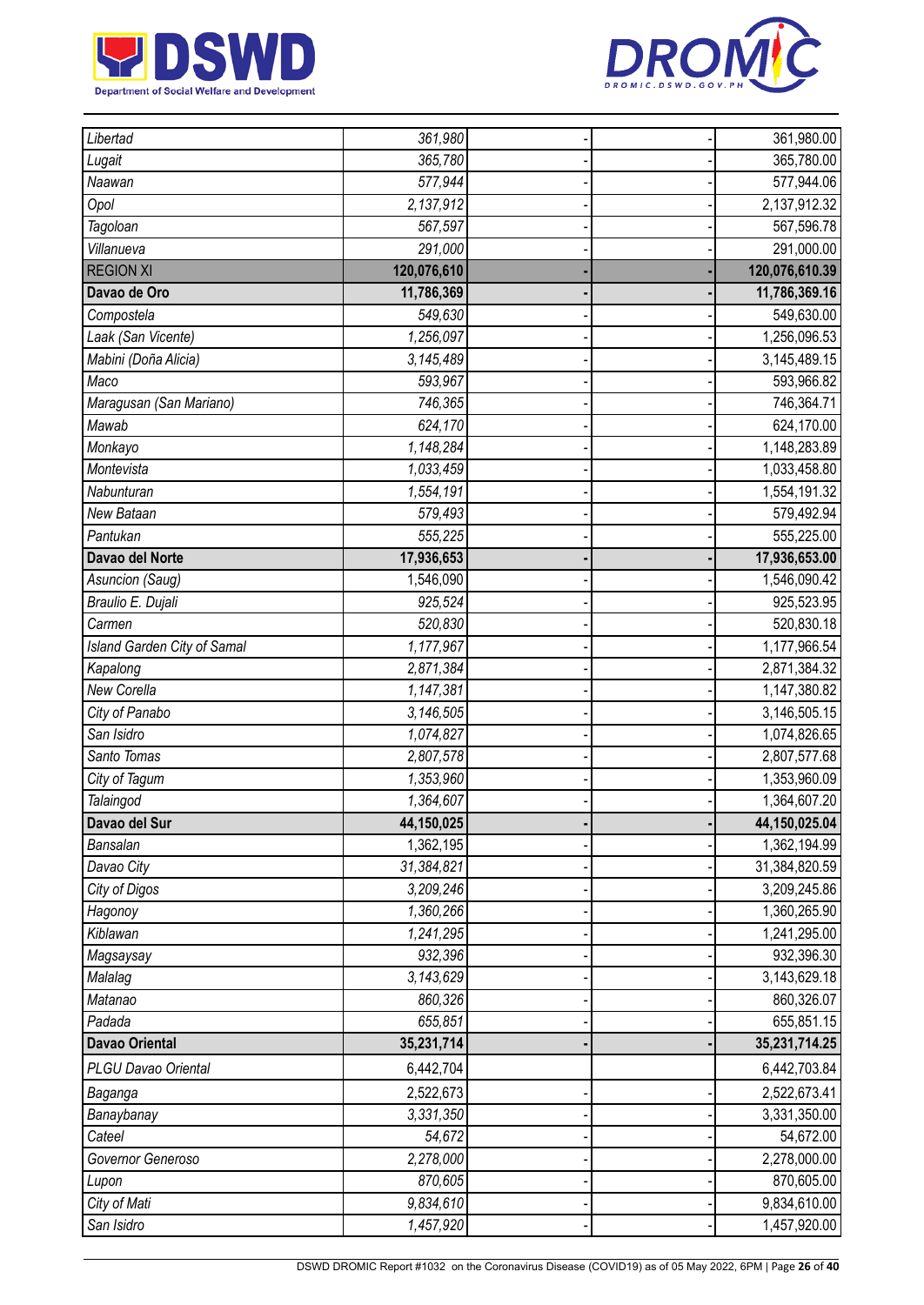| | | | | |
|---|---|---|---|---|
| *Libertad* | *361,980* | - | - | 361,980.00 |
| *Lugait* | *365,780* | - | - | 365,780.00 |
| *Naawan* | *577,944* | - | - | 577,944.06 |
| *Opol* | *2,137,912* | - | - | 2,137,912.32 |
| *Tagoloan* | *567,597* | - | - | 567,596.78 |
| *Villanueva* | *291,000* | - | - | 291,000.00 |
| REGION XI | **120,076,610** | - | - | **120,076,610.39** |
| **Davao de Oro** | **11,786,369** | - | - | **11,786,369.16** |
| *Compostela* | *549,630* | - | - | 549,630.00 |
| *Laak (San Vicente)* | *1,256,097* | - | - | 1,256,096.53 |
| *Mabini (Doña Alicia)* | *3,145,489* | - | - | 3,145,489.15 |
| *Maco* | *593,967* | - | - | 593,966.82 |
| *Maragusan (San Mariano)* | *746,365* | - | - | 746,364.71 |
| *Mawab* | *624,170* | - | - | 624,170.00 |
| *Monkayo* | *1,148,284* | - | - | 1,148,283.89 |
| *Montevista* | *1,033,459* | - | - | 1,033,458.80 |
| *Nabunturan* | *1,554,191* | - | - | 1,554,191.32 |
| *New Bataan* | *579,493* | - | - | 579,492.94 |
| *Pantukan* | *555,225* | - | - | 555,225.00 |
| **Davao del Norte** | **17,936,653** | - | - | **17,936,653.00** |
| *Asuncion (Saug)* | 1,546,090 | - | - | 1,546,090.42 |
| *Braulio E. Dujali* | *925,524* | - | - | 925,523.95 |
| *Carmen* | *520,830* | - | - | 520,830.18 |
| *Island Garden City of Samal* | *1,177,967* | - | - | 1,177,966.54 |
| *Kapalong* | *2,871,384* | - | - | 2,871,384.32 |
| *New Corella* | *1,147,381* | - | - | 1,147,380.82 |
| *City of Panabo* | *3,146,505* | - | - | 3,146,505.15 |
| *San Isidro* | *1,074,827* | - | - | 1,074,826.65 |
| *Santo Tomas* | *2,807,578* | - | - | 2,807,577.68 |
| *City of Tagum* | *1,353,960* | - | - | 1,353,960.09 |
| *Talaingod* | *1,364,607* | - | - | 1,364,607.20 |
| **Davao del Sur** | **44,150,025** | - | - | **44,150,025.04** |
| *Bansalan* | 1,362,195 | - | - | 1,362,194.99 |
| *Davao City* | *31,384,821* | - | - | 31,384,820.59 |
| *City of Digos* | *3,209,246* | - | - | 3,209,245.86 |
| *Hagonoy* | *1,360,266* | - | - | 1,360,265.90 |
| *Kiblawan* | *1,241,295* | - | - | 1,241,295.00 |
| *Magsaysay* | *932,396* | - | - | 932,396.30 |
| *Malalag* | *3,143,629* | - | - | 3,143,629.18 |
| *Matanao* | *860,326* | - | - | 860,326.07 |
| *Padada* | *655,851* | - | - | 655,851.15 |
| **Davao Oriental** | **35,231,714** | - | - | **35,231,714.25** |
| *PLGU Davao Oriental* | 6,442,704 | | | 6,442,703.84 |
| *Baganga* | 2,522,673 | - | - | 2,522,673.41 |
| *Banaybanay* | *3,331,350* | - | - | 3,331,350.00 |
| *Cateel* | *54,672* | - | - | 54,672.00 |
| *Governor Generoso* | *2,278,000* | - | - | 2,278,000.00 |
| *Lupon* | *870,605* | - | - | 870,605.00 |
| *City of Mati* | *9,834,610* | - | - | 9,834,610.00 |
| *San Isidro* | *1,457,920* | - | - | 1,457,920.00 |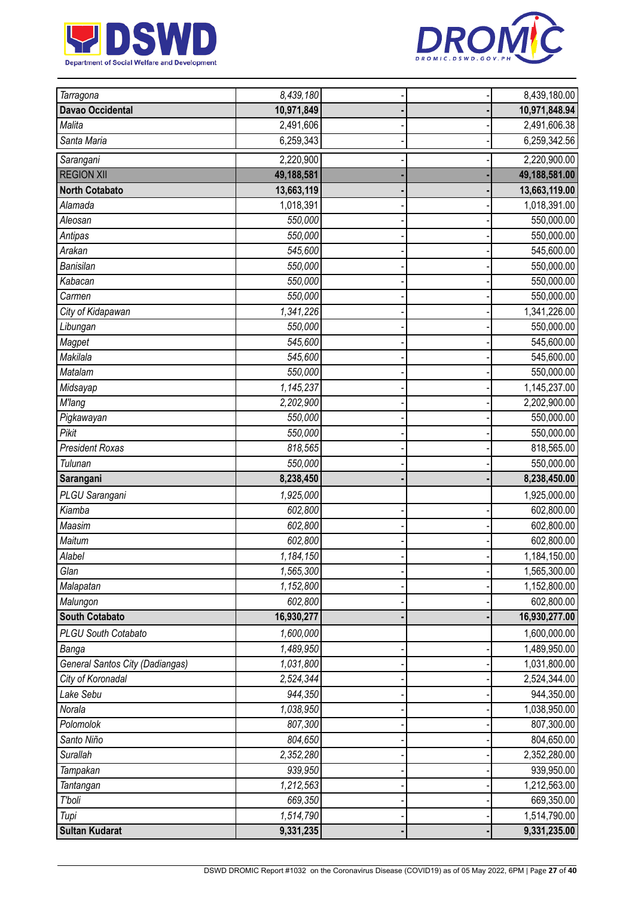| | | | | |
|---|---|---|---|---|
| *Tarragona* | *8,439,180* | - | - | 8,439,180.00 |
| **Davao Occidental** | **10,971,849** | **-** | **-** | **10,971,848.94** |
| *Malita* | 2,491,606 | - | - | 2,491,606.38 |
| *Santa Maria* | 6,259,343 | - | - | 6,259,342.56 |
| *Sarangani* | 2,220,900 | - | - | 2,220,900.00 |
| **REGION XII** | **49,188,581** | **-** | **-** | **49,188,581.00** |
| **North Cotabato** | **13,663,119** | **-** | **-** | **13,663,119.00** |
| *Alamada* | 1,018,391 | - | - | 1,018,391.00 |
| *Aleosan* | *550,000* | - | - | 550,000.00 |
| *Antipas* | *550,000* | - | - | 550,000.00 |
| *Arakan* | *545,600* | - | - | 545,600.00 |
| *Banisilan* | *550,000* | - | - | 550,000.00 |
| *Kabacan* | *550,000* | - | - | 550,000.00 |
| *Carmen* | *550,000* | - | - | 550,000.00 |
| *City of Kidapawan* | *1,341,226* | - | - | 1,341,226.00 |
| *Libungan* | *550,000* | - | - | 550,000.00 |
| *Magpet* | *545,600* | - | - | 545,600.00 |
| *Makilala* | *545,600* | - | - | 545,600.00 |
| *Matalam* | *550,000* | - | - | 550,000.00 |
| *Midsayap* | *1,145,237* | - | - | 1,145,237.00 |
| *M'lang* | *2,202,900* | - | - | 2,202,900.00 |
| *Pigkawayan* | *550,000* | - | - | 550,000.00 |
| *Pikit* | *550,000* | - | - | 550,000.00 |
| *President Roxas* | *818,565* | - | - | 818,565.00 |
| *Tulunan* | *550,000* | - | - | 550,000.00 |
| **Sarangani** | **8,238,450** | **-** | **-** | **8,238,450.00** |
| *PLGU Sarangani* | *1,925,000* | | | 1,925,000.00 |
| *Kiamba* | *602,800* | - | - | 602,800.00 |
| *Maasim* | *602,800* | - | - | 602,800.00 |
| *Maitum* | *602,800* | - | - | 602,800.00 |
| *Alabel* | *1,184,150* | - | - | 1,184,150.00 |
| *Glan* | *1,565,300* | - | - | 1,565,300.00 |
| *Malapatan* | *1,152,800* | - | - | 1,152,800.00 |
| *Malungon* | *602,800* | - | - | 602,800.00 |
| **South Cotabato** | **16,930,277** | **-** | **-** | **16,930,277.00** |
| *PLGU South Cotabato* | *1,600,000* | | | 1,600,000.00 |
| *Banga* | *1,489,950* | - | - | 1,489,950.00 |
| *General Santos City (Dadiangas)* | *1,031,800* | - | - | 1,031,800.00 |
| *City of Koronadal* | *2,524,344* | - | - | 2,524,344.00 |
| *Lake Sebu* | *944,350* | - | - | 944,350.00 |
| *Norala* | *1,038,950* | - | - | 1,038,950.00 |
| *Polomolok* | *807,300* | - | - | 807,300.00 |
| *Santo Niño* | *804,650* | - | - | 804,650.00 |
| *Surallah* | *2,352,280* | - | - | 2,352,280.00 |
| *Tampakan* | *939,950* | - | - | 939,950.00 |
| *Tantangan* | *1,212,563* | - | - | 1,212,563.00 |
| *T'boli* | *669,350* | - | - | 669,350.00 |
| *Tupi* | *1,514,790* | - | - | 1,514,790.00 |
| **Sultan Kudarat** | **9,331,235** | **-** | **-** | **9,331,235.00** |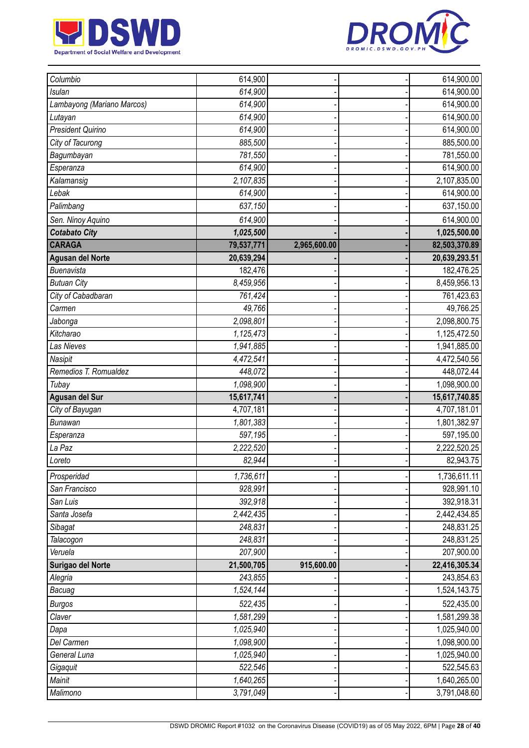| | | | | |
|---|---|---|---|---|
| *Columbio* | *614,900* | - | - | 614,900.00 |
| *Isulan* | *614,900* | - | - | 614,900.00 |
| *Lambayong (Mariano Marcos)* | *614,900* | - | - | 614,900.00 |
| *Lutayan* | *614,900* | - | - | 614,900.00 |
| *President Quirino* | *614,900* | - | - | 614,900.00 |
| *City of Tacurong* | *885,500* | - | - | 885,500.00 |
| *Bagumbayan* | *781,550* | - | - | 781,550.00 |
| *Esperanza* | *614,900* | - | - | 614,900.00 |
| *Kalamansig* | *2,107,835* | - | - | 2,107,835.00 |
| *Lebak* | *614,900* | - | - | 614,900.00 |
| *Palimbang* | *637,150* | - | - | 637,150.00 |
| *Sen. Ninoy Aquino* | *614,900* | - | - | 614,900.00 |
| ***Cotabato City*** | ***1,025,500*** | **-** | **-** | **1,025,500.00** |
| **CARAGA** | **79,537,771** | **2,965,600.00** | **-** | **82,503,370.89** |
| **Agusan del Norte** | **20,639,294** | **-** | **-** | **20,639,293.51** |
| *Buenavista* | 182,476 | - | - | 182,476.25 |
| *Butuan City* | *8,459,956* | - | - | 8,459,956.13 |
| *City of Cabadbaran* | *761,424* | - | - | 761,423.63 |
| *Carmen* | *49,766* | - | - | 49,766.25 |
| *Jabonga* | *2,098,801* | - | - | 2,098,800.75 |
| *Kitcharao* | *1,125,473* | - | - | 1,125,472.50 |
| *Las Nieves* | *1,941,885* | - | - | 1,941,885.00 |
| *Nasipit* | *4,472,541* | - | - | 4,472,540.56 |
| *Remedios T. Romualdez* | *448,072* | - | - | 448,072.44 |
| *Tubay* | *1,098,900* | - | - | 1,098,900.00 |
| **Agusan del Sur** | **15,617,741** | **-** | **-** | **15,617,740.85** |
| *City of Bayugan* | 4,707,181 | - | - | 4,707,181.01 |
| *Bunawan* | *1,801,383* | - | - | 1,801,382.97 |
| *Esperanza* | *597,195* | - | - | 597,195.00 |
| *La Paz* | *2,222,520* | - | - | 2,222,520.25 |
| *Loreto* | *82,944* | - | - | 82,943.75 |
| *Prosperidad* | *1,736,611* | - | - | 1,736,611.11 |
| *San Francisco* | *928,991* | - | - | 928,991.10 |
| *San Luis* | *392,918* | - | - | 392,918.31 |
| *Santa Josefa* | *2,442,435* | - | - | 2,442,434.85 |
| *Sibagat* | *248,831* | - | - | 248,831.25 |
| *Talacogon* | *248,831* | - | - | 248,831.25 |
| *Veruela* | *207,900* | - | - | 207,900.00 |
| **Surigao del Norte** | **21,500,705** | **915,600.00** | **-** | **22,416,305.34** |
| *Alegria* | *243,855* | - | - | 243,854.63 |
| *Bacuag* | *1,524,144* | - | - | 1,524,143.75 |
| *Burgos* | *522,435* | - | - | 522,435.00 |
| *Claver* | *1,581,299* | - | - | 1,581,299.38 |
| *Dapa* | *1,025,940* | - | - | 1,025,940.00 |
| *Del Carmen* | *1,098,900* | - | - | 1,098,900.00 |
| *General Luna* | *1,025,940* | - | - | 1,025,940.00 |
| *Gigaquit* | *522,546* | - | - | 522,545.63 |
| *Mainit* | *1,640,265* | - | - | 1,640,265.00 |
| *Malimono* | *3,791,049* | - | - | 3,791,048.60 |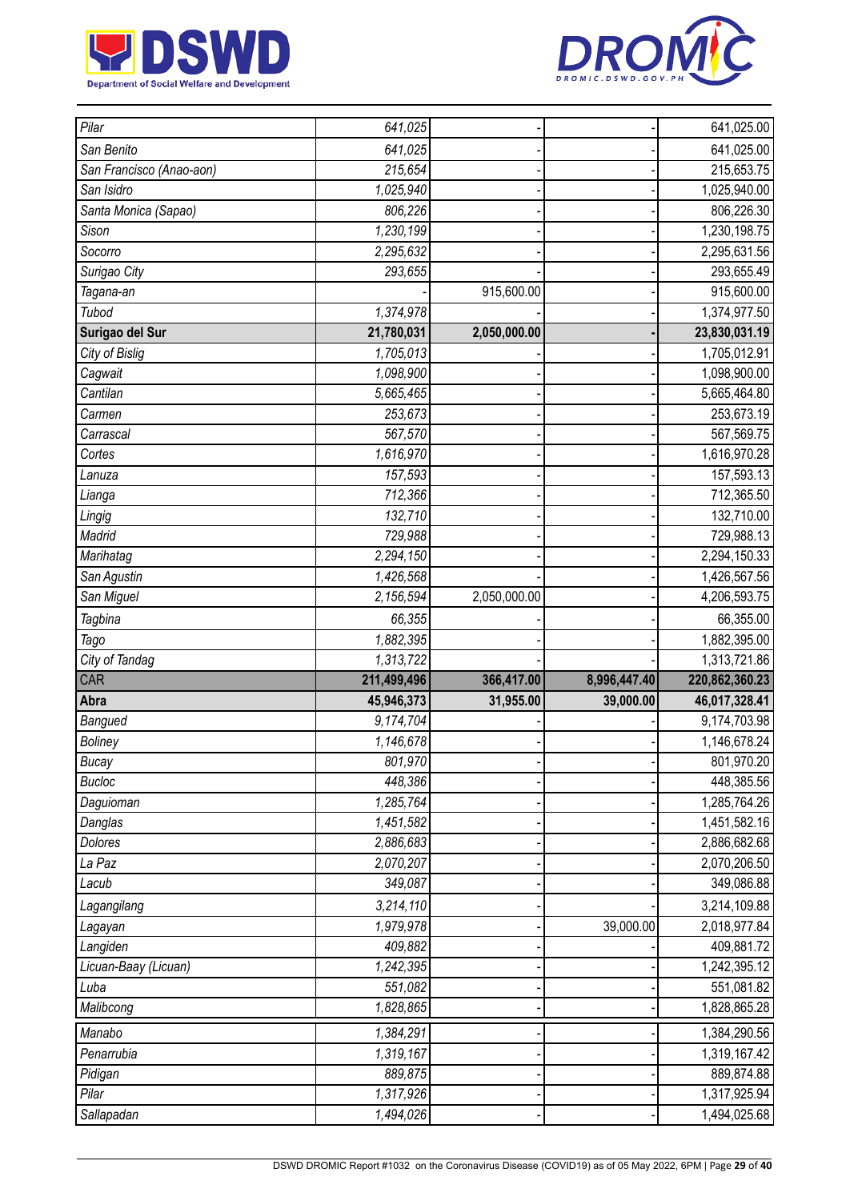| | | | | |
|---|---|---|---|---|
| *Pilar* | *641,025* | - | - | 641,025.00 |
| *San Benito* | *641,025* | - | - | 641,025.00 |
| *San Francisco (Anao-aon)* | *215,654* | - | - | 215,653.75 |
| *San Isidro* | *1,025,940* | - | - | 1,025,940.00 |
| *Santa Monica (Sapao)* | *806,226* | - | - | 806,226.30 |
| *Sison* | *1,230,199* | - | - | 1,230,198.75 |
| *Socorro* | *2,295,632* | - | - | 2,295,631.56 |
| *Surigao City* | *293,655* | - | - | 293,655.49 |
| *Tagana-an* | - | 915,600.00 | - | 915,600.00 |
| *Tubod* | *1,374,978* | - | - | 1,374,977.50 |
| **Surigao del Sur** | **21,780,031** | **2,050,000.00** | **-** | **23,830,031.19** |
| *City of Bislig* | *1,705,013* | - | - | 1,705,012.91 |
| *Cagwait* | *1,098,900* | - | - | 1,098,900.00 |
| *Cantilan* | *5,665,465* | - | - | 5,665,464.80 |
| *Carmen* | *253,673* | - | - | 253,673.19 |
| *Carrascal* | *567,570* | - | - | 567,569.75 |
| *Cortes* | *1,616,970* | - | - | 1,616,970.28 |
| *Lanuza* | *157,593* | - | - | 157,593.13 |
| *Lianga* | *712,366* | - | - | 712,365.50 |
| *Lingig* | *132,710* | - | - | 132,710.00 |
| *Madrid* | *729,988* | - | - | 729,988.13 |
| *Marihatag* | *2,294,150* | - | - | 2,294,150.33 |
| *San Agustin* | *1,426,568* | - | - | 1,426,567.56 |
| *San Miguel* | *2,156,594* | 2,050,000.00 | - | 4,206,593.75 |
| *Tagbina* | *66,355* | - | - | 66,355.00 |
| *Tago* | *1,882,395* | - | - | 1,882,395.00 |
| *City of Tandag* | *1,313,722* | - | - | 1,313,721.86 |
| CAR | **211,499,496** | **366,417.00** | **8,996,447.40** | **220,862,360.23** |
| **Abra** | **45,946,373** | **31,955.00** | **39,000.00** | **46,017,328.41** |
| *Bangued* | *9,174,704* | - | - | 9,174,703.98 |
| *Boliney* | *1,146,678* | - | - | 1,146,678.24 |
| *Bucay* | *801,970* | - | - | 801,970.20 |
| *Bucloc* | *448,386* | - | - | 448,385.56 |
| *Daguioman* | *1,285,764* | - | - | 1,285,764.26 |
| *Danglas* | *1,451,582* | - | - | 1,451,582.16 |
| *Dolores* | *2,886,683* | - | - | 2,886,682.68 |
| *La Paz* | *2,070,207* | - | - | 2,070,206.50 |
| *Lacub* | *349,087* | - | - | 349,086.88 |
| *Lagangilang* | *3,214,110* | - | - | 3,214,109.88 |
| *Lagayan* | *1,979,978* | - | 39,000.00 | 2,018,977.84 |
| *Langiden* | *409,882* | - | - | 409,881.72 |
| *Licuan-Baay (Licuan)* | *1,242,395* | - | - | 1,242,395.12 |
| *Luba* | *551,082* | - | - | 551,081.82 |
| *Malibcong* | *1,828,865* | - | - | 1,828,865.28 |
| *Manabo* | *1,384,291* | - | - | 1,384,290.56 |
| *Penarrubia* | *1,319,167* | - | - | 1,319,167.42 |
| *Pidigan* | *889,875* | - | - | 889,874.88 |
| *Pilar* | *1,317,926* | - | - | 1,317,925.94 |
| *Sallapadan* | *1,494,026* | - | - | 1,494,025.68 |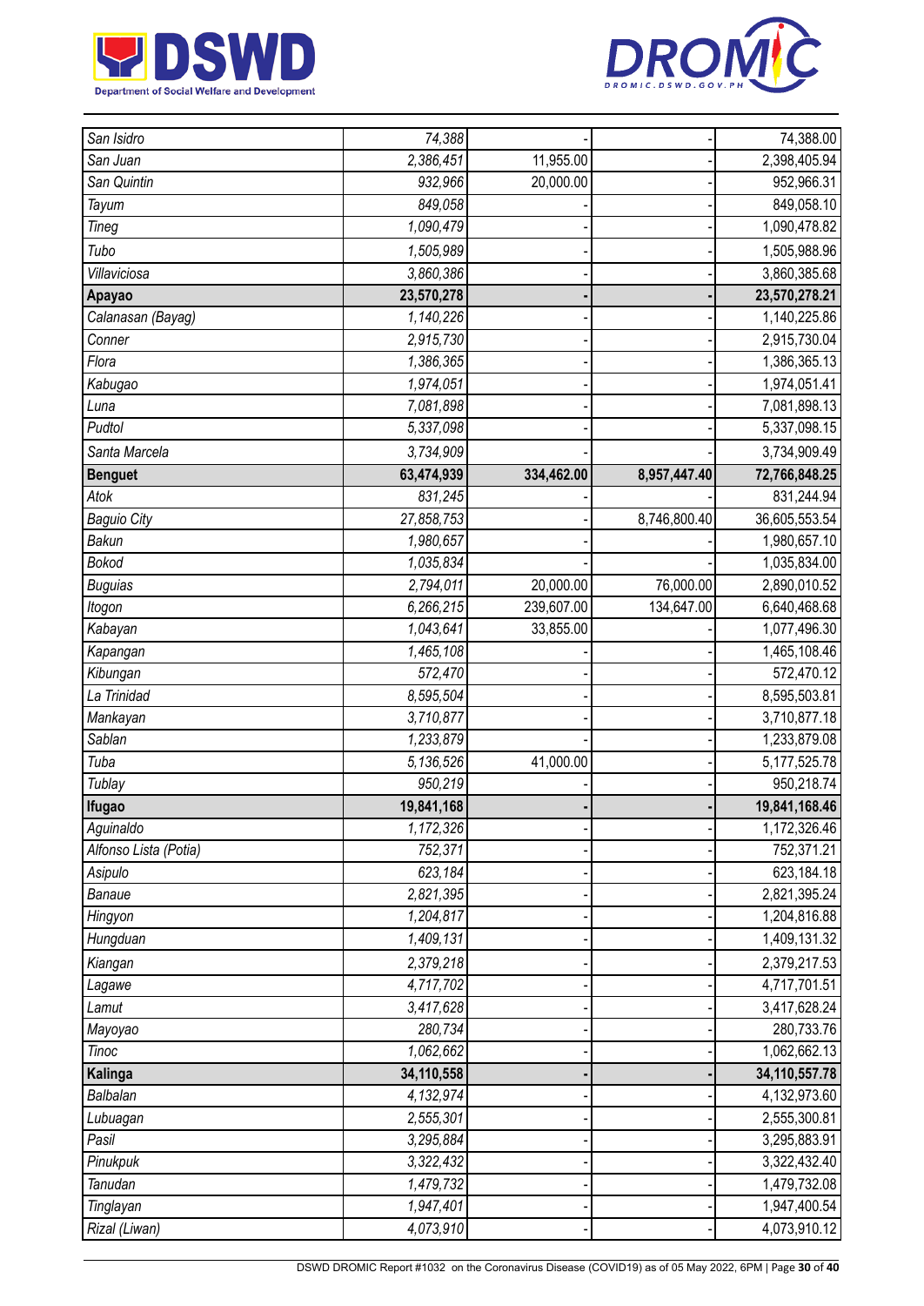| | | | | |
|---|---|---|---|---|
| *San Isidro* | *74,388* | - | - | 74,388.00 |
| *San Juan* | *2,386,451* | 11,955.00 | - | 2,398,405.94 |
| *San Quintin* | *932,966* | 20,000.00 | - | 952,966.31 |
| *Tayum* | *849,058* | - | - | 849,058.10 |
| *Tineg* | *1,090,479* | - | - | 1,090,478.82 |
| *Tubo* | *1,505,989* | - | - | 1,505,988.96 |
| *Villaviciosa* | *3,860,386* | - | - | 3,860,385.68 |
| **Apayao** | **23,570,278** | **-** | **-** | **23,570,278.21** |
| *Calanasan (Bayag)* | *1,140,226* | - | - | 1,140,225.86 |
| *Conner* | *2,915,730* | - | - | 2,915,730.04 |
| *Flora* | *1,386,365* | - | - | 1,386,365.13 |
| *Kabugao* | *1,974,051* | - | - | 1,974,051.41 |
| *Luna* | *7,081,898* | - | - | 7,081,898.13 |
| *Pudtol* | *5,337,098* | - | - | 5,337,098.15 |
| *Santa Marcela* | *3,734,909* | - | - | 3,734,909.49 |
| **Benguet** | **63,474,939** | **334,462.00** | **8,957,447.40** | **72,766,848.25** |
| *Atok* | *831,245* | - | - | 831,244.94 |
| *Baguio City* | *27,858,753* | - | 8,746,800.40 | 36,605,553.54 |
| *Bakun* | *1,980,657* | - | - | 1,980,657.10 |
| *Bokod* | *1,035,834* | - | - | 1,035,834.00 |
| *Buguias* | *2,794,011* | 20,000.00 | 76,000.00 | 2,890,010.52 |
| *Itogon* | *6,266,215* | 239,607.00 | 134,647.00 | 6,640,468.68 |
| *Kabayan* | *1,043,641* | 33,855.00 | - | 1,077,496.30 |
| *Kapangan* | *1,465,108* | - | - | 1,465,108.46 |
| *Kibungan* | *572,470* | - | - | 572,470.12 |
| *La Trinidad* | *8,595,504* | - | - | 8,595,503.81 |
| *Mankayan* | *3,710,877* | - | - | 3,710,877.18 |
| *Sablan* | *1,233,879* | - | - | 1,233,879.08 |
| *Tuba* | *5,136,526* | 41,000.00 | - | 5,177,525.78 |
| *Tublay* | *950,219* | - | - | 950,218.74 |
| **Ifugao** | **19,841,168** | **-** | **-** | **19,841,168.46** |
| *Aguinaldo* | *1,172,326* | - | - | 1,172,326.46 |
| *Alfonso Lista (Potia)* | *752,371* | - | - | 752,371.21 |
| *Asipulo* | *623,184* | - | - | 623,184.18 |
| *Banaue* | *2,821,395* | - | - | 2,821,395.24 |
| *Hingyon* | *1,204,817* | - | - | 1,204,816.88 |
| *Hungduan* | *1,409,131* | - | - | 1,409,131.32 |
| *Kiangan* | *2,379,218* | - | - | 2,379,217.53 |
| *Lagawe* | *4,717,702* | - | - | 4,717,701.51 |
| *Lamut* | *3,417,628* | - | - | 3,417,628.24 |
| *Mayoyao* | *280,734* | - | - | 280,733.76 |
| *Tinoc* | *1,062,662* | - | - | 1,062,662.13 |
| **Kalinga** | **34,110,558** | **-** | **-** | **34,110,557.78** |
| *Balbalan* | *4,132,974* | - | - | 4,132,973.60 |
| *Lubuagan* | *2,555,301* | - | - | 2,555,300.81 |
| *Pasil* | *3,295,884* | - | - | 3,295,883.91 |
| *Pinukpuk* | *3,322,432* | - | - | 3,322,432.40 |
| *Tanudan* | *1,479,732* | - | - | 1,479,732.08 |
| *Tinglayan* | *1,947,401* | - | - | 1,947,400.54 |
| *Rizal (Liwan)* | *4,073,910* | - | - | 4,073,910.12 |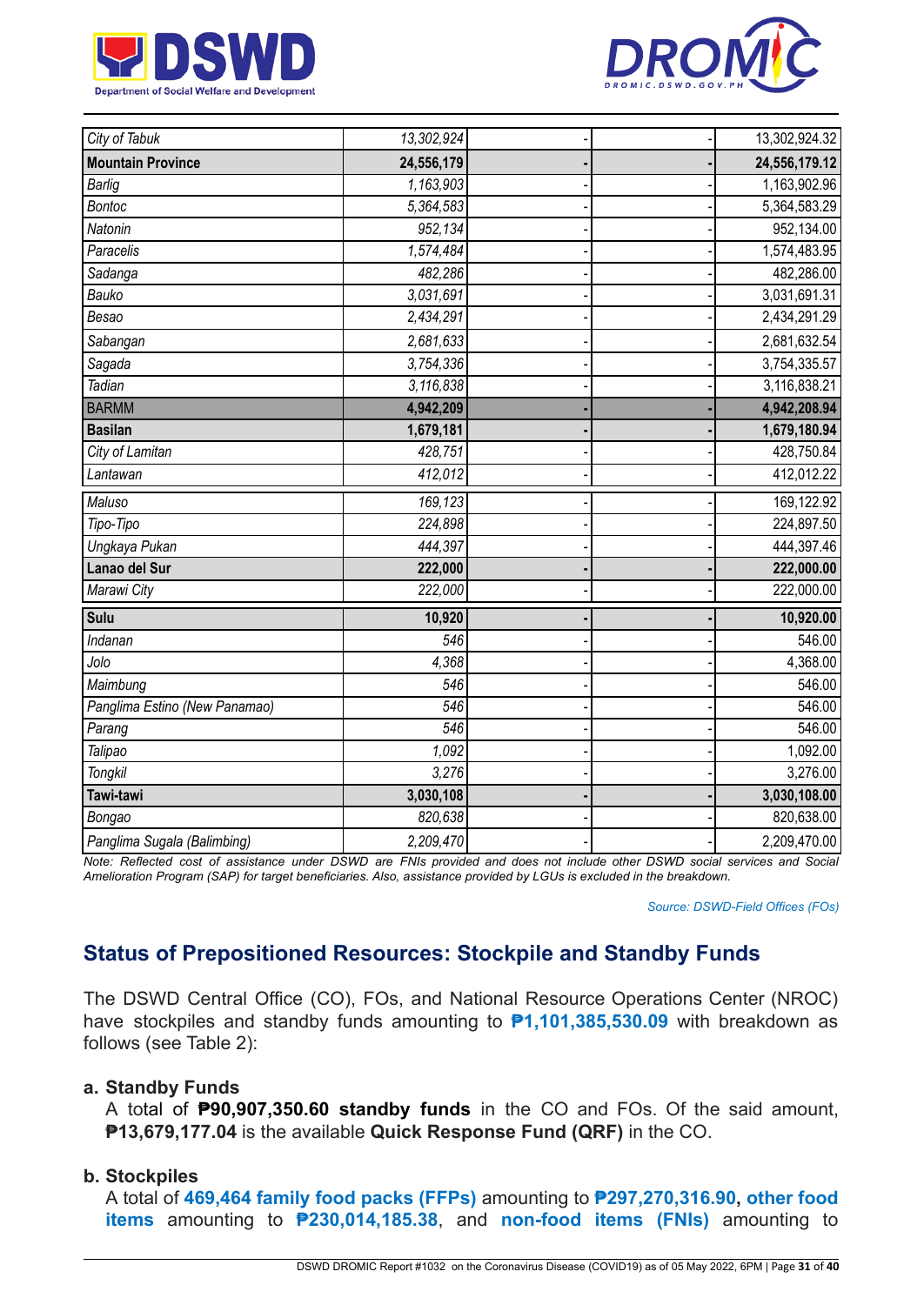| | | | | |
|---|---|---|---|---|
| *City of Tabuk* | *13,302,924* | - | - | 13,302,924.32 |
| **Mountain Province** | **24,556,179** | **-** | **-** | **24,556,179.12** |
| *Barlig* | *1,163,903* | - | - | 1,163,902.96 |
| *Bontoc* | *5,364,583* | - | - | 5,364,583.29 |
| *Natonin* | *952,134* | - | - | 952,134.00 |
| *Paracelis* | *1,574,484* | - | - | 1,574,483.95 |
| *Sadanga* | *482,286* | - | - | 482,286.00 |
| *Bauko* | *3,031,691* | - | - | 3,031,691.31 |
| *Besao* | *2,434,291* | - | - | 2,434,291.29 |
| *Sabangan* | *2,681,633* | - | - | 2,681,632.54 |
| *Sagada* | *3,754,336* | - | - | 3,754,335.57 |
| *Tadian* | *3,116,838* | - | - | 3,116,838.21 |
| BARMM | **4,942,209** | **-** | **-** | **4,942,208.94** |
| **Basilan** | **1,679,181** | **-** | **-** | **1,679,180.94** |
| *City of Lamitan* | *428,751* | - | - | 428,750.84 |
| *Lantawan* | *412,012* | - | - | 412,012.22 |
| *Maluso* | *169,123* | - | - | 169,122.92 |
| *Tipo-Tipo* | *224,898* | - | - | 224,897.50 |
| *Ungkaya Pukan* | *444,397* | - | - | 444,397.46 |
| **Lanao del Sur** | **222,000** | **-** | **-** | **222,000.00** |
| *Marawi City* | *222,000* | - | - | 222,000.00 |
| **Sulu** | **10,920** | **-** | **-** | **10,920.00** |
| *Indanan* | *546* | - | - | 546.00 |
| *Jolo* | *4,368* | - | - | 4,368.00 |
| *Maimbung* | *546* | - | - | 546.00 |
| *Panglima Estino (New Panamao)* | *546* | - | - | 546.00 |
| *Parang* | *546* | - | - | 546.00 |
| *Talipao* | *1,092* | - | - | 1,092.00 |
| *Tongkil* | *3,276* | - | - | 3,276.00 |
| **Tawi-tawi** | **3,030,108** | **-** | **-** | **3,030,108.00** |
| *Bongao* | *820,638* | - | - | 820,638.00 |
| *Panglima Sugala (Balimbing)* | *2,209,470* | - | - | 2,209,470.00 |

*Note: Reflected cost of assistance under DSWD are FNIs provided and does not include other DSWD social services and Social Amelioration Program (SAP) for target beneficiaries. Also, assistance provided by LGUs is excluded in the breakdown.*

*Source: DSWD-Field Offices (FOs)*

## Status of Prepositioned Resources: Stockpile and Standby Funds

The DSWD Central Office (CO), FOs, and National Resource Operations Center (NROC) have stockpiles and standby funds amounting to **₱1,101,385,530.09** with breakdown as follows (see Table 2):

**a. Standby Funds**

A total of **₱90,907,350.60 standby funds** in the CO and FOs. Of the said amount, **₱13,679,177.04** is the available **Quick Response Fund (QRF)** in the CO.

**b. Stockpiles**

A total of **469,464 family food packs (FFPs)** amounting to **₱297,270,316.90**, **other food items** amounting to **₱230,014,185.38**, and **non-food items (FNIs)** amounting to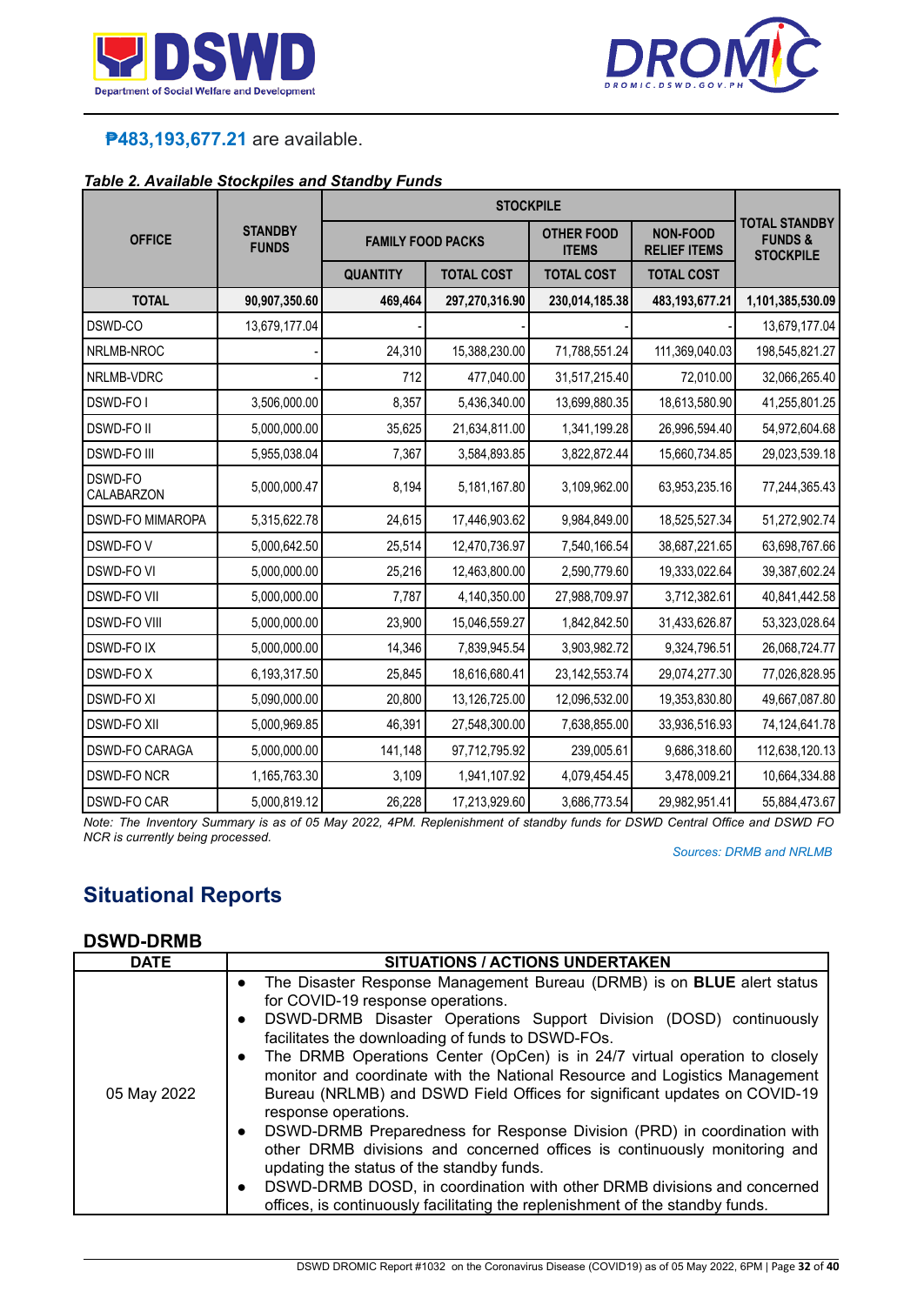**₱483,193,677.21** are available.

***Table 2. Available Stockpiles and Standby Funds***

| OFFICE | STANDBY FUNDS | STOCKPILE | | | | TOTAL STANDBY FUNDS & STOCKPILE |
|---|---|---|---|---|---|---|
| | | FAMILY FOOD PACKS | | OTHER FOOD ITEMS | NON-FOOD RELIEF ITEMS | |
| | | QUANTITY | TOTAL COST | TOTAL COST | TOTAL COST | |
| **TOTAL** | **90,907,350.60** | **469,464** | **297,270,316.90** | **230,014,185.38** | **483,193,677.21** | **1,101,385,530.09** |
| DSWD-CO | 13,679,177.04 | - | - | - | - | 13,679,177.04 |
| NRLMB-NROC | - | 24,310 | 15,388,230.00 | 71,788,551.24 | 111,369,040.03 | 198,545,821.27 |
| NRLMB-VDRC | - | 712 | 477,040.00 | 31,517,215.40 | 72,010.00 | 32,066,265.40 |
| DSWD-FO I | 3,506,000.00 | 8,357 | 5,436,340.00 | 13,699,880.35 | 18,613,580.90 | 41,255,801.25 |
| DSWD-FO II | 5,000,000.00 | 35,625 | 21,634,811.00 | 1,341,199.28 | 26,996,594.40 | 54,972,604.68 |
| DSWD-FO III | 5,955,038.04 | 7,367 | 3,584,893.85 | 3,822,872.44 | 15,660,734.85 | 29,023,539.18 |
| DSWD-FO CALABARZON | 5,000,000.47 | 8,194 | 5,181,167.80 | 3,109,962.00 | 63,953,235.16 | 77,244,365.43 |
| DSWD-FO MIMAROPA | 5,315,622.78 | 24,615 | 17,446,903.62 | 9,984,849.00 | 18,525,527.34 | 51,272,902.74 |
| DSWD-FO V | 5,000,642.50 | 25,514 | 12,470,736.97 | 7,540,166.54 | 38,687,221.65 | 63,698,767.66 |
| DSWD-FO VI | 5,000,000.00 | 25,216 | 12,463,800.00 | 2,590,779.60 | 19,333,022.64 | 39,387,602.24 |
| DSWD-FO VII | 5,000,000.00 | 7,787 | 4,140,350.00 | 27,988,709.97 | 3,712,382.61 | 40,841,442.58 |
| DSWD-FO VIII | 5,000,000.00 | 23,900 | 15,046,559.27 | 1,842,842.50 | 31,433,626.87 | 53,323,028.64 |
| DSWD-FO IX | 5,000,000.00 | 14,346 | 7,839,945.54 | 3,903,982.72 | 9,324,796.51 | 26,068,724.77 |
| DSWD-FO X | 6,193,317.50 | 25,845 | 18,616,680.41 | 23,142,553.74 | 29,074,277.30 | 77,026,828.95 |
| DSWD-FO XI | 5,090,000.00 | 20,800 | 13,126,725.00 | 12,096,532.00 | 19,353,830.80 | 49,667,087.80 |
| DSWD-FO XII | 5,000,969.85 | 46,391 | 27,548,300.00 | 7,638,855.00 | 33,936,516.93 | 74,124,641.78 |
| DSWD-FO CARAGA | 5,000,000.00 | 141,148 | 97,712,795.92 | 239,005.61 | 9,686,318.60 | 112,638,120.13 |
| DSWD-FO NCR | 1,165,763.30 | 3,109 | 1,941,107.92 | 4,079,454.45 | 3,478,009.21 | 10,664,334.88 |
| DSWD-FO CAR | 5,000,819.12 | 26,228 | 17,213,929.60 | 3,686,773.54 | 29,982,951.41 | 55,884,473.67 |

*Note: The Inventory Summary is as of 05 May 2022, 4PM. Replenishment of standby funds for DSWD Central Office and DSWD FO NCR is currently being processed.*

*Sources: DRMB and NRLMB*

## Situational Reports

### DSWD-DRMB

| DATE | SITUATIONS / ACTIONS UNDERTAKEN |
|---|---|
| 05 May 2022 | • The Disaster Response Management Bureau (DRMB) is on **BLUE** alert status for COVID-19 response operations.<br>• DSWD-DRMB Disaster Operations Support Division (DOSD) continuously facilitates the downloading of funds to DSWD-FOs.<br>• The DRMB Operations Center (OpCen) is in 24/7 virtual operation to closely monitor and coordinate with the National Resource and Logistics Management Bureau (NRLMB) and DSWD Field Offices for significant updates on COVID-19 response operations.<br>• DSWD-DRMB Preparedness for Response Division (PRD) in coordination with other DRMB divisions and concerned offices is continuously monitoring and updating the status of the standby funds.<br>• DSWD-DRMB DOSD, in coordination with other DRMB divisions and concerned offices, is continuously facilitating the replenishment of the standby funds. |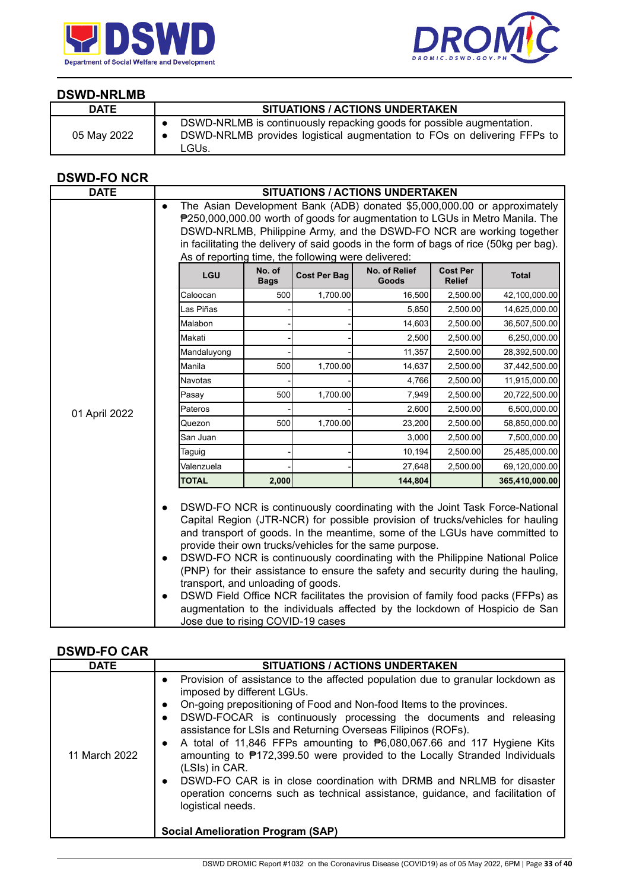## DSWD-NRLMB

| DATE | SITUATIONS / ACTIONS UNDERTAKEN |
|---|---|
| 05 May 2022 | • DSWD-NRLMB is continuously repacking goods for possible augmentation.<br>• DSWD-NRLMB provides logistical augmentation to FOs on delivering FFPs to LGUs. |

## DSWD-FO NCR

| DATE | SITUATIONS / ACTIONS UNDERTAKEN |
|---|---|
| 01 April 2022 | • The Asian Development Bank (ADB) donated $5,000,000.00 or approximately ₱250,000,000.00 worth of goods for augmentation to LGUs in Metro Manila. The DSWD-NRLMB, Philippine Army, and the DSWD-FO NCR are working together in facilitating the delivery of said goods in the form of bags of rice (50kg per bag). As of reporting time, the following were delivered: |

| LGU | No. of Bags | Cost Per Bag | No. of Relief Goods | Cost Per Relief | Total |
|---|---|---|---|---|---|
| Caloocan | 500 | 1,700.00 | 16,500 | 2,500.00 | 42,100,000.00 |
| Las Piñas | - | - | 5,850 | 2,500.00 | 14,625,000.00 |
| Malabon | - | - | 14,603 | 2,500.00 | 36,507,500.00 |
| Makati | - | - | 2,500 | 2,500.00 | 6,250,000.00 |
| Mandaluyong | - | - | 11,357 | 2,500.00 | 28,392,500.00 |
| Manila | 500 | 1,700.00 | 14,637 | 2,500.00 | 37,442,500.00 |
| Navotas | - | - | 4,766 | 2,500.00 | 11,915,000.00 |
| Pasay | 500 | 1,700.00 | 7,949 | 2,500.00 | 20,722,500.00 |
| Pateros | - | - | 2,600 | 2,500.00 | 6,500,000.00 |
| Quezon | 500 | 1,700.00 | 23,200 | 2,500.00 | 58,850,000.00 |
| San Juan | | | 3,000 | 2,500.00 | 7,500,000.00 |
| Taguig | - | - | 10,194 | 2,500.00 | 25,485,000.00 |
| Valenzuela | - | - | 27,648 | 2,500.00 | 69,120,000.00 |
| **TOTAL** | **2,000** | | **144,804** | | **365,410,000.00** |

- DSWD-FO NCR is continuously coordinating with the Joint Task Force-National Capital Region (JTR-NCR) for possible provision of trucks/vehicles for hauling and transport of goods. In the meantime, some of the LGUs have committed to provide their own trucks/vehicles for the same purpose.
- DSWD-FO NCR is continuously coordinating with the Philippine National Police (PNP) for their assistance to ensure the safety and security during the hauling, transport, and unloading of goods.
- DSWD Field Office NCR facilitates the provision of family food packs (FFPs) as augmentation to the individuals affected by the lockdown of Hospicio de San Jose due to rising COVID-19 cases

## DSWD-FO CAR

| DATE | SITUATIONS / ACTIONS UNDERTAKEN |
|---|---|
| 11 March 2022 | • Provision of assistance to the affected population due to granular lockdown as imposed by different LGUs.<br>• On-going prepositioning of Food and Non-food Items to the provinces.<br>• DSWD-FOCAR is continuously processing the documents and releasing assistance for LSIs and Returning Overseas Filipinos (ROFs).<br>• A total of 11,846 FFPs amounting to ₱6,080,067.66 and 117 Hygiene Kits amounting to ₱172,399.50 were provided to the Locally Stranded Individuals (LSIs) in CAR.<br>• DSWD-FO CAR is in close coordination with DRMB and NRLMB for disaster operation concerns such as technical assistance, guidance, and facilitation of logistical needs.<br><br>**Social Amelioration Program (SAP)** |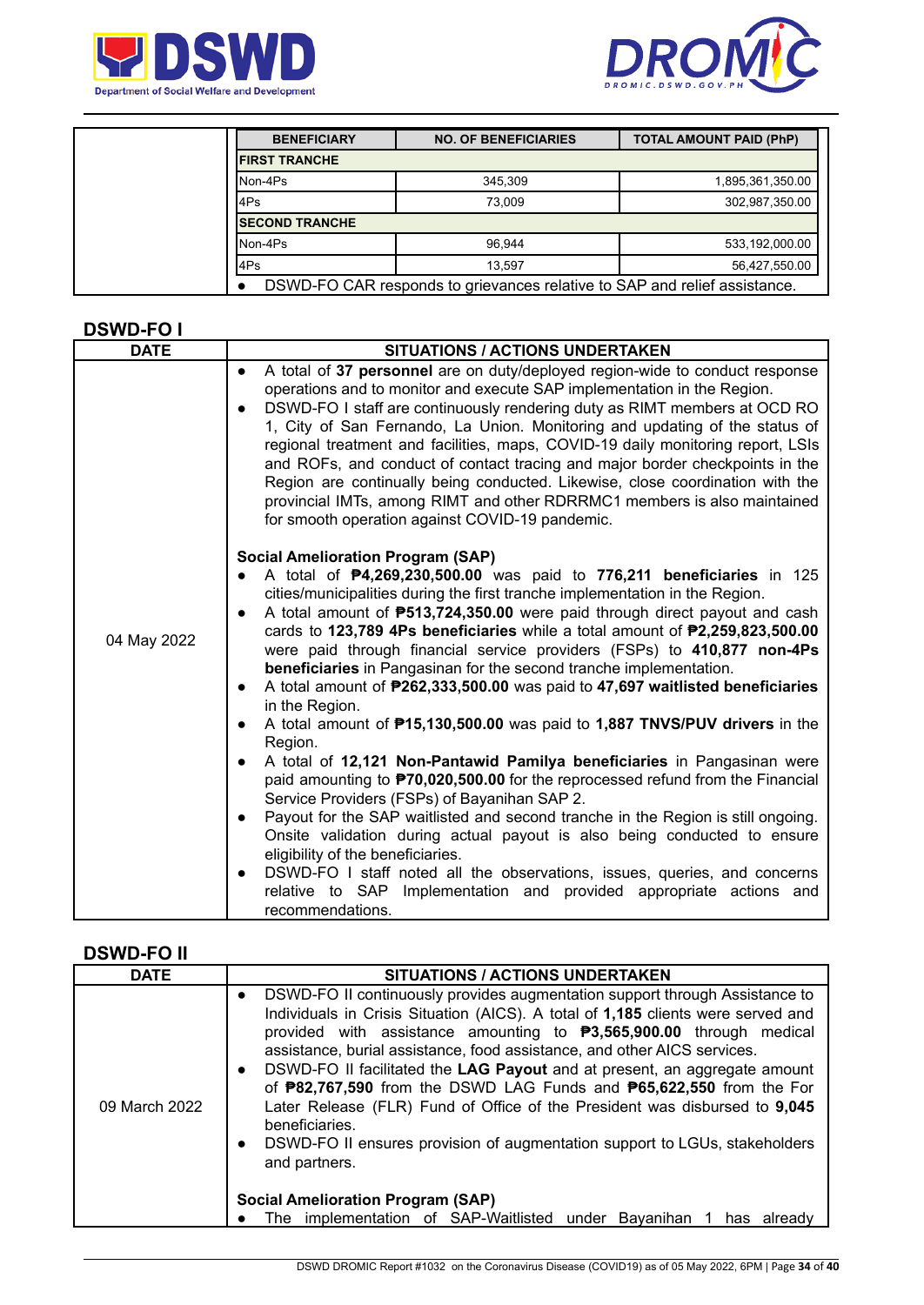| BENEFICIARY | NO. OF BENEFICIARIES | TOTAL AMOUNT PAID (PhP) |
|---|---|---|
| **FIRST TRANCHE** | | |
| Non-4Ps | 345,309 | 1,895,361,350.00 |
| 4Ps | 73,009 | 302,987,350.00 |
| **SECOND TRANCHE** | | |
| Non-4Ps | 96,944 | 533,192,000.00 |
| 4Ps | 13,597 | 56,427,550.00 |

- DSWD-FO CAR responds to grievances relative to SAP and relief assistance.

## DSWD-FO I

| DATE | SITUATIONS / ACTIONS UNDERTAKEN |
|---|---|
| 04 May 2022 | • A total of **37 personnel** are on duty/deployed region-wide to conduct response operations and to monitor and execute SAP implementation in the Region.<br>• DSWD-FO I staff are continuously rendering duty as RIMT members at OCD RO 1, City of San Fernando, La Union. Monitoring and updating of the status of regional treatment and facilities, maps, COVID-19 daily monitoring report, LSIs and ROFs, and conduct of contact tracing and major border checkpoints in the Region are continually being conducted. Likewise, close coordination with the provincial IMTs, among RIMT and other RDRRMC1 members is also maintained for smooth operation against COVID-19 pandemic.<br><br>**Social Amelioration Program (SAP)**<br>• A total of **₱4,269,230,500.00** was paid to **776,211 beneficiaries** in 125 cities/municipalities during the first tranche implementation in the Region.<br>• A total amount of **₱513,724,350.00** were paid through direct payout and cash cards to **123,789 4Ps beneficiaries** while a total amount of **₱2,259,823,500.00** were paid through financial service providers (FSPs) to **410,877 non-4Ps beneficiaries** in Pangasinan for the second tranche implementation.<br>• A total amount of **₱262,333,500.00** was paid to **47,697 waitlisted beneficiaries** in the Region.<br>• A total amount of **₱15,130,500.00** was paid to **1,887 TNVS/PUV drivers** in the Region.<br>• A total of **12,121 Non-Pantawid Pamilya beneficiaries** in Pangasinan were paid amounting to **₱70,020,500.00** for the reprocessed refund from the Financial Service Providers (FSPs) of Bayanihan SAP 2.<br>• Payout for the SAP waitlisted and second tranche in the Region is still ongoing. Onsite validation during actual payout is also being conducted to ensure eligibility of the beneficiaries.<br>• DSWD-FO I staff noted all the observations, issues, queries, and concerns relative to SAP Implementation and provided appropriate actions and recommendations. |

## DSWD-FO II

| DATE | SITUATIONS / ACTIONS UNDERTAKEN |
|---|---|
| 09 March 2022 | • DSWD-FO II continuously provides augmentation support through Assistance to Individuals in Crisis Situation (AICS). A total of **1,185** clients were served and provided with assistance amounting to **₱3,565,900.00** through medical assistance, burial assistance, food assistance, and other AICS services.<br>• DSWD-FO II facilitated the **LAG Payout** and at present, an aggregate amount of **₱82,767,590** from the DSWD LAG Funds and **₱65,622,550** from the For Later Release (FLR) Fund of Office of the President was disbursed to **9,045** beneficiaries.<br>• DSWD-FO II ensures provision of augmentation support to LGUs, stakeholders and partners.<br><br>**Social Amelioration Program (SAP)**<br>• The implementation of SAP-Waitlisted under Bayanihan 1 has already |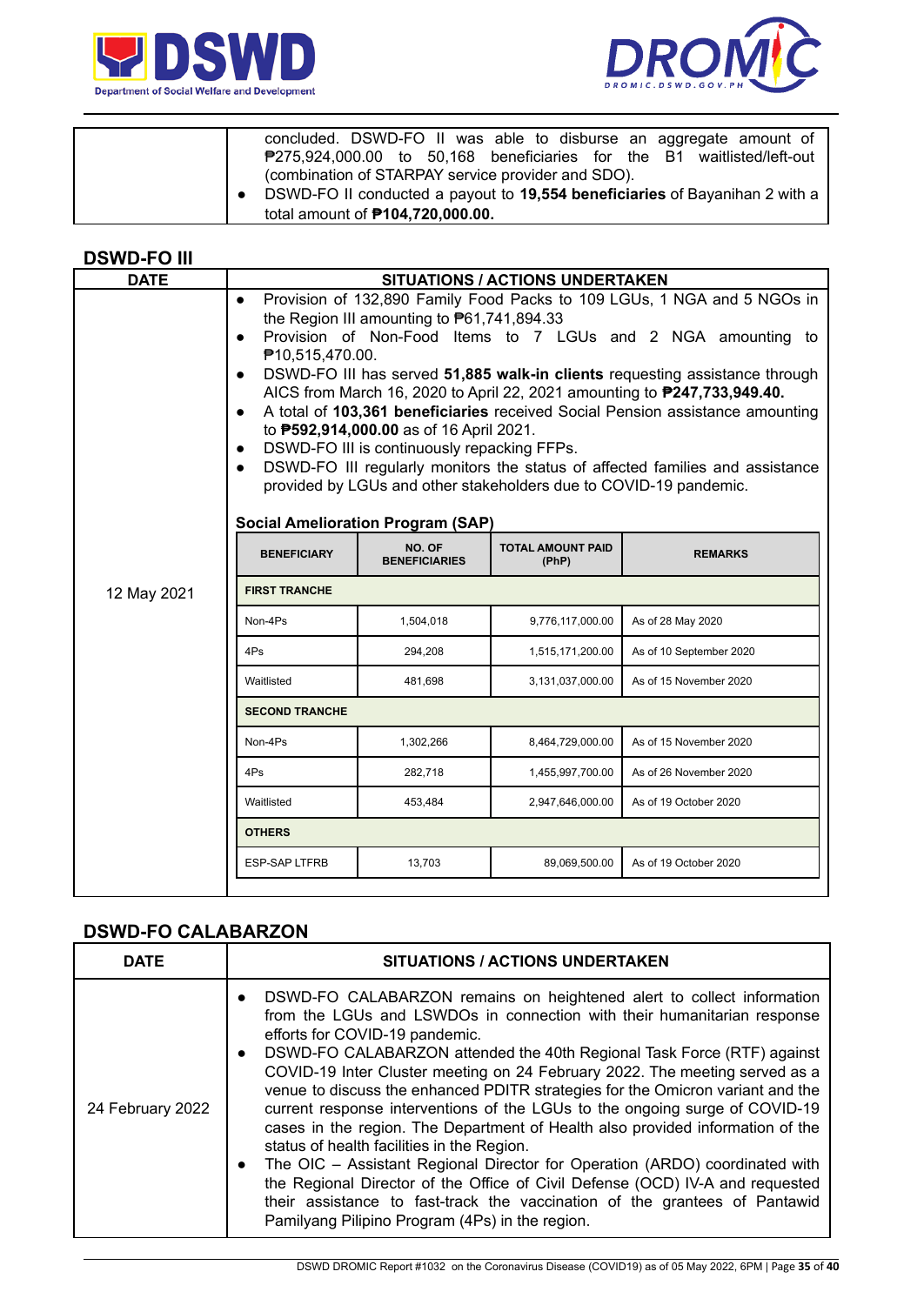| | |
|---|---|
| | concluded. DSWD-FO II was able to disburse an aggregate amount of ₱275,924,000.00 to 50,168 beneficiaries for the B1 waitlisted/left-out (combination of STARPAY service provider and SDO). <br>• DSWD-FO II conducted a payout to **19,554 beneficiaries** of Bayanihan 2 with a total amount of **₱104,720,000.00.** |

## DSWD-FO III

| DATE | SITUATIONS / ACTIONS UNDERTAKEN |
|---|---|
| 12 May 2021 | • Provision of 132,890 Family Food Packs to 109 LGUs, 1 NGA and 5 NGOs in the Region III amounting to ₱61,741,894.33<br>• Provision of Non-Food Items to 7 LGUs and 2 NGA amounting to ₱10,515,470.00.<br>• DSWD-FO III has served **51,885 walk-in clients** requesting assistance through AICS from March 16, 2020 to April 22, 2021 amounting to **₱247,733,949.40.**<br>• A total of **103,361 beneficiaries** received Social Pension assistance amounting to **₱592,914,000.00** as of 16 April 2021.<br>• DSWD-FO III is continuously repacking FFPs.<br>• DSWD-FO III regularly monitors the status of affected families and assistance provided by LGUs and other stakeholders due to COVID-19 pandemic. |

**Social Amelioration Program (SAP)**

| BENEFICIARY | NO. OF BENEFICIARIES | TOTAL AMOUNT PAID (PhP) | REMARKS |
|---|---|---|---|
| **FIRST TRANCHE** | | | |
| Non-4Ps | 1,504,018 | 9,776,117,000.00 | As of 28 May 2020 |
| 4Ps | 294,208 | 1,515,171,200.00 | As of 10 September 2020 |
| Waitlisted | 481,698 | 3,131,037,000.00 | As of 15 November 2020 |
| **SECOND TRANCHE** | | | |
| Non-4Ps | 1,302,266 | 8,464,729,000.00 | As of 15 November 2020 |
| 4Ps | 282,718 | 1,455,997,700.00 | As of 26 November 2020 |
| Waitlisted | 453,484 | 2,947,646,000.00 | As of 19 October 2020 |
| **OTHERS** | | | |
| ESP-SAP LTFRB | 13,703 | 89,069,500.00 | As of 19 October 2020 |

## DSWD-FO CALABARZON

| DATE | SITUATIONS / ACTIONS UNDERTAKEN |
|---|---|
| 24 February 2022 | • DSWD-FO CALABARZON remains on heightened alert to collect information from the LGUs and LSWDOs in connection with their humanitarian response efforts for COVID-19 pandemic.<br>• DSWD-FO CALABARZON attended the 40th Regional Task Force (RTF) against COVID-19 Inter Cluster meeting on 24 February 2022. The meeting served as a venue to discuss the enhanced PDITR strategies for the Omicron variant and the current response interventions of the LGUs to the ongoing surge of COVID-19 cases in the region. The Department of Health also provided information of the status of health facilities in the Region.<br>• The OIC – Assistant Regional Director for Operation (ARDO) coordinated with the Regional Director of the Office of Civil Defense (OCD) IV-A and requested their assistance to fast-track the vaccination of the grantees of Pantawid Pamilyang Pilipino Program (4Ps) in the region. |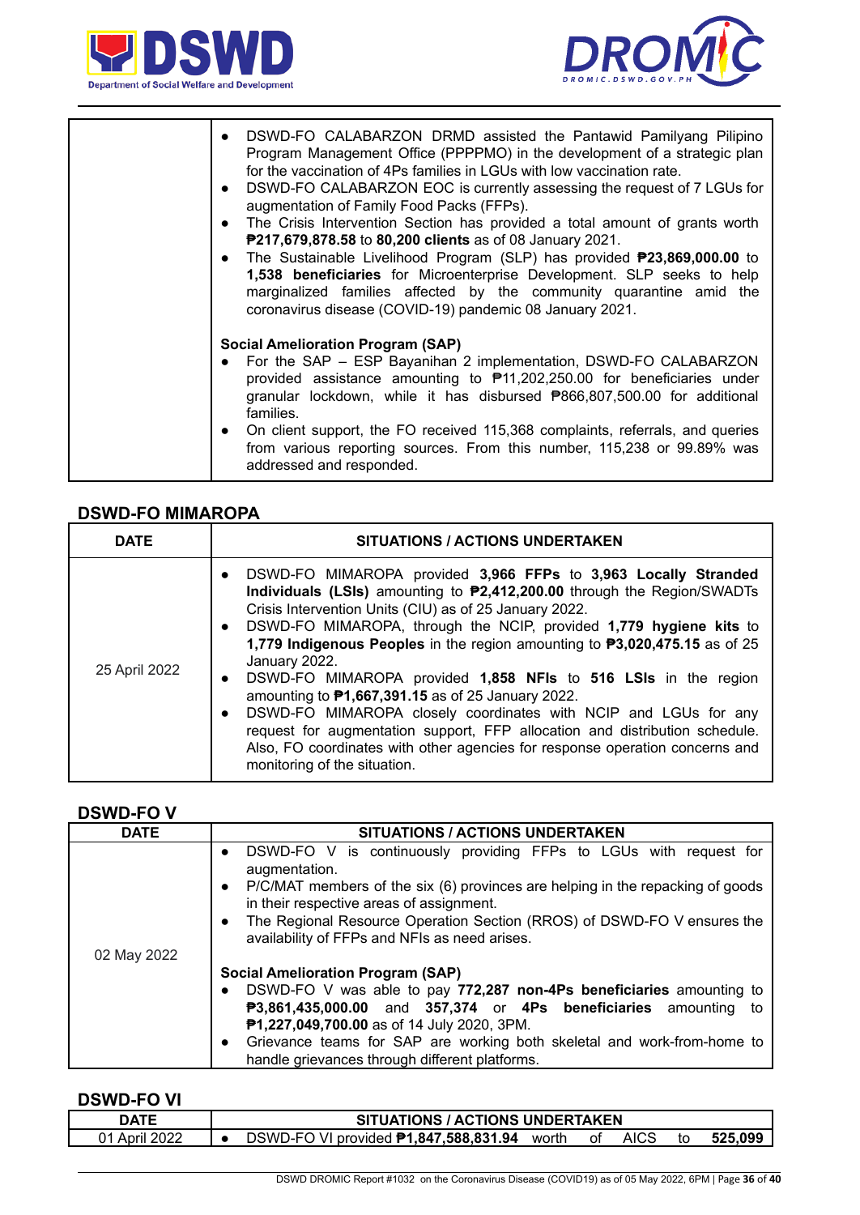| | |
|---|---|
| | • DSWD-FO CALABARZON DRMD assisted the Pantawid Pamilyang Pilipino Program Management Office (PPPPMO) in the development of a strategic plan for the vaccination of 4Ps families in LGUs with low vaccination rate.<br>• DSWD-FO CALABARZON EOC is currently assessing the request of 7 LGUs for augmentation of Family Food Packs (FFPs).<br>• The Crisis Intervention Section has provided a total amount of grants worth **₱217,679,878.58** to **80,200 clients** as of 08 January 2021.<br>• The Sustainable Livelihood Program (SLP) has provided **₱23,869,000.00** to **1,538 beneficiaries** for Microenterprise Development. SLP seeks to help marginalized families affected by the community quarantine amid the coronavirus disease (COVID-19) pandemic 08 January 2021.<br><br>**Social Amelioration Program (SAP)**<br>• For the SAP – ESP Bayanihan 2 implementation, DSWD-FO CALABARZON provided assistance amounting to ₱11,202,250.00 for beneficiaries under granular lockdown, while it has disbursed ₱866,807,500.00 for additional families.<br>• On client support, the FO received 115,368 complaints, referrals, and queries from various reporting sources. From this number, 115,238 or 99.89% was addressed and responded. |

## DSWD-FO MIMAROPA

| DATE | SITUATIONS / ACTIONS UNDERTAKEN |
|---|---|
| 25 April 2022 | • DSWD-FO MIMAROPA provided **3,966 FFPs** to **3,963 Locally Stranded Individuals (LSIs)** amounting to **₱2,412,200.00** through the Region/SWADTs Crisis Intervention Units (CIU) as of 25 January 2022.<br>• DSWD-FO MIMAROPA, through the NCIP, provided **1,779 hygiene kits** to **1,779 Indigenous Peoples** in the region amounting to **₱3,020,475.15** as of 25 January 2022.<br>• DSWD-FO MIMAROPA provided **1,858 NFIs** to **516 LSIs** in the region amounting to **₱1,667,391.15** as of 25 January 2022.<br>• DSWD-FO MIMAROPA closely coordinates with NCIP and LGUs for any request for augmentation support, FFP allocation and distribution schedule. Also, FO coordinates with other agencies for response operation concerns and monitoring of the situation. |

## DSWD-FO V

| DATE | SITUATIONS / ACTIONS UNDERTAKEN |
|---|---|
| 02 May 2022 | • DSWD-FO V is continuously providing FFPs to LGUs with request for augmentation.<br>• P/C/MAT members of the six (6) provinces are helping in the repacking of goods in their respective areas of assignment.<br>• The Regional Resource Operation Section (RROS) of DSWD-FO V ensures the availability of FFPs and NFIs as need arises.<br><br>**Social Amelioration Program (SAP)**<br>• DSWD-FO V was able to pay **772,287 non-4Ps beneficiaries** amounting to **₱3,861,435,000.00** and **357,374** or **4Ps beneficiaries** amounting to **₱1,227,049,700.00** as of 14 July 2020, 3PM.<br>• Grievance teams for SAP are working both skeletal and work-from-home to handle grievances through different platforms. |

## DSWD-FO VI

| DATE | SITUATIONS / ACTIONS UNDERTAKEN |
|---|---|
| 01 April 2022 | • DSWD-FO VI provided **₱1,847,588,831.94** worth of AICS to **525,099** |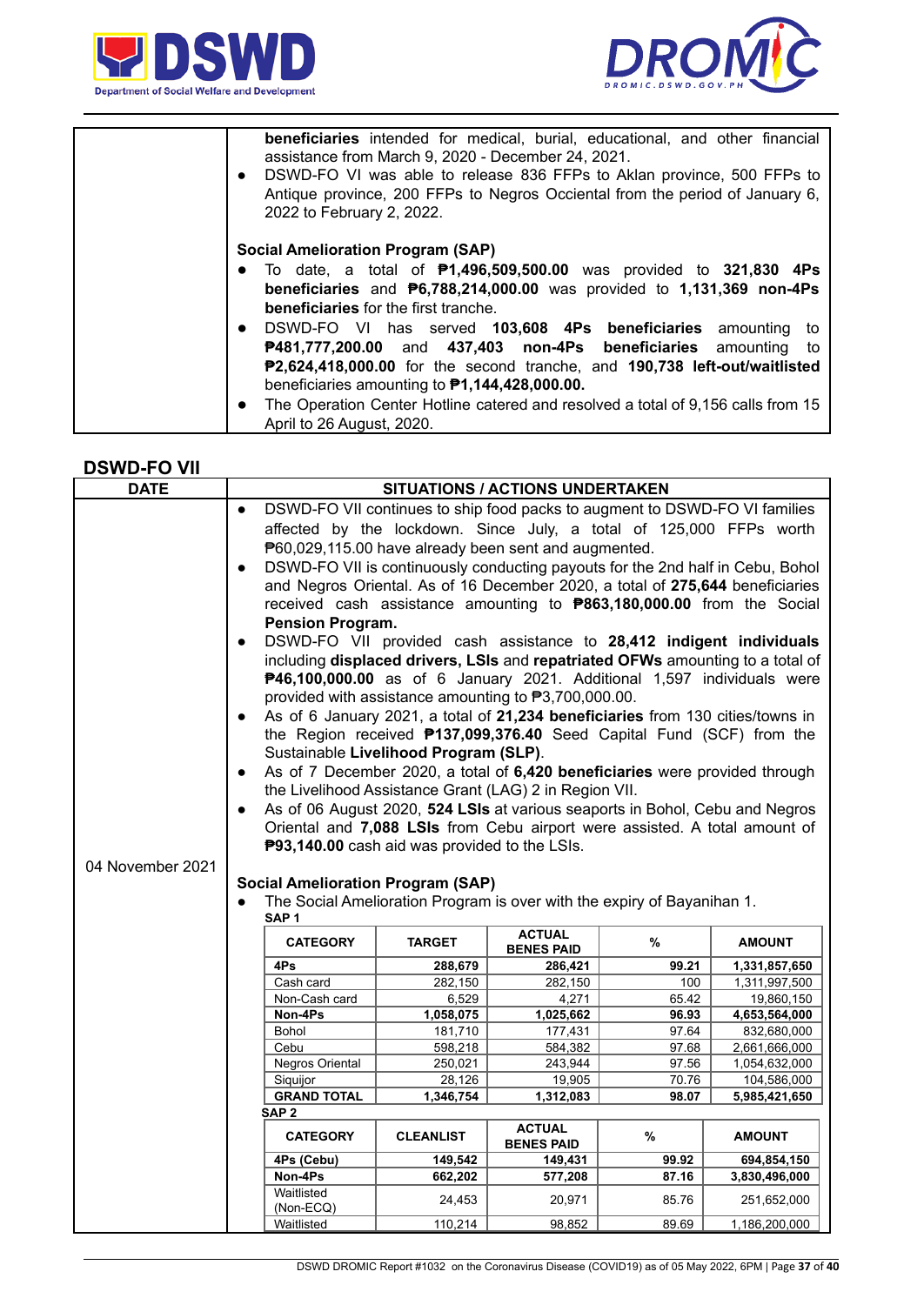| | |
|---|---|
| | **beneficiaries** intended for medical, burial, educational, and other financial assistance from March 9, 2020 - December 24, 2021.<br>● DSWD-FO VI was able to release 836 FFPs to Aklan province, 500 FFPs to Antique province, 200 FFPs to Negros Occidental from the period of January 6, 2022 to February 2, 2022.<br><br>**Social Amelioration Program (SAP)**<br>● To date, a total of **₱1,496,509,500.00** was provided to **321,830 4Ps beneficiaries** and **₱6,788,214,000.00** was provided to **1,131,369 non-4Ps beneficiaries** for the first tranche.<br>● DSWD-FO VI has served **103,608 4Ps beneficiaries** amounting to **₱481,777,200.00** and **437,403 non-4Ps beneficiaries** amounting to **₱2,624,418,000.00** for the second tranche, and **190,738 left-out/waitlisted** beneficiaries amounting to **₱1,144,428,000.00.**<br>● The Operation Center Hotline catered and resolved a total of 9,156 calls from 15 April to 26 August, 2020. |

## DSWD-FO VII

| DATE | SITUATIONS / ACTIONS UNDERTAKEN |
|---|---|
| 04 November 2021 | ● DSWD-FO VII continues to ship food packs to augment to DSWD-FO VI families affected by the lockdown. Since July, a total of 125,000 FFPs worth ₱60,029,115.00 have already been sent and augmented.<br>● DSWD-FO VII is continuously conducting payouts for the 2nd half in Cebu, Bohol and Negros Oriental. As of 16 December 2020, a total of **275,644** beneficiaries received cash assistance amounting to **₱863,180,000.00** from the Social **Pension Program.**<br>● DSWD-FO VII provided cash assistance to **28,412 indigent individuals** including **displaced drivers, LSIs** and **repatriated OFWs** amounting to a total of **₱46,100,000.00** as of 6 January 2021. Additional 1,597 individuals were provided with assistance amounting to ₱3,700,000.00.<br>● As of 6 January 2021, a total of **21,234 beneficiaries** from 130 cities/towns in the Region received **₱137,099,376.40** Seed Capital Fund (SCF) from the Sustainable **Livelihood Program (SLP)**.<br>● As of 7 December 2020, a total of **6,420 beneficiaries** were provided through the Livelihood Assistance Grant (LAG) 2 in Region VII.<br>● As of 06 August 2020, **524 LSIs** at various seaports in Bohol, Cebu and Negros Oriental and **7,088 LSIs** from Cebu airport were assisted. A total amount of **₱93,140.00** cash aid was provided to the LSIs.<br><br>**Social Amelioration Program (SAP)**<br>● The Social Amelioration Program is over with the expiry of Bayanihan 1. |

**SAP 1**

| CATEGORY | TARGET | ACTUAL BENES PAID | % | AMOUNT |
|---|---|---|---|---|
| **4Ps** | **288,679** | **286,421** | **99.21** | **1,331,857,650** |
| Cash card | 282,150 | 282,150 | 100 | 1,311,997,500 |
| Non-Cash card | 6,529 | 4,271 | 65.42 | 19,860,150 |
| **Non-4Ps** | **1,058,075** | **1,025,662** | **96.93** | **4,653,564,000** |
| Bohol | 181,710 | 177,431 | 97.64 | 832,680,000 |
| Cebu | 598,218 | 584,382 | 97.68 | 2,661,666,000 |
| Negros Oriental | 250,021 | 243,944 | 97.56 | 1,054,632,000 |
| Siquijor | 28,126 | 19,905 | 70.76 | 104,586,000 |
| **GRAND TOTAL** | **1,346,754** | **1,312,083** | **98.07** | **5,985,421,650** |

**SAP 2**

| CATEGORY | CLEANLIST | ACTUAL BENES PAID | % | AMOUNT |
|---|---|---|---|---|
| **4Ps (Cebu)** | **149,542** | **149,431** | **99.92** | **694,854,150** |
| **Non-4Ps** | **662,202** | **577,208** | **87.16** | **3,830,496,000** |
| Waitlisted (Non-ECQ) | 24,453 | 20,971 | 85.76 | 251,652,000 |
| Waitlisted | 110,214 | 98,852 | 89.69 | 1,186,200,000 |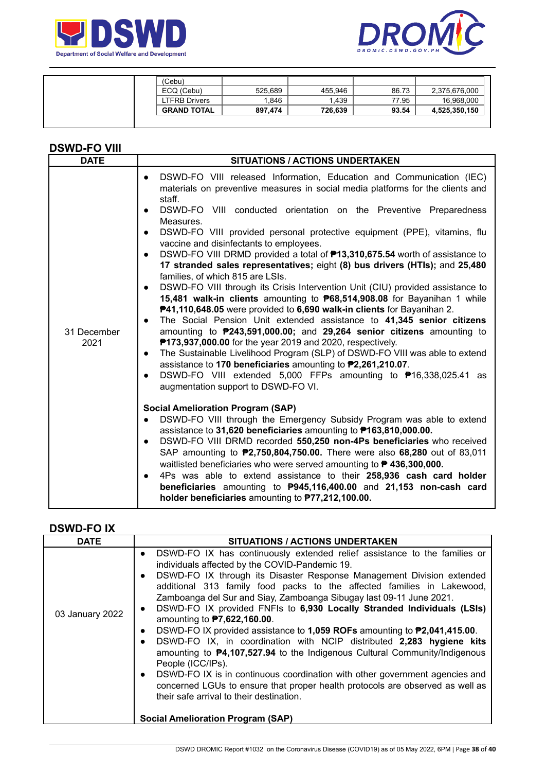| | | | | | |
|---|---|---|---|---|---|
| | (Cebu) | | | | |
| | ECQ (Cebu) | 525,689 | 455,946 | 86.73 | 2,375,676,000 |
| | LTFRB Drivers | 1,846 | 1,439 | 77.95 | 16,968,000 |
| | **GRAND TOTAL** | **897,474** | **726,639** | **93.54** | **4,525,350,150** |

## DSWD-FO VIII

| DATE | SITUATIONS / ACTIONS UNDERTAKEN |
|---|---|
| 31 December 2021 | • DSWD-FO VIII released Information, Education and Communication (IEC) materials on preventive measures in social media platforms for the clients and staff.<br>• DSWD-FO VIII conducted orientation on the Preventive Preparedness Measures.<br>• DSWD-FO VIII provided personal protective equipment (PPE), vitamins, flu vaccine and disinfectants to employees.<br>• DSWD-FO VIII DRMD provided a total of **₱13,310,675.54** worth of assistance to **17 stranded sales representatives;** eight **(8) bus drivers (HTIs);** and **25,480** families, of which 815 are LSIs.<br>• DSWD-FO VIII through its Crisis Intervention Unit (CIU) provided assistance to **15,481 walk-in clients** amounting to **₱68,514,908.08** for Bayanihan 1 while **₱41,110,648.05** were provided to **6,690 walk-in clients** for Bayanihan 2.<br>• The Social Pension Unit extended assistance to **41,345 senior citizens** amounting to **₱243,591,000.00;** and **29,264 senior citizens** amounting to **₱173,937,000.00** for the year 2019 and 2020, respectively.<br>• The Sustainable Livelihood Program (SLP) of DSWD-FO VIII was able to extend assistance to **170 beneficiaries** amounting to **₱2,261,210.07**.<br>• DSWD-FO VIII extended 5,000 FFPs amounting to ₱16,338,025.41 as augmentation support to DSWD-FO VI.<br><br>**Social Amelioration Program (SAP)**<br>• DSWD-FO VIII through the Emergency Subsidy Program was able to extend assistance to **31,620 beneficiaries** amounting to **₱163,810,000.00.**<br>• DSWD-FO VIII DRMD recorded **550,250 non-4Ps beneficiaries** who received SAP amounting to **₱2,750,804,750.00.** There were also **68,280** out of 83,011 waitlisted beneficiaries who were served amounting to **₱ 436,300,000.**<br>• 4Ps was able to extend assistance to their **258,936 cash card holder beneficiaries** amounting to **₱945,116,400.00** and **21,153 non-cash card holder beneficiaries** amounting to **₱77,212,100.00.** |

## DSWD-FO IX

| DATE | SITUATIONS / ACTIONS UNDERTAKEN |
|---|---|
| 03 January 2022 | • DSWD-FO IX has continuously extended relief assistance to the families or individuals affected by the COVID-Pandemic 19.<br>• DSWD-FO IX through its Disaster Response Management Division extended additional 313 family food packs to the affected families in Lakewood, Zamboanga del Sur and Siay, Zamboanga Sibugay last 09-11 June 2021.<br>• DSWD-FO IX provided FNFIs to **6,930 Locally Stranded Individuals (LSIs)** amounting to **₱7,622,160.00**.<br>• DSWD-FO IX provided assistance to **1,059 ROFs** amounting to **₱2,041,415.00**.<br>• DSWD-FO IX, in coordination with NCIP distributed **2,283 hygiene kits** amounting to **₱4,107,527.94** to the Indigenous Cultural Community/Indigenous People (ICC/IPs).<br>• DSWD-FO IX is in continuous coordination with other government agencies and concerned LGUs to ensure that proper health protocols are observed as well as their safe arrival to their destination.<br><br>**Social Amelioration Program (SAP)** |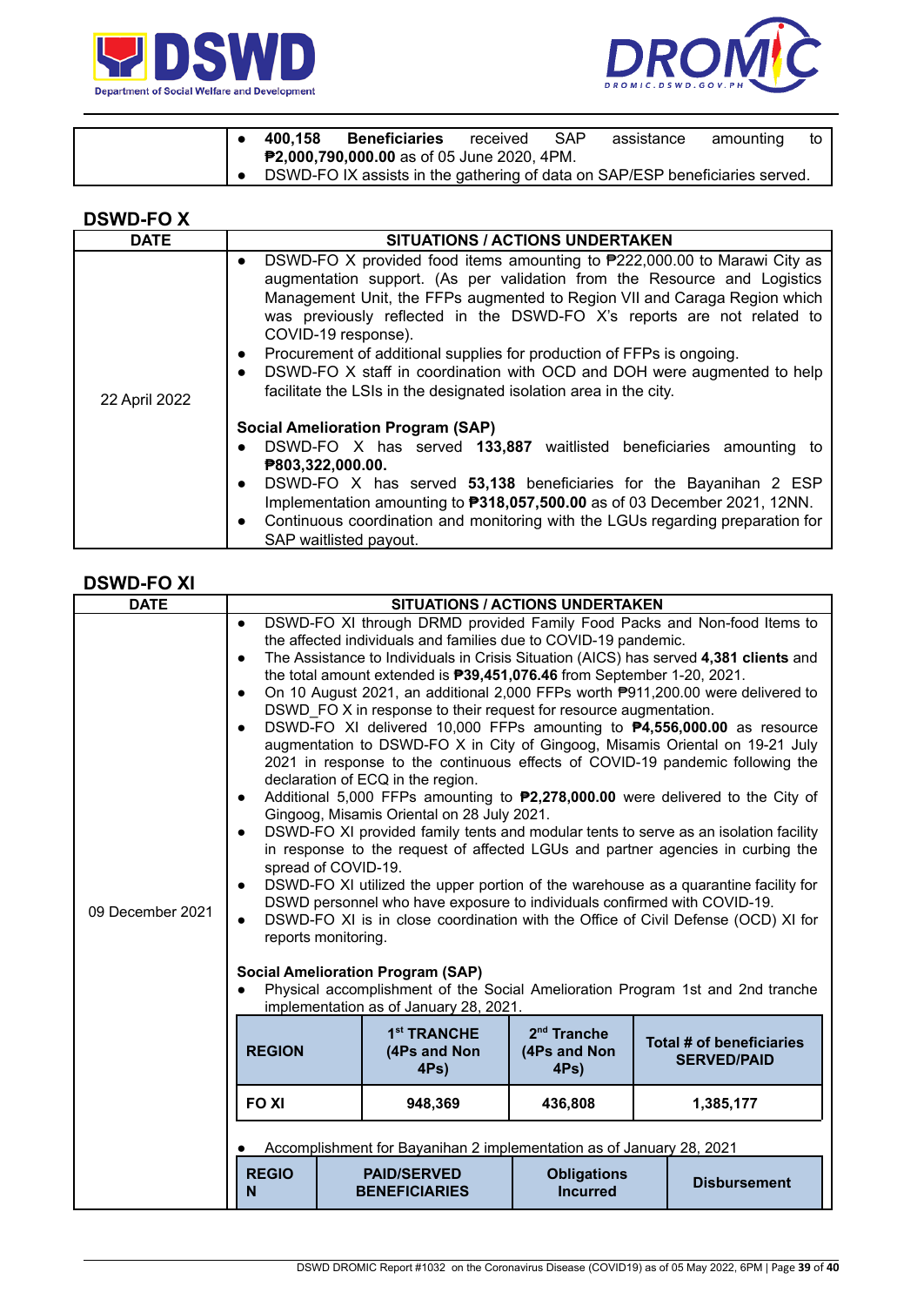| | |
|---|---|
| | • **400,158 Beneficiaries** received SAP assistance amounting to **₱2,000,790,000.00** as of 05 June 2020, 4PM.<br>• DSWD-FO IX assists in the gathering of data on SAP/ESP beneficiaries served. |

## DSWD-FO X

| DATE | SITUATIONS / ACTIONS UNDERTAKEN |
|---|---|
| 22 April 2022 | • DSWD-FO X provided food items amounting to ₱222,000.00 to Marawi City as augmentation support. (As per validation from the Resource and Logistics Management Unit, the FFPs augmented to Region VII and Caraga Region which was previously reflected in the DSWD-FO X's reports are not related to COVID-19 response).<br>• Procurement of additional supplies for production of FFPs is ongoing.<br>• DSWD-FO X staff in coordination with OCD and DOH were augmented to help facilitate the LSIs in the designated isolation area in the city.<br><br>**Social Amelioration Program (SAP)**<br>• DSWD-FO X has served **133,887** waitlisted beneficiaries amounting to **₱803,322,000.00.**<br>• DSWD-FO X has served **53,138** beneficiaries for the Bayanihan 2 ESP Implementation amounting to **₱318,057,500.00** as of 03 December 2021, 12NN.<br>• Continuous coordination and monitoring with the LGUs regarding preparation for SAP waitlisted payout. |

## DSWD-FO XI

| DATE | SITUATIONS / ACTIONS UNDERTAKEN |
|---|---|
| 09 December 2021 | • DSWD-FO XI through DRMD provided Family Food Packs and Non-food Items to the affected individuals and families due to COVID-19 pandemic.<br>• The Assistance to Individuals in Crisis Situation (AICS) has served **4,381 clients** and the total amount extended is **₱39,451,076.46** from September 1-20, 2021.<br>• On 10 August 2021, an additional 2,000 FFPs worth ₱911,200.00 were delivered to DSWD_FO X in response to their request for resource augmentation.<br>• DSWD-FO XI delivered 10,000 FFPs amounting to **₱4,556,000.00** as resource augmentation to DSWD-FO X in City of Gingoog, Misamis Oriental on 19-21 July 2021 in response to the continuous effects of COVID-19 pandemic following the declaration of ECQ in the region.<br>• Additional 5,000 FFPs amounting to **₱2,278,000.00** were delivered to the City of Gingoog, Misamis Oriental on 28 July 2021.<br>• DSWD-FO XI provided family tents and modular tents to serve as an isolation facility in response to the request of affected LGUs and partner agencies in curbing the spread of COVID-19.<br>• DSWD-FO XI utilized the upper portion of the warehouse as a quarantine facility for DSWD personnel who have exposure to individuals confirmed with COVID-19.<br>• DSWD-FO XI is in close coordination with the Office of Civil Defense (OCD) XI for reports monitoring.<br><br>**Social Amelioration Program (SAP)**<br>• Physical accomplishment of the Social Amelioration Program 1st and 2nd tranche implementation as of January 28, 2021.<br><br>\| REGION \| 1st TRANCHE (4Ps and Non 4Ps) \| 2nd Tranche (4Ps and Non 4Ps) \| Total # of beneficiaries SERVED/PAID \|<br>\| FO XI \| 948,369 \| 436,808 \| 1,385,177 \|<br><br>• Accomplishment for Bayanihan 2 implementation as of January 28, 2021<br><br>\| REGION \| PAID/SERVED BENEFICIARIES \| Obligations Incurred \| Disbursement \| |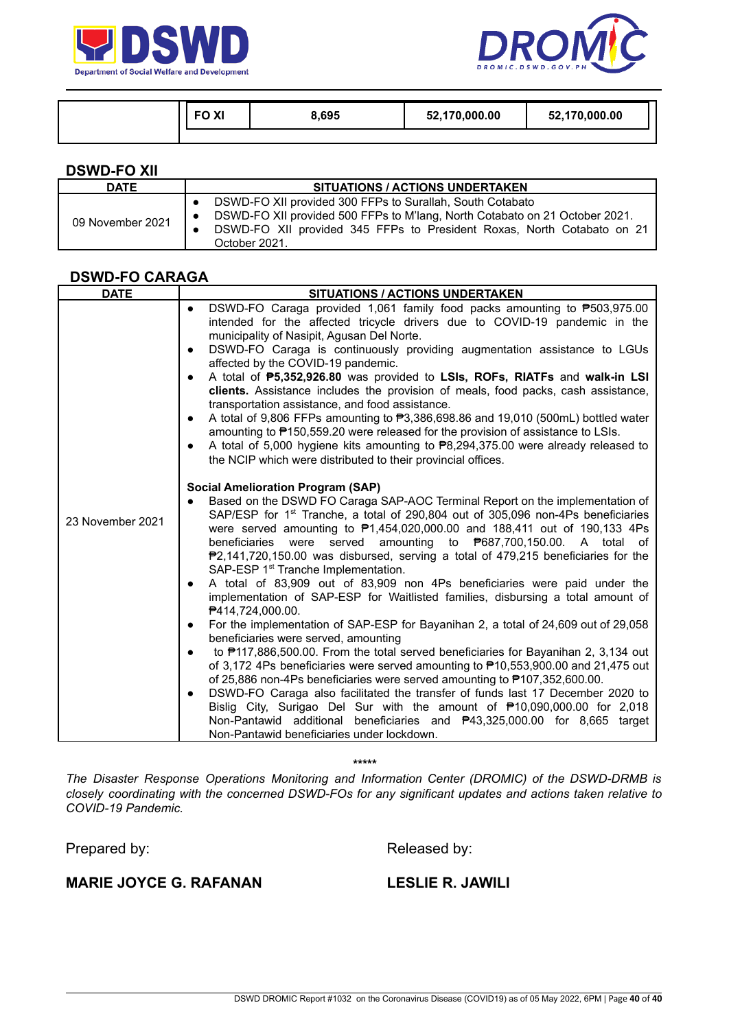| | | | |
|---|---|---|---|
| | FO XI | 8,695 | 52,170,000.00 | 52,170,000.00 |

## DSWD-FO XII

| DATE | SITUATIONS / ACTIONS UNDERTAKEN |
|---|---|
| 09 November 2021 | • DSWD-FO XII provided 300 FFPs to Surallah, South Cotabato<br>• DSWD-FO XII provided 500 FFPs to M'lang, North Cotabato on 21 October 2021.<br>• DSWD-FO XII provided 345 FFPs to President Roxas, North Cotabato on 21 October 2021. |

## DSWD-FO CARAGA

| DATE | SITUATIONS / ACTIONS UNDERTAKEN |
|---|---|
| 23 November 2021 | • DSWD-FO Caraga provided 1,061 family food packs amounting to ₱503,975.00 intended for the affected tricycle drivers due to COVID-19 pandemic in the municipality of Nasipit, Agusan Del Norte.<br>• DSWD-FO Caraga is continuously providing augmentation assistance to LGUs affected by the COVID-19 pandemic.<br>• A total of **₱5,352,926.80** was provided to **LSIs, ROFs, RIATFs** and **walk-in LSI clients.** Assistance includes the provision of meals, food packs, cash assistance, transportation assistance, and food assistance.<br>• A total of 9,806 FFPs amounting to ₱3,386,698.86 and 19,010 (500mL) bottled water amounting to ₱150,559.20 were released for the provision of assistance to LSIs.<br>• A total of 5,000 hygiene kits amounting to ₱8,294,375.00 were already released to the NCIP which were distributed to their provincial offices.<br><br>**Social Amelioration Program (SAP)**<br>• Based on the DSWD FO Caraga SAP-AOC Terminal Report on the implementation of SAP/ESP for 1st Tranche, a total of 290,804 out of 305,096 non-4Ps beneficiaries were served amounting to ₱1,454,020,000.00 and 188,411 out of 190,133 4Ps beneficiaries were served amounting to ₱687,700,150.00. A total of ₱2,141,720,150.00 was disbursed, serving a total of 479,215 beneficiaries for the SAP-ESP 1st Tranche Implementation.<br>• A total of 83,909 out of 83,909 non 4Ps beneficiaries were paid under the implementation of SAP-ESP for Waitlisted families, disbursing a total amount of ₱414,724,000.00.<br>• For the implementation of SAP-ESP for Bayanihan 2, a total of 24,609 out of 29,058 beneficiaries were served, amounting<br>• to ₱117,886,500.00. From the total served beneficiaries for Bayanihan 2, 3,134 out of 3,172 4Ps beneficiaries were served amounting to ₱10,553,900.00 and 21,475 out of 25,886 non-4Ps beneficiaries were served amounting to ₱107,352,600.00.<br>• DSWD-FO Caraga also facilitated the transfer of funds last 17 December 2020 to Bislig City, Surigao Del Sur with the amount of ₱10,090,000.00 for 2,018 Non-Pantawid additional beneficiaries and ₱43,325,000.00 for 8,665 target Non-Pantawid beneficiaries under lockdown. |

*****

*The Disaster Response Operations Monitoring and Information Center (DROMIC) of the DSWD-DRMB is closely coordinating with the concerned DSWD-FOs for any significant updates and actions taken relative to COVID-19 Pandemic.*

Prepared by:

**MARIE JOYCE G. RAFANAN**

Released by:

**LESLIE R. JAWILI**